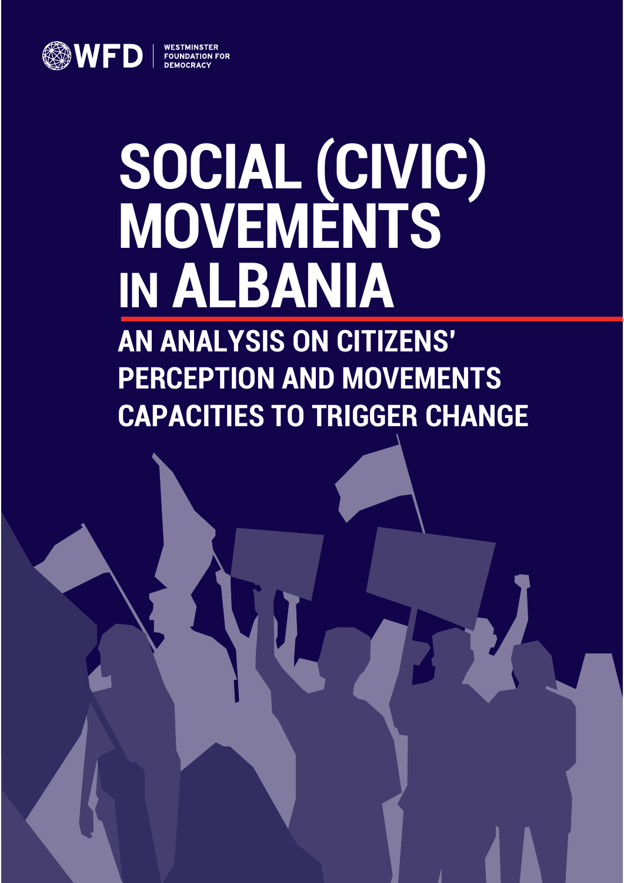WFD | WESTMINSTER FOUNDATION FOR DEMOCRACY

# SOCIAL (CIVIC) MOVEMENTS IN ALBANIA

## AN ANALYSIS ON CITIZENS' PERCEPTION AND MOVEMENTS CAPACITIES TO TRIGGER CHANGE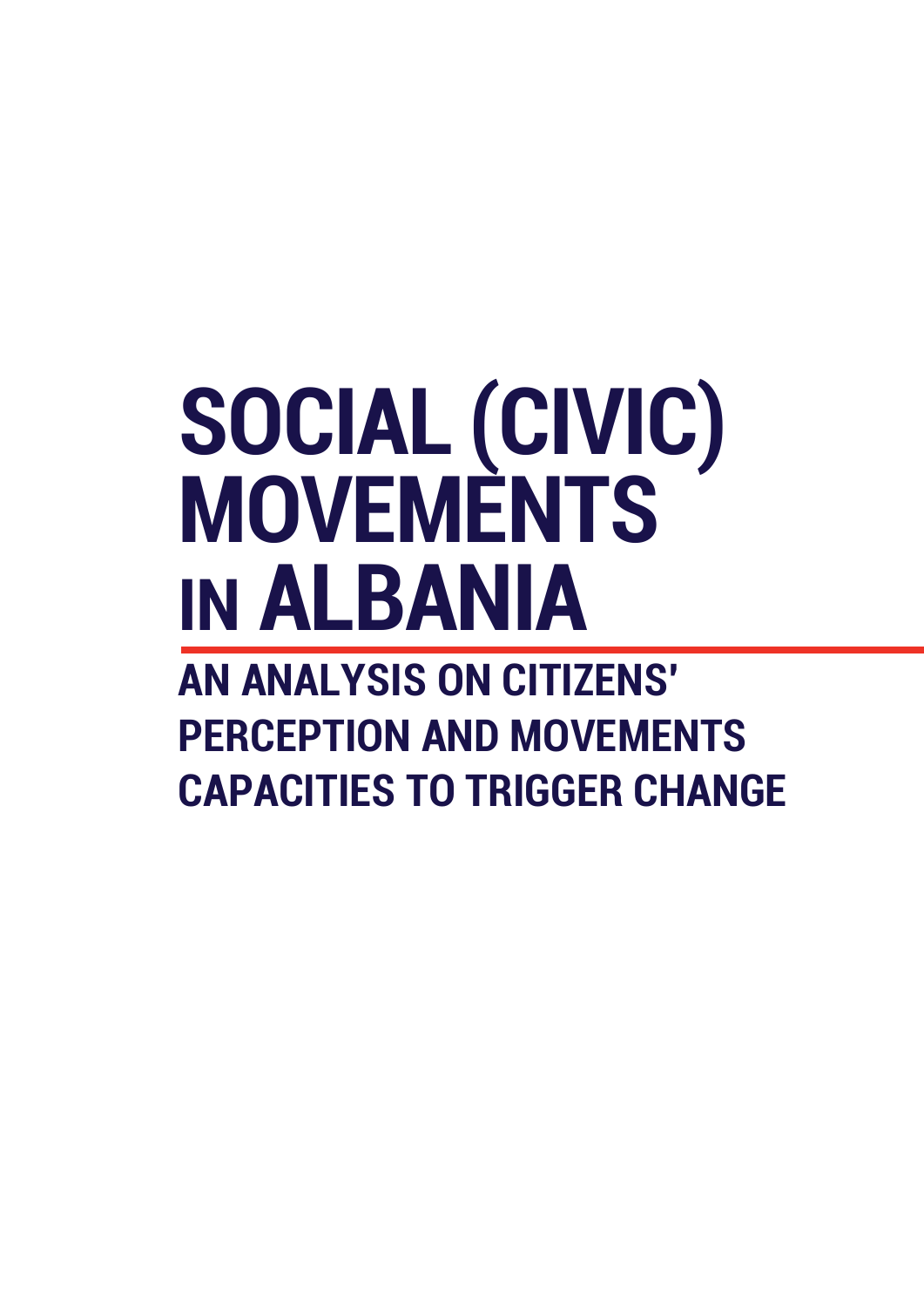# SOCIAL (CIVIC) MOVEMENTS IN ALBANIA

## AN ANALYSIS ON CITIZENS' PERCEPTION AND MOVEMENTS CAPACITIES TO TRIGGER CHANGE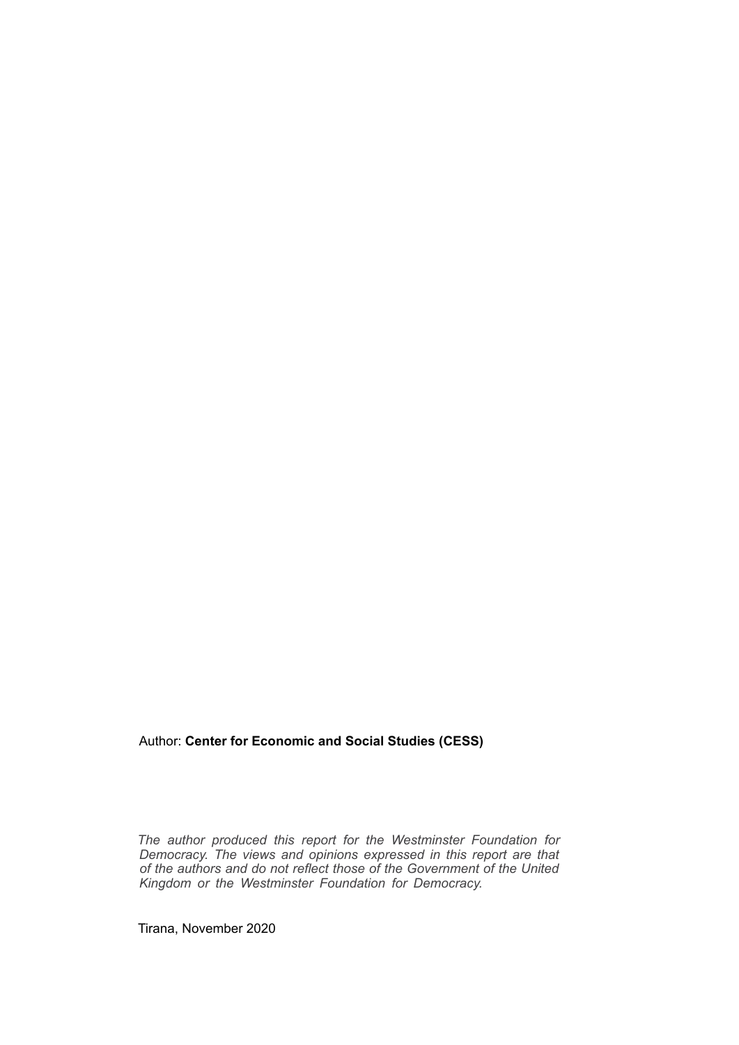Author: **Center for Economic and Social Studies (CESS)**

*The author produced this report for the Westminster Foundation for Democracy. The views and opinions expressed in this report are that of the authors and do not reflect those of the Government of the United Kingdom or the Westminster Foundation for Democracy.*

Tirana, November 2020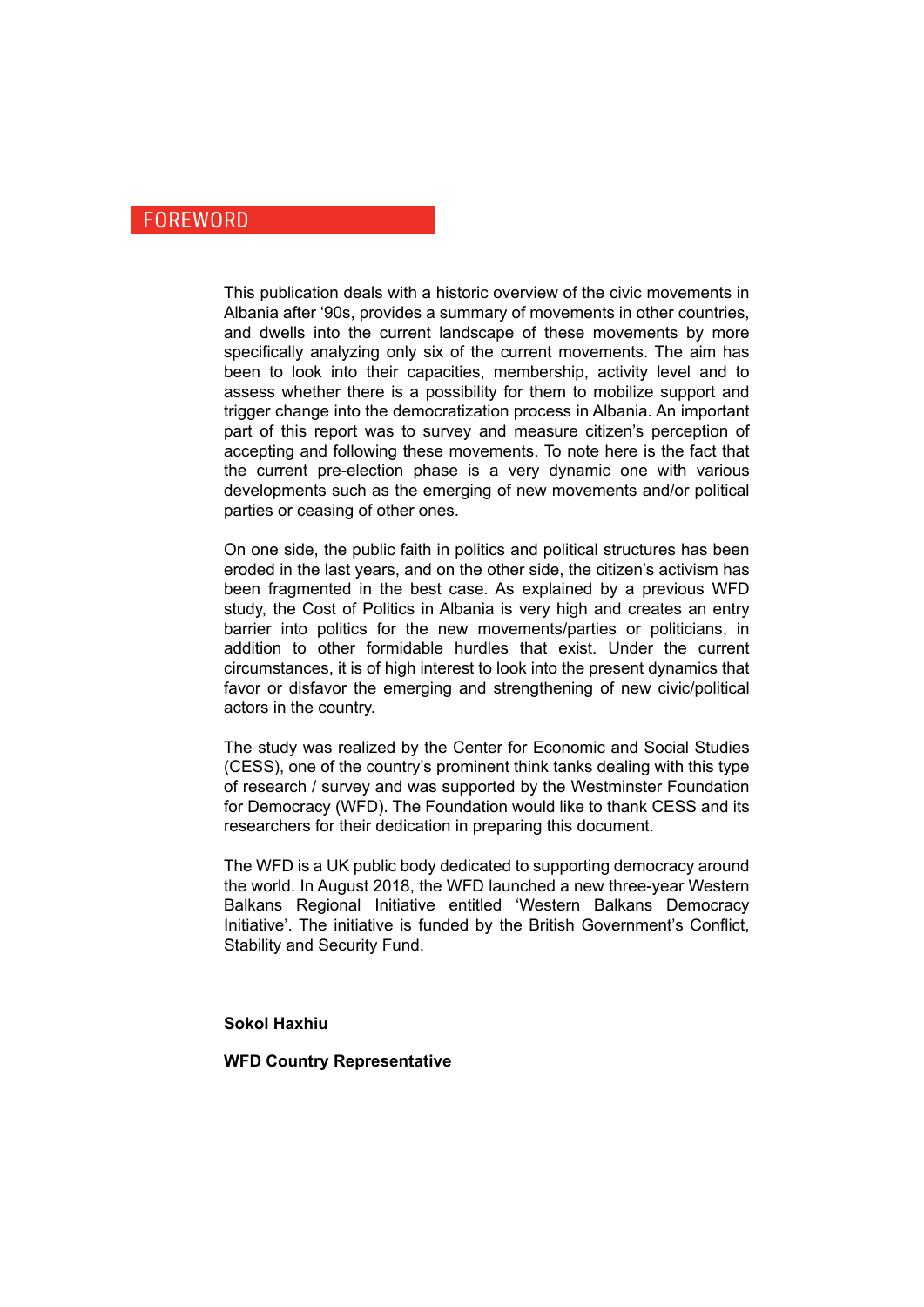# FOREWORD

This publication deals with a historic overview of the civic movements in Albania after '90s, provides a summary of movements in other countries, and dwells into the current landscape of these movements by more specifically analyzing only six of the current movements. The aim has been to look into their capacities, membership, activity level and to assess whether there is a possibility for them to mobilize support and trigger change into the democratization process in Albania. An important part of this report was to survey and measure citizen's perception of accepting and following these movements. To note here is the fact that the current pre-election phase is a very dynamic one with various developments such as the emerging of new movements and/or political parties or ceasing of other ones.

On one side, the public faith in politics and political structures has been eroded in the last years, and on the other side, the citizen's activism has been fragmented in the best case. As explained by a previous WFD study, the Cost of Politics in Albania is very high and creates an entry barrier into politics for the new movements/parties or politicians, in addition to other formidable hurdles that exist. Under the current circumstances, it is of high interest to look into the present dynamics that favor or disfavor the emerging and strengthening of new civic/political actors in the country.

The study was realized by the Center for Economic and Social Studies (CESS), one of the country's prominent think tanks dealing with this type of research / survey and was supported by the Westminster Foundation for Democracy (WFD). The Foundation would like to thank CESS and its researchers for their dedication in preparing this document.

The WFD is a UK public body dedicated to supporting democracy around the world. In August 2018, the WFD launched a new three-year Western Balkans Regional Initiative entitled 'Western Balkans Democracy Initiative'. The initiative is funded by the British Government's Conflict, Stability and Security Fund.

**Sokol Haxhiu**

**WFD Country Representative**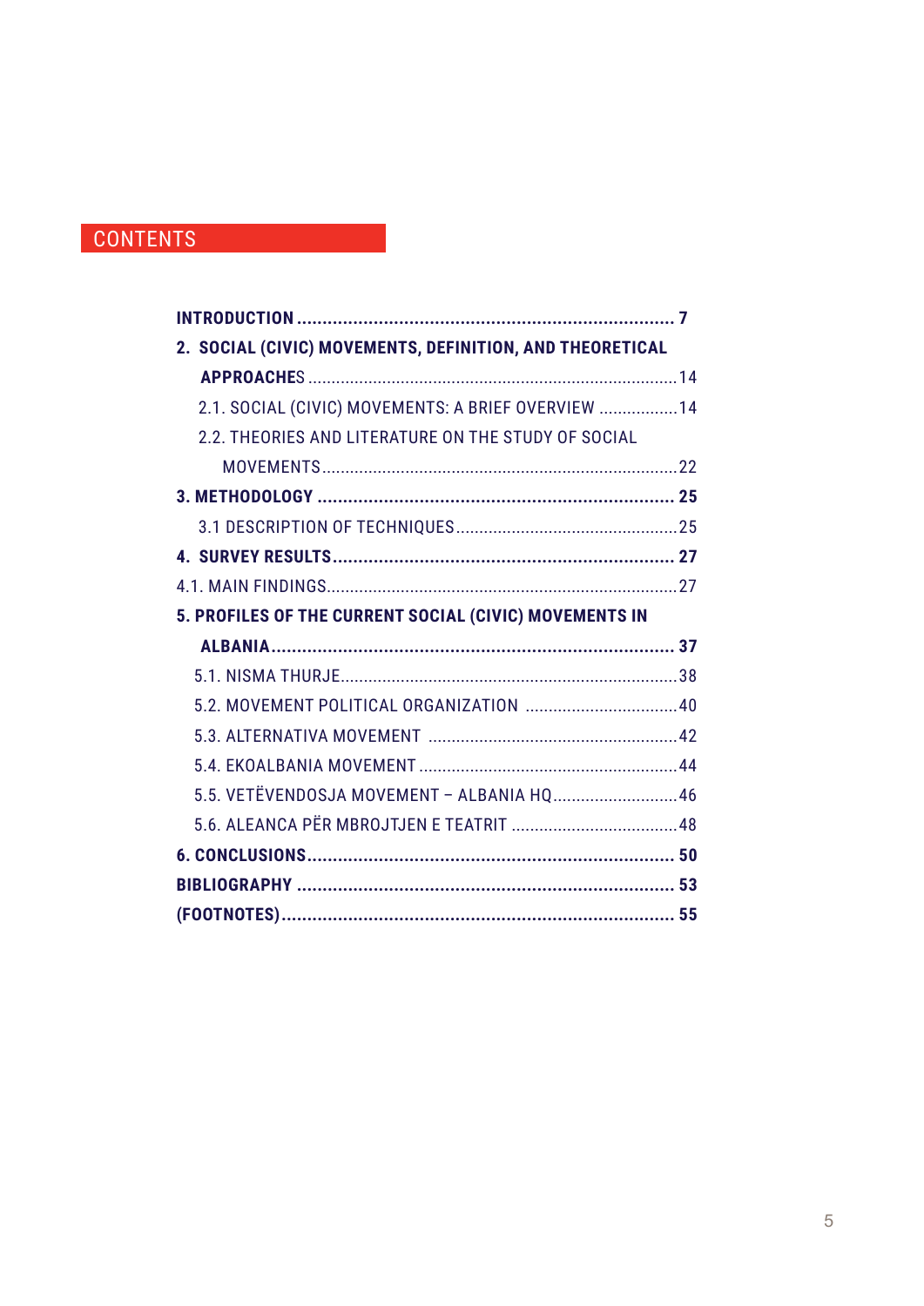# CONTENTS

**INTRODUCTION .......................................................................... 7**

**2. SOCIAL (CIVIC) MOVEMENTS, DEFINITION, AND THEORETICAL APPROACHES** ................................................................................ 14

2.1. SOCIAL (CIVIC) MOVEMENTS: A BRIEF OVERVIEW ................. 14

2.2. THEORIES AND LITERATURE ON THE STUDY OF SOCIAL MOVEMENTS ............................................................................ 22

**3. METHODOLOGY ...................................................................... 25**

3.1 DESCRIPTION OF TECHNIQUES ................................................ 25

**4. SURVEY RESULTS .................................................................... 27**

4.1. MAIN FINDINGS ........................................................................... 27

**5. PROFILES OF THE CURRENT SOCIAL (CIVIC) MOVEMENTS IN ALBANIA .............................................................................. 37**

5.1. NISMA THURJE ........................................................................ 38

5.2. MOVEMENT POLITICAL ORGANIZATION ................................. 40

5.3. ALTERNATIVA MOVEMENT ...................................................... 42

5.4. EKOALBANIA MOVEMENT ........................................................ 44

5.5. VETËVENDOSJA MOVEMENT – ALBANIA HQ ........................... 46

5.6. ALEANCA PËR MBROJTJEN E TEATRIT .................................... 48

**6. CONCLUSIONS ........................................................................ 50**

**BIBLIOGRAPHY .......................................................................... 53**

**(FOOTNOTES) ............................................................................ 55**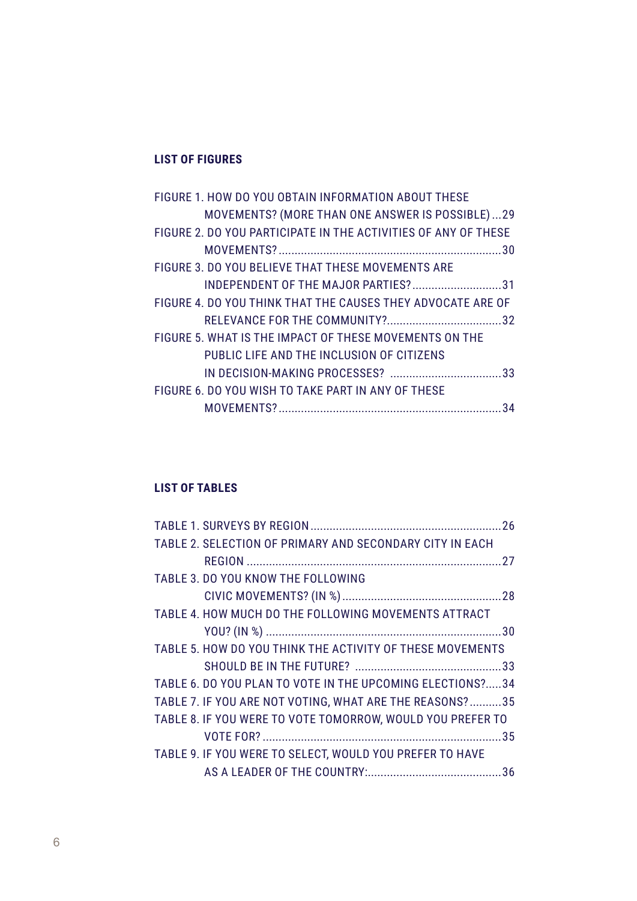## LIST OF FIGURES

FIGURE 1. HOW DO YOU OBTAIN INFORMATION ABOUT THESE MOVEMENTS? (MORE THAN ONE ANSWER IS POSSIBLE) ...29

FIGURE 2. DO YOU PARTICIPATE IN THE ACTIVITIES OF ANY OF THESE MOVEMENTS? ...30

FIGURE 3. DO YOU BELIEVE THAT THESE MOVEMENTS ARE INDEPENDENT OF THE MAJOR PARTIES? ...31

FIGURE 4. DO YOU THINK THAT THE CAUSES THEY ADVOCATE ARE OF RELEVANCE FOR THE COMMUNITY? ...32

FIGURE 5. WHAT IS THE IMPACT OF THESE MOVEMENTS ON THE PUBLIC LIFE AND THE INCLUSION OF CITIZENS IN DECISION-MAKING PROCESSES? ...33

FIGURE 6. DO YOU WISH TO TAKE PART IN ANY OF THESE MOVEMENTS? ...34

## LIST OF TABLES

TABLE 1. SURVEYS BY REGION ...26

TABLE 2. SELECTION OF PRIMARY AND SECONDARY CITY IN EACH REGION ...27

TABLE 3. DO YOU KNOW THE FOLLOWING CIVIC MOVEMENTS? (IN %) ...28

TABLE 4. HOW MUCH DO THE FOLLOWING MOVEMENTS ATTRACT YOU? (IN %) ...30

TABLE 5. HOW DO YOU THINK THE ACTIVITY OF THESE MOVEMENTS SHOULD BE IN THE FUTURE? ...33

TABLE 6. DO YOU PLAN TO VOTE IN THE UPCOMING ELECTIONS? ...34

TABLE 7. IF YOU ARE NOT VOTING, WHAT ARE THE REASONS? ...35

TABLE 8. IF YOU WERE TO VOTE TOMORROW, WOULD YOU PREFER TO VOTE FOR? ...35

TABLE 9. IF YOU WERE TO SELECT, WOULD YOU PREFER TO HAVE AS A LEADER OF THE COUNTRY: ...36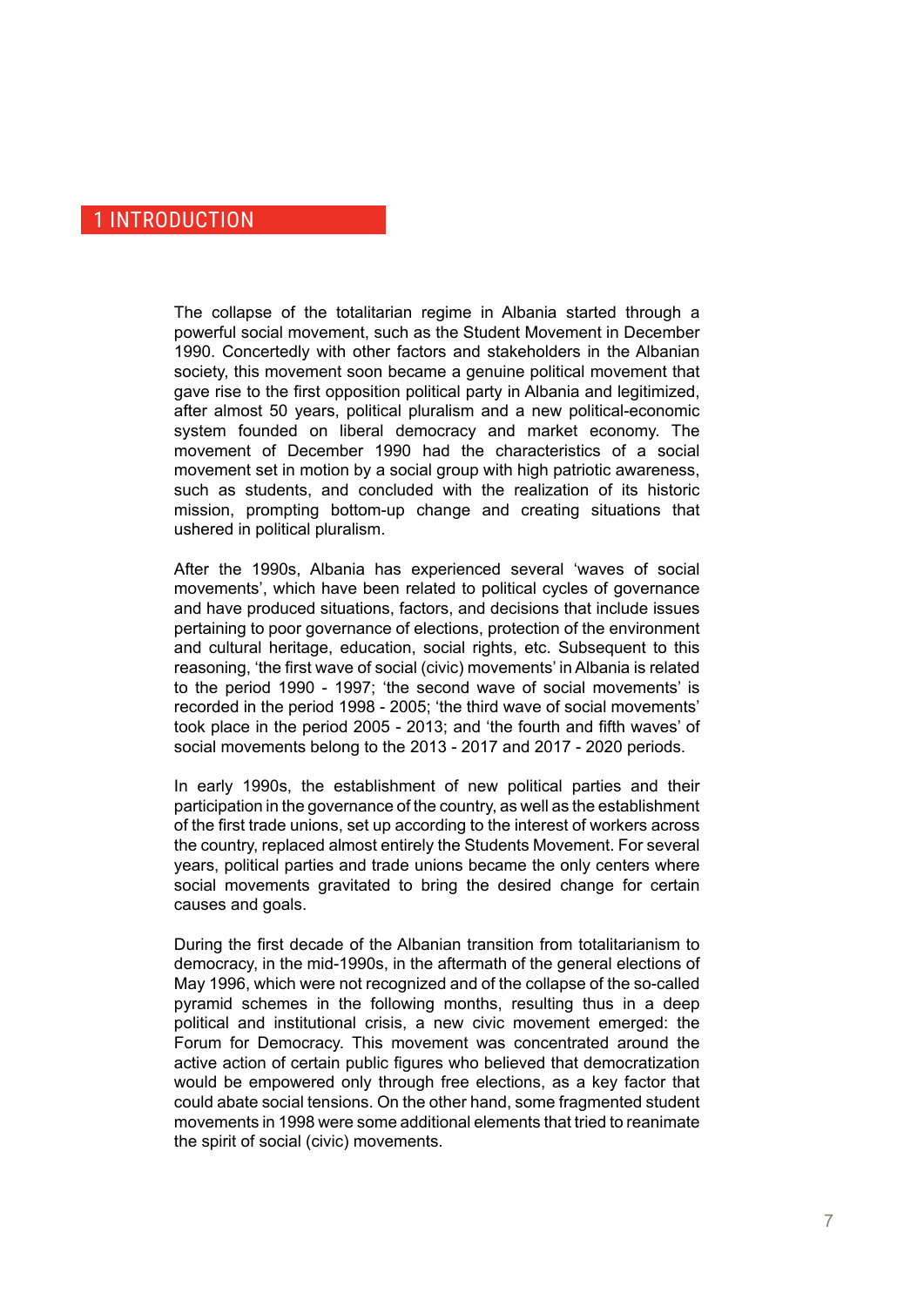# 1 INTRODUCTION

The collapse of the totalitarian regime in Albania started through a powerful social movement, such as the Student Movement in December 1990. Concertedly with other factors and stakeholders in the Albanian society, this movement soon became a genuine political movement that gave rise to the first opposition political party in Albania and legitimized, after almost 50 years, political pluralism and a new political-economic system founded on liberal democracy and market economy. The movement of December 1990 had the characteristics of a social movement set in motion by a social group with high patriotic awareness, such as students, and concluded with the realization of its historic mission, prompting bottom-up change and creating situations that ushered in political pluralism.

After the 1990s, Albania has experienced several 'waves of social movements', which have been related to political cycles of governance and have produced situations, factors, and decisions that include issues pertaining to poor governance of elections, protection of the environment and cultural heritage, education, social rights, etc. Subsequent to this reasoning, 'the first wave of social (civic) movements' in Albania is related to the period 1990 - 1997; 'the second wave of social movements' is recorded in the period 1998 - 2005; 'the third wave of social movements' took place in the period 2005 - 2013; and 'the fourth and fifth waves' of social movements belong to the 2013 - 2017 and 2017 - 2020 periods.

In early 1990s, the establishment of new political parties and their participation in the governance of the country, as well as the establishment of the first trade unions, set up according to the interest of workers across the country, replaced almost entirely the Students Movement. For several years, political parties and trade unions became the only centers where social movements gravitated to bring the desired change for certain causes and goals.

During the first decade of the Albanian transition from totalitarianism to democracy, in the mid-1990s, in the aftermath of the general elections of May 1996, which were not recognized and of the collapse of the so-called pyramid schemes in the following months, resulting thus in a deep political and institutional crisis, a new civic movement emerged: the Forum for Democracy. This movement was concentrated around the active action of certain public figures who believed that democratization would be empowered only through free elections, as a key factor that could abate social tensions. On the other hand, some fragmented student movements in 1998 were some additional elements that tried to reanimate the spirit of social (civic) movements.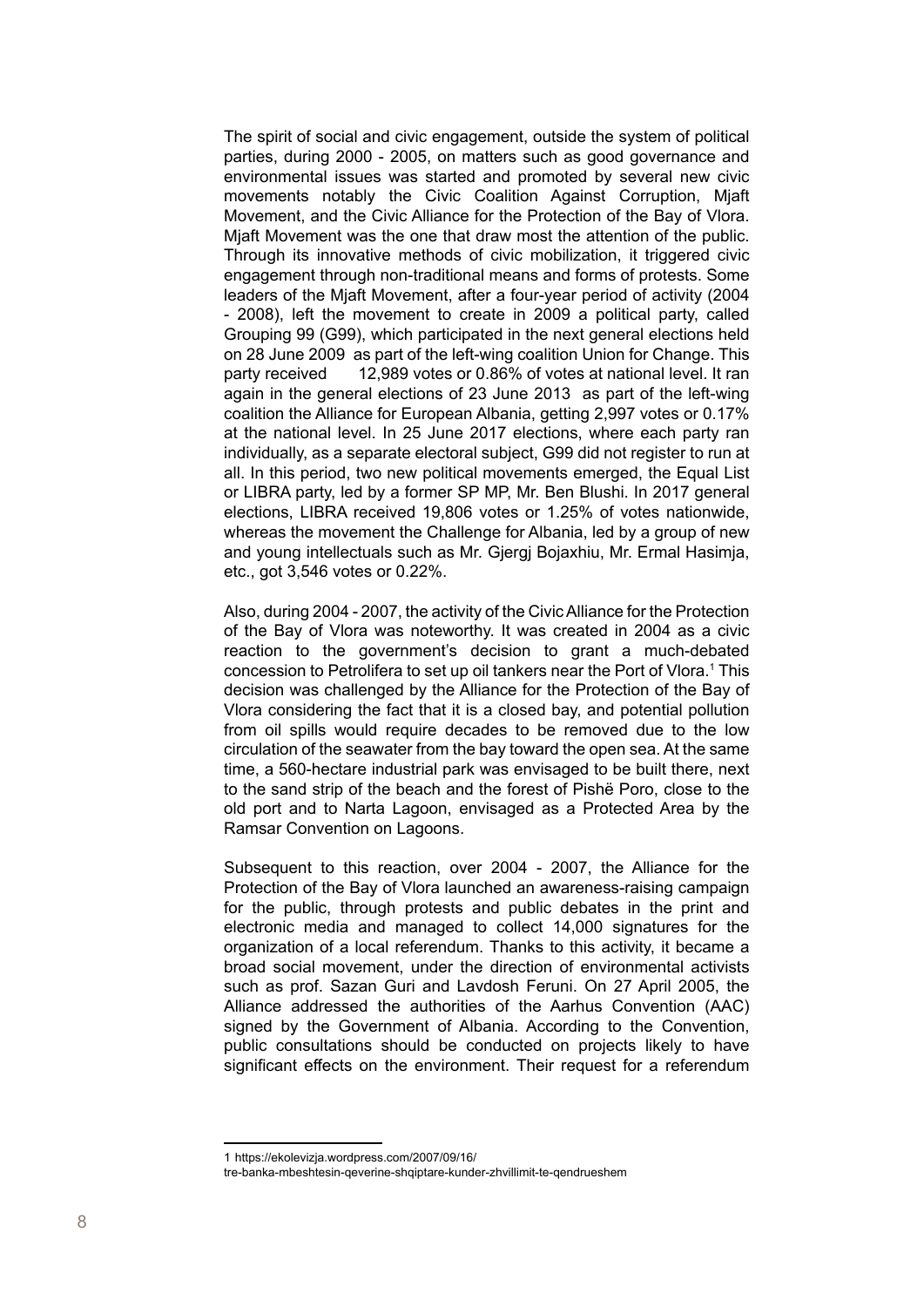The spirit of social and civic engagement, outside the system of political parties, during 2000 - 2005, on matters such as good governance and environmental issues was started and promoted by several new civic movements notably the Civic Coalition Against Corruption, Mjaft Movement, and the Civic Alliance for the Protection of the Bay of Vlora. Mjaft Movement was the one that draw most the attention of the public. Through its innovative methods of civic mobilization, it triggered civic engagement through non-traditional means and forms of protests. Some leaders of the Mjaft Movement, after a four-year period of activity (2004 - 2008), left the movement to create in 2009 a political party, called Grouping 99 (G99), which participated in the next general elections held on 28 June 2009 as part of the left-wing coalition Union for Change. This party received 12,989 votes or 0.86% of votes at national level. It ran again in the general elections of 23 June 2013 as part of the left-wing coalition the Alliance for European Albania, getting 2,997 votes or 0.17% at the national level. In 25 June 2017 elections, where each party ran individually, as a separate electoral subject, G99 did not register to run at all. In this period, two new political movements emerged, the Equal List or LIBRA party, led by a former SP MP, Mr. Ben Blushi. In 2017 general elections, LIBRA received 19,806 votes or 1.25% of votes nationwide, whereas the movement the Challenge for Albania, led by a group of new and young intellectuals such as Mr. Gjergj Bojaxhiu, Mr. Ermal Hasimja, etc., got 3,546 votes or 0.22%.

Also, during 2004 - 2007, the activity of the Civic Alliance for the Protection of the Bay of Vlora was noteworthy. It was created in 2004 as a civic reaction to the government's decision to grant a much-debated concession to Petrolifera to set up oil tankers near the Port of Vlora.[1] This decision was challenged by the Alliance for the Protection of the Bay of Vlora considering the fact that it is a closed bay, and potential pollution from oil spills would require decades to be removed due to the low circulation of the seawater from the bay toward the open sea. At the same time, a 560-hectare industrial park was envisaged to be built there, next to the sand strip of the beach and the forest of Pishë Poro, close to the old port and to Narta Lagoon, envisaged as a Protected Area by the Ramsar Convention on Lagoons.

Subsequent to this reaction, over 2004 - 2007, the Alliance for the Protection of the Bay of Vlora launched an awareness-raising campaign for the public, through protests and public debates in the print and electronic media and managed to collect 14,000 signatures for the organization of a local referendum. Thanks to this activity, it became a broad social movement, under the direction of environmental activists such as prof. Sazan Guri and Lavdosh Feruni. On 27 April 2005, the Alliance addressed the authorities of the Aarhus Convention (AAC) signed by the Government of Albania. According to the Convention, public consultations should be conducted on projects likely to have significant effects on the environment. Their request for a referendum

---

1 https://ekolevizja.wordpress.com/2007/09/16/tre-banka-mbeshtesin-qeverine-shqiptare-kunder-zhvillimit-te-qendrueshem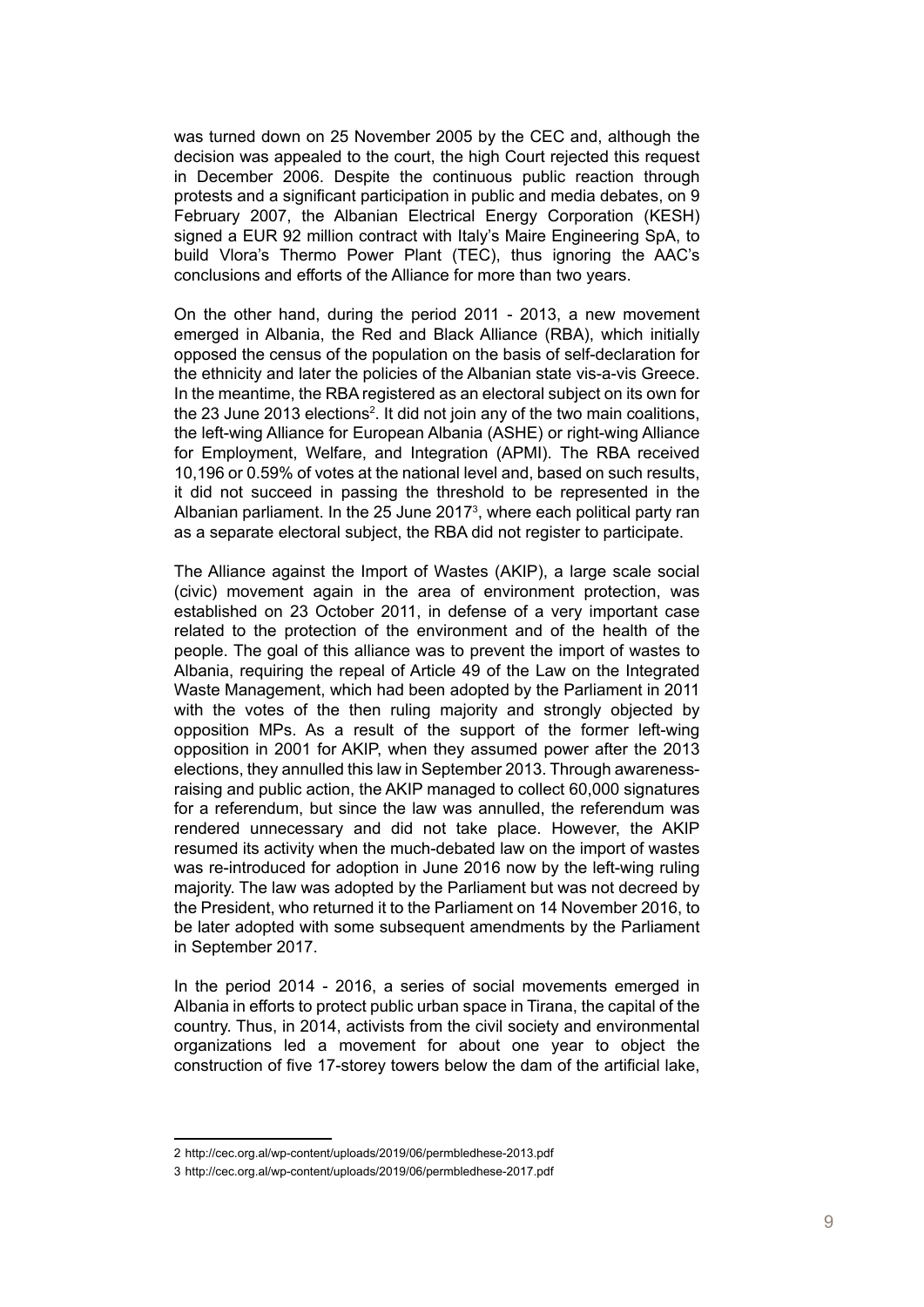was turned down on 25 November 2005 by the CEC and, although the decision was appealed to the court, the high Court rejected this request in December 2006. Despite the continuous public reaction through protests and a significant participation in public and media debates, on 9 February 2007, the Albanian Electrical Energy Corporation (KESH) signed a EUR 92 million contract with Italy's Maire Engineering SpA, to build Vlora's Thermo Power Plant (TEC), thus ignoring the AAC's conclusions and efforts of the Alliance for more than two years.

On the other hand, during the period 2011 - 2013, a new movement emerged in Albania, the Red and Black Alliance (RBA), which initially opposed the census of the population on the basis of self-declaration for the ethnicity and later the policies of the Albanian state vis-a-vis Greece. In the meantime, the RBA registered as an electoral subject on its own for the 23 June 2013 elections[2]. It did not join any of the two main coalitions, the left-wing Alliance for European Albania (ASHE) or right-wing Alliance for Employment, Welfare, and Integration (APMI). The RBA received 10,196 or 0.59% of votes at the national level and, based on such results, it did not succeed in passing the threshold to be represented in the Albanian parliament. In the 25 June 2017[3], where each political party ran as a separate electoral subject, the RBA did not register to participate.

The Alliance against the Import of Wastes (AKIP), a large scale social (civic) movement again in the area of environment protection, was established on 23 October 2011, in defense of a very important case related to the protection of the environment and of the health of the people. The goal of this alliance was to prevent the import of wastes to Albania, requiring the repeal of Article 49 of the Law on the Integrated Waste Management, which had been adopted by the Parliament in 2011 with the votes of the then ruling majority and strongly objected by opposition MPs. As a result of the support of the former left-wing opposition in 2001 for AKIP, when they assumed power after the 2013 elections, they annulled this law in September 2013. Through awareness-raising and public action, the AKIP managed to collect 60,000 signatures for a referendum, but since the law was annulled, the referendum was rendered unnecessary and did not take place. However, the AKIP resumed its activity when the much-debated law on the import of wastes was re-introduced for adoption in June 2016 now by the left-wing ruling majority. The law was adopted by the Parliament but was not decreed by the President, who returned it to the Parliament on 14 November 2016, to be later adopted with some subsequent amendments by the Parliament in September 2017.

In the period 2014 - 2016, a series of social movements emerged in Albania in efforts to protect public urban space in Tirana, the capital of the country. Thus, in 2014, activists from the civil society and environmental organizations led a movement for about one year to object the construction of five 17-storey towers below the dam of the artificial lake,

---

2 http://cec.org.al/wp-content/uploads/2019/06/permbledhese-2013.pdf

3 http://cec.org.al/wp-content/uploads/2019/06/permbledhese-2017.pdf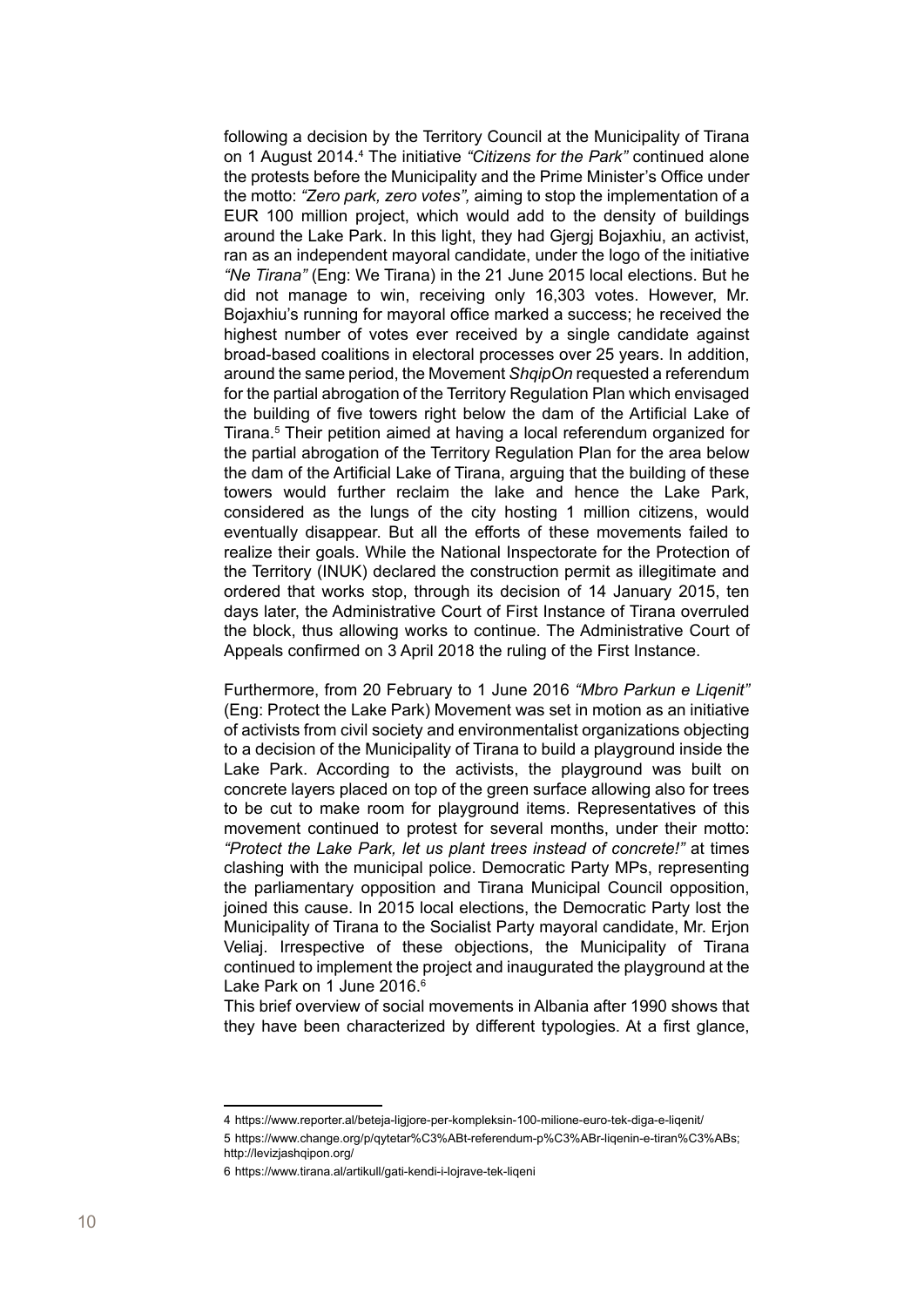following a decision by the Territory Council at the Municipality of Tirana on 1 August 2014.[4] The initiative *"Citizens for the Park"* continued alone the protests before the Municipality and the Prime Minister's Office under the motto: *"Zero park, zero votes",* aiming to stop the implementation of a EUR 100 million project, which would add to the density of buildings around the Lake Park. In this light, they had Gjergj Bojaxhiu, an activist, ran as an independent mayoral candidate, under the logo of the initiative *"Ne Tirana"* (Eng: We Tirana) in the 21 June 2015 local elections. But he did not manage to win, receiving only 16,303 votes. However, Mr. Bojaxhiu's running for mayoral office marked a success; he received the highest number of votes ever received by a single candidate against broad-based coalitions in electoral processes over 25 years. In addition, around the same period, the Movement *ShqipOn* requested a referendum for the partial abrogation of the Territory Regulation Plan which envisaged the building of five towers right below the dam of the Artificial Lake of Tirana.[5] Their petition aimed at having a local referendum organized for the partial abrogation of the Territory Regulation Plan for the area below the dam of the Artificial Lake of Tirana, arguing that the building of these towers would further reclaim the lake and hence the Lake Park, considered as the lungs of the city hosting 1 million citizens, would eventually disappear. But all the efforts of these movements failed to realize their goals. While the National Inspectorate for the Protection of the Territory (INUK) declared the construction permit as illegitimate and ordered that works stop, through its decision of 14 January 2015, ten days later, the Administrative Court of First Instance of Tirana overruled the block, thus allowing works to continue. The Administrative Court of Appeals confirmed on 3 April 2018 the ruling of the First Instance.

Furthermore, from 20 February to 1 June 2016 *"Mbro Parkun e Liqenit"* (Eng: Protect the Lake Park) Movement was set in motion as an initiative of activists from civil society and environmentalist organizations objecting to a decision of the Municipality of Tirana to build a playground inside the Lake Park. According to the activists, the playground was built on concrete layers placed on top of the green surface allowing also for trees to be cut to make room for playground items. Representatives of this movement continued to protest for several months, under their motto: *"Protect the Lake Park, let us plant trees instead of concrete!"* at times clashing with the municipal police. Democratic Party MPs, representing the parliamentary opposition and Tirana Municipal Council opposition, joined this cause. In 2015 local elections, the Democratic Party lost the Municipality of Tirana to the Socialist Party mayoral candidate, Mr. Erjon Veliaj. Irrespective of these objections, the Municipality of Tirana continued to implement the project and inaugurated the playground at the Lake Park on 1 June 2016.[6]

This brief overview of social movements in Albania after 1990 shows that they have been characterized by different typologies. At a first glance,

---

4 https://www.reporter.al/beteja-ligjore-per-kompleksin-100-milione-euro-tek-diga-e-liqenit/

5 https://www.change.org/p/qytetar%C3%ABt-referendum-p%C3%ABr-liqenin-e-tiran%C3%ABs; http://levizjashqipon.org/

6 https://www.tirana.al/artikull/gati-kendi-i-lojrave-tek-liqeni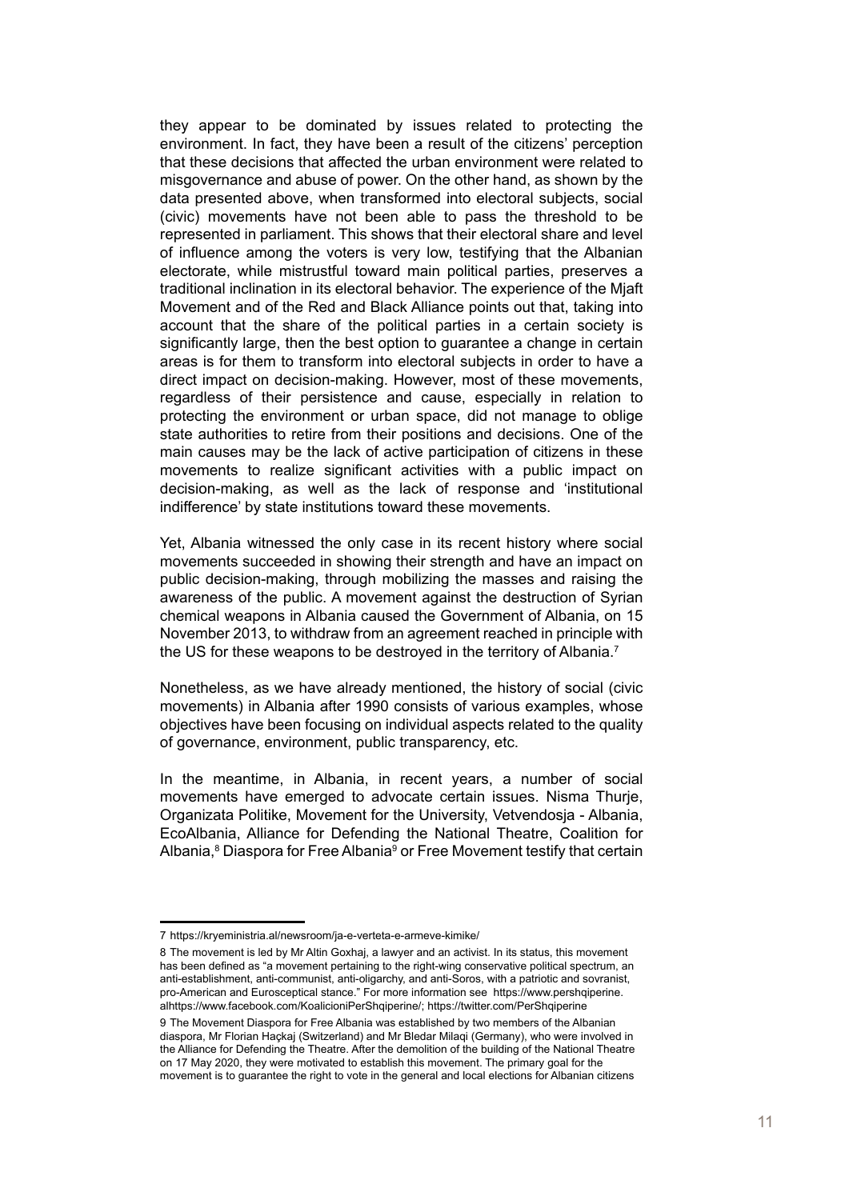they appear to be dominated by issues related to protecting the environment. In fact, they have been a result of the citizens' perception that these decisions that affected the urban environment were related to misgovernance and abuse of power. On the other hand, as shown by the data presented above, when transformed into electoral subjects, social (civic) movements have not been able to pass the threshold to be represented in parliament. This shows that their electoral share and level of influence among the voters is very low, testifying that the Albanian electorate, while mistrustful toward main political parties, preserves a traditional inclination in its electoral behavior. The experience of the Mjaft Movement and of the Red and Black Alliance points out that, taking into account that the share of the political parties in a certain society is significantly large, then the best option to guarantee a change in certain areas is for them to transform into electoral subjects in order to have a direct impact on decision-making. However, most of these movements, regardless of their persistence and cause, especially in relation to protecting the environment or urban space, did not manage to oblige state authorities to retire from their positions and decisions. One of the main causes may be the lack of active participation of citizens in these movements to realize significant activities with a public impact on decision-making, as well as the lack of response and 'institutional indifference' by state institutions toward these movements.

Yet, Albania witnessed the only case in its recent history where social movements succeeded in showing their strength and have an impact on public decision-making, through mobilizing the masses and raising the awareness of the public. A movement against the destruction of Syrian chemical weapons in Albania caused the Government of Albania, on 15 November 2013, to withdraw from an agreement reached in principle with the US for these weapons to be destroyed in the territory of Albania.[7]

Nonetheless, as we have already mentioned, the history of social (civic movements) in Albania after 1990 consists of various examples, whose objectives have been focusing on individual aspects related to the quality of governance, environment, public transparency, etc.

In the meantime, in Albania, in recent years, a number of social movements have emerged to advocate certain issues. Nisma Thurje, Organizata Politike, Movement for the University, Vetvendosja - Albania, EcoAlbania, Alliance for Defending the National Theatre, Coalition for Albania,[8] Diaspora for Free Albania[9] or Free Movement testify that certain

---

7 https://kryeministria.al/newsroom/ja-e-verteta-e-armeve-kimike/

8 The movement is led by Mr Altin Goxhaj, a lawyer and an activist. In its status, this movement has been defined as "a movement pertaining to the right-wing conservative political spectrum, an anti-establishment, anti-communist, anti-oligarchy, and anti-Soros, with a patriotic and sovranist, pro-American and Eurosceptical stance." For more information see https://www.pershqiperine.alhttps://www.facebook.com/KoalicioniPerShqiperine/; https://twitter.com/PerShqiperine

9 The Movement Diaspora for Free Albania was established by two members of the Albanian diaspora, Mr Florian Haçkaj (Switzerland) and Mr Bledar Milaqi (Germany), who were involved in the Alliance for Defending the Theatre. After the demolition of the building of the National Theatre on 17 May 2020, they were motivated to establish this movement. The primary goal for the movement is to guarantee the right to vote in the general and local elections for Albanian citizens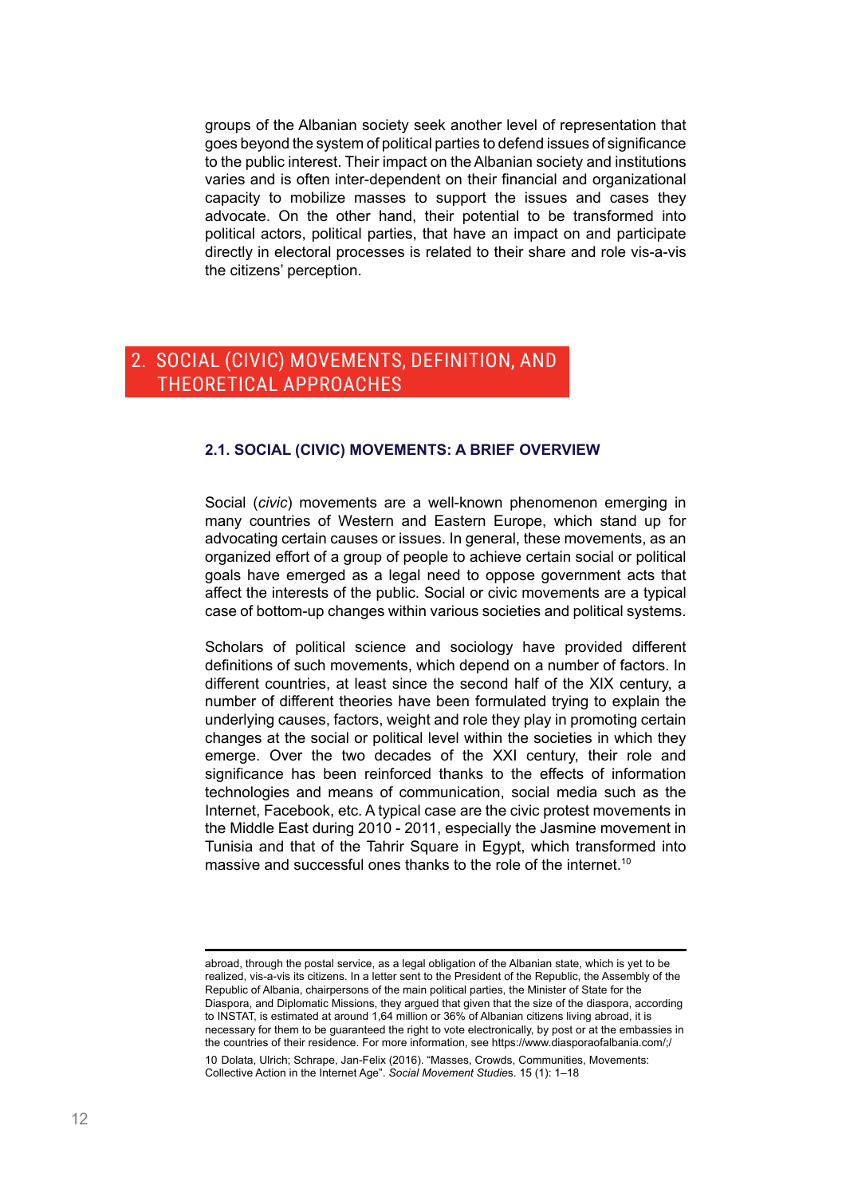groups of the Albanian society seek another level of representation that goes beyond the system of political parties to defend issues of significance to the public interest. Their impact on the Albanian society and institutions varies and is often inter-dependent on their financial and organizational capacity to mobilize masses to support the issues and cases they advocate. On the other hand, their potential to be transformed into political actors, political parties, that have an impact on and participate directly in electoral processes is related to their share and role vis-a-vis the citizens' perception.

## 2. SOCIAL (CIVIC) MOVEMENTS, DEFINITION, AND THEORETICAL APPROACHES

### 2.1. SOCIAL (CIVIC) MOVEMENTS: A BRIEF OVERVIEW

Social (*civic*) movements are a well-known phenomenon emerging in many countries of Western and Eastern Europe, which stand up for advocating certain causes or issues. In general, these movements, as an organized effort of a group of people to achieve certain social or political goals have emerged as a legal need to oppose government acts that affect the interests of the public. Social or civic movements are a typical case of bottom-up changes within various societies and political systems.

Scholars of political science and sociology have provided different definitions of such movements, which depend on a number of factors. In different countries, at least since the second half of the XIX century, a number of different theories have been formulated trying to explain the underlying causes, factors, weight and role they play in promoting certain changes at the social or political level within the societies in which they emerge. Over the two decades of the XXI century, their role and significance has been reinforced thanks to the effects of information technologies and means of communication, social media such as the Internet, Facebook, etc. A typical case are the civic protest movements in the Middle East during 2010 - 2011, especially the Jasmine movement in Tunisia and that of the Tahrir Square in Egypt, which transformed into massive and successful ones thanks to the role of the internet.[10]

---

abroad, through the postal service, as a legal obligation of the Albanian state, which is yet to be realized, vis-a-vis its citizens. In a letter sent to the President of the Republic, the Assembly of the Republic of Albania, chairpersons of the main political parties, the Minister of State for the Diaspora, and Diplomatic Missions, they argued that given that the size of the diaspora, according to INSTAT, is estimated at around 1,64 million or 36% of Albanian citizens living abroad, it is necessary for them to be guaranteed the right to vote electronically, by post or at the embassies in the countries of their residence. For more information, see https://www.diasporaofalbania.com/;/

10 Dolata, Ulrich; Schrape, Jan-Felix (2016). "Masses, Crowds, Communities, Movements: Collective Action in the Internet Age". *Social Movement Studies*. 15 (1): 1–18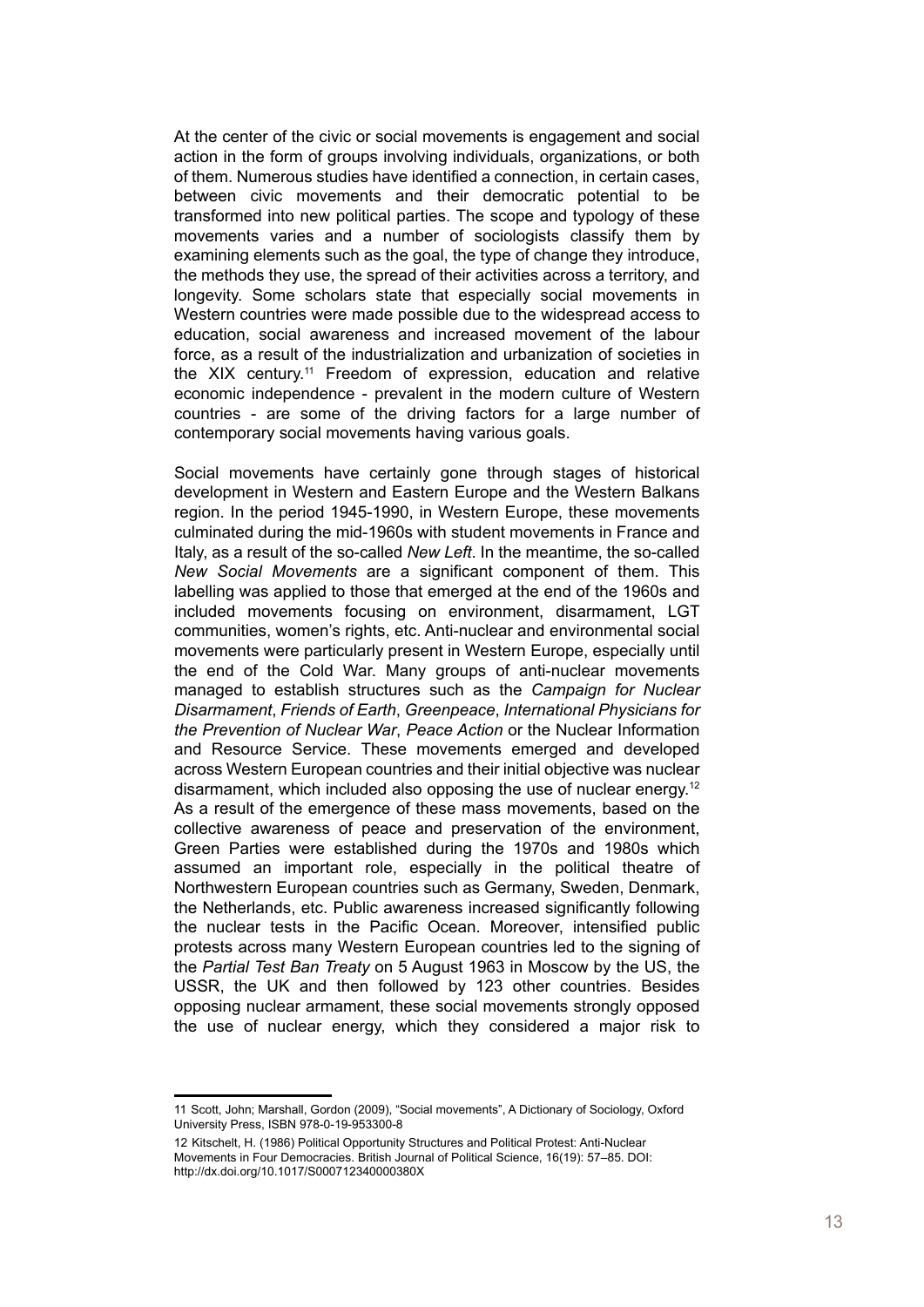At the center of the civic or social movements is engagement and social action in the form of groups involving individuals, organizations, or both of them. Numerous studies have identified a connection, in certain cases, between civic movements and their democratic potential to be transformed into new political parties. The scope and typology of these movements varies and a number of sociologists classify them by examining elements such as the goal, the type of change they introduce, the methods they use, the spread of their activities across a territory, and longevity. Some scholars state that especially social movements in Western countries were made possible due to the widespread access to education, social awareness and increased movement of the labour force, as a result of the industrialization and urbanization of societies in the XIX century.[11] Freedom of expression, education and relative economic independence - prevalent in the modern culture of Western countries - are some of the driving factors for a large number of contemporary social movements having various goals.

Social movements have certainly gone through stages of historical development in Western and Eastern Europe and the Western Balkans region. In the period 1945-1990, in Western Europe, these movements culminated during the mid-1960s with student movements in France and Italy, as a result of the so-called *New Left*. In the meantime, the so-called *New Social Movements* are a significant component of them. This labelling was applied to those that emerged at the end of the 1960s and included movements focusing on environment, disarmament, LGT communities, women's rights, etc. Anti-nuclear and environmental social movements were particularly present in Western Europe, especially until the end of the Cold War. Many groups of anti-nuclear movements managed to establish structures such as the *Campaign for Nuclear Disarmament*, *Friends of Earth*, *Greenpeace*, *International Physicians for the Prevention of Nuclear War*, *Peace Action* or the Nuclear Information and Resource Service. These movements emerged and developed across Western European countries and their initial objective was nuclear disarmament, which included also opposing the use of nuclear energy.[12] As a result of the emergence of these mass movements, based on the collective awareness of peace and preservation of the environment, Green Parties were established during the 1970s and 1980s which assumed an important role, especially in the political theatre of Northwestern European countries such as Germany, Sweden, Denmark, the Netherlands, etc. Public awareness increased significantly following the nuclear tests in the Pacific Ocean. Moreover, intensified public protests across many Western European countries led to the signing of the *Partial Test Ban Treaty* on 5 August 1963 in Moscow by the US, the USSR, the UK and then followed by 123 other countries. Besides opposing nuclear armament, these social movements strongly opposed the use of nuclear energy, which they considered a major risk to

---

11 Scott, John; Marshall, Gordon (2009), "Social movements", A Dictionary of Sociology, Oxford University Press, ISBN 978-0-19-953300-8

12 Kitschelt, H. (1986) Political Opportunity Structures and Political Protest: Anti-Nuclear Movements in Four Democracies. British Journal of Political Science, 16(19): 57–85. DOI: http://dx.doi.org/10.1017/S000712340000380X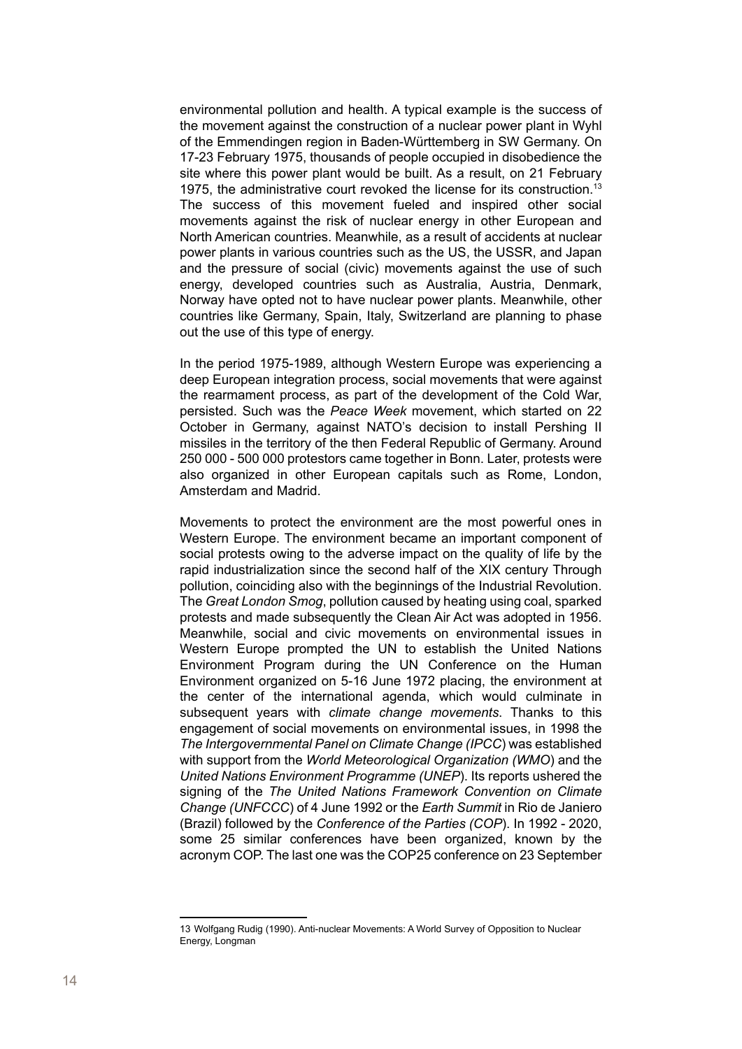environmental pollution and health. A typical example is the success of the movement against the construction of a nuclear power plant in Wyhl of the Emmendingen region in Baden-Württemberg in SW Germany. On 17-23 February 1975, thousands of people occupied in disobedience the site where this power plant would be built. As a result, on 21 February 1975, the administrative court revoked the license for its construction.[13] The success of this movement fueled and inspired other social movements against the risk of nuclear energy in other European and North American countries. Meanwhile, as a result of accidents at nuclear power plants in various countries such as the US, the USSR, and Japan and the pressure of social (civic) movements against the use of such energy, developed countries such as Australia, Austria, Denmark, Norway have opted not to have nuclear power plants. Meanwhile, other countries like Germany, Spain, Italy, Switzerland are planning to phase out the use of this type of energy.

In the period 1975-1989, although Western Europe was experiencing a deep European integration process, social movements that were against the rearmament process, as part of the development of the Cold War, persisted. Such was the *Peace Week* movement, which started on 22 October in Germany, against NATO's decision to install Pershing II missiles in the territory of the then Federal Republic of Germany. Around 250 000 - 500 000 protestors came together in Bonn. Later, protests were also organized in other European capitals such as Rome, London, Amsterdam and Madrid.

Movements to protect the environment are the most powerful ones in Western Europe. The environment became an important component of social protests owing to the adverse impact on the quality of life by the rapid industrialization since the second half of the XIX century Through pollution, coinciding also with the beginnings of the Industrial Revolution. The *Great London Smog*, pollution caused by heating using coal, sparked protests and made subsequently the Clean Air Act was adopted in 1956. Meanwhile, social and civic movements on environmental issues in Western Europe prompted the UN to establish the United Nations Environment Program during the UN Conference on the Human Environment organized on 5-16 June 1972 placing, the environment at the center of the international agenda, which would culminate in subsequent years with *climate change movements*. Thanks to this engagement of social movements on environmental issues, in 1998 the *The Intergovernmental Panel on Climate Change (IPCC*) was established with support from the *World Meteorological Organization (WMO*) and the *United Nations Environment Programme (UNEP*). Its reports ushered the signing of the *The United Nations Framework Convention on Climate Change (UNFCCC*) of 4 June 1992 or the *Earth Summit* in Rio de Janiero (Brazil) followed by the *Conference of the Parties (COP*). In 1992 - 2020, some 25 similar conferences have been organized, known by the acronym COP. The last one was the COP25 conference on 23 September

13 Wolfgang Rudig (1990). Anti-nuclear Movements: A World Survey of Opposition to Nuclear Energy, Longman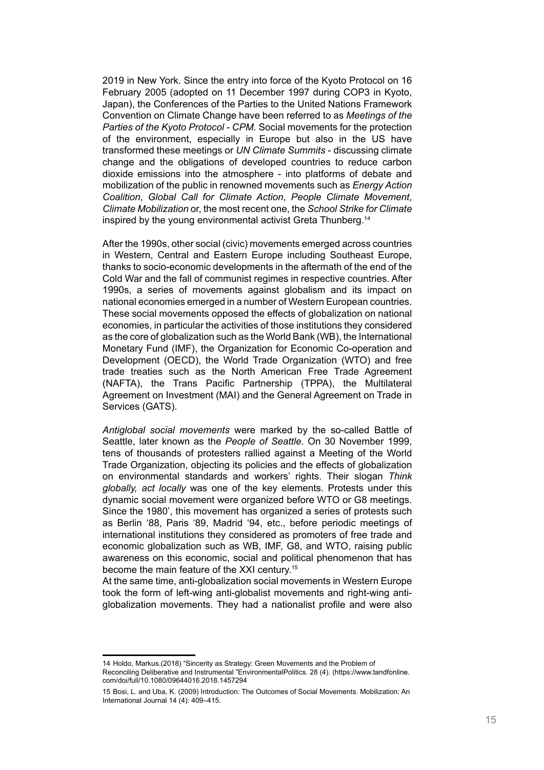2019 in New York. Since the entry into force of the Kyoto Protocol on 16 February 2005 (adopted on 11 December 1997 during COP3 in Kyoto, Japan), the Conferences of the Parties to the United Nations Framework Convention on Climate Change have been referred to as *Meetings of the Parties of the Kyoto Protocol - CPM.* Social movements for the protection of the environment, especially in Europe but also in the US have transformed these meetings or *UN Climate Summits* - discussing climate change and the obligations of developed countries to reduce carbon dioxide emissions into the atmosphere - into platforms of debate and mobilization of the public in renowned movements such as *Energy Action Coalition*, *Global Call for Climate Action*, *People Climate Movement*, *Climate Mobilization* or, the most recent one, the *School Strike for Climate* inspired by the young environmental activist Greta Thunberg.[14]

After the 1990s, other social (civic) movements emerged across countries in Western, Central and Eastern Europe including Southeast Europe, thanks to socio-economic developments in the aftermath of the end of the Cold War and the fall of communist regimes in respective countries. After 1990s, a series of movements against globalism and its impact on national economies emerged in a number of Western European countries. These social movements opposed the effects of globalization on national economies, in particular the activities of those institutions they considered as the core of globalization such as the World Bank (WB), the International Monetary Fund (IMF), the Organization for Economic Co-operation and Development (OECD), the World Trade Organization (WTO) and free trade treaties such as the North American Free Trade Agreement (NAFTA), the Trans Pacific Partnership (TPPA), the Multilateral Agreement on Investment (MAI) and the General Agreement on Trade in Services (GATS).

*Antiglobal social movements* were marked by the so-called Battle of Seattle, later known as the *People of Seattle*. On 30 November 1999, tens of thousands of protesters rallied against a Meeting of the World Trade Organization, objecting its policies and the effects of globalization on environmental standards and workers' rights. Their slogan *Think globally, act locally* was one of the key elements. Protests under this dynamic social movement were organized before WTO or G8 meetings. Since the 1980', this movement has organized a series of protests such as Berlin '88, Paris '89, Madrid '94, etc., before periodic meetings of international institutions they considered as promoters of free trade and economic globalization such as WB, IMF, G8, and WTO, raising public awareness on this economic, social and political phenomenon that has become the main feature of the XXI century.[15]

At the same time, anti-globalization social movements in Western Europe took the form of left-wing anti-globalist movements and right-wing anti-globalization movements. They had a nationalist profile and were also

---

14 Holdo, Markus.(2018) "Sincerity as Strategy: Green Movements and the Problem of Reconciling Deliberative and Instrumental "EnvironmentalPolitics. 28 (4). (https://www.tandfonline.com/doi/full/10.1080/09644016.2018.1457294

15 Bosi, L. and Uba, K. (2009) Introduction: The Outcomes of Social Movements. Mobilization: An International Journal 14 (4): 409–415.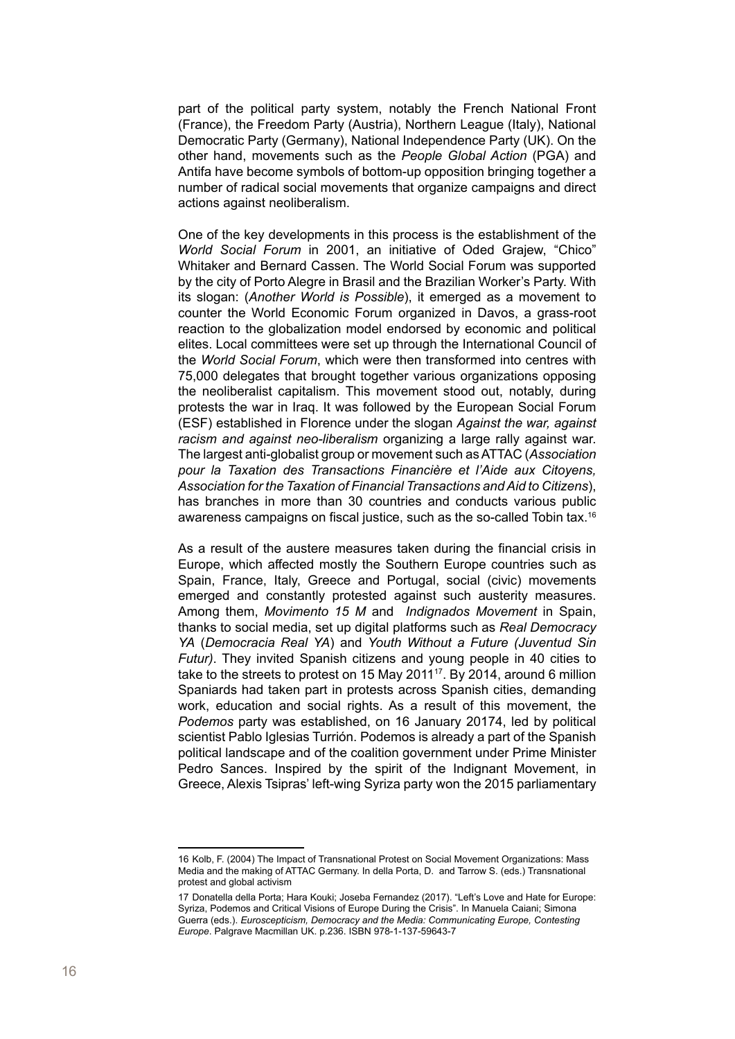part of the political party system, notably the French National Front (France), the Freedom Party (Austria), Northern League (Italy), National Democratic Party (Germany), National Independence Party (UK). On the other hand, movements such as the *People Global Action* (PGA) and Antifa have become symbols of bottom-up opposition bringing together a number of radical social movements that organize campaigns and direct actions against neoliberalism.

One of the key developments in this process is the establishment of the *World Social Forum* in 2001, an initiative of Oded Grajew, "Chico" Whitaker and Bernard Cassen. The World Social Forum was supported by the city of Porto Alegre in Brasil and the Brazilian Worker's Party. With its slogan: (*Another World is Possible*), it emerged as a movement to counter the World Economic Forum organized in Davos, a grass-root reaction to the globalization model endorsed by economic and political elites. Local committees were set up through the International Council of the *World Social Forum*, which were then transformed into centres with 75,000 delegates that brought together various organizations opposing the neoliberalist capitalism. This movement stood out, notably, during protests the war in Iraq. It was followed by the European Social Forum (ESF) established in Florence under the slogan *Against the war, against racism and against neo-liberalism* organizing a large rally against war. The largest anti-globalist group or movement such as ATTAC (*Association pour la Taxation des Transactions Financière et l'Aide aux Citoyens, Association for the Taxation of Financial Transactions and Aid to Citizens*), has branches in more than 30 countries and conducts various public awareness campaigns on fiscal justice, such as the so-called Tobin tax.[16]

As a result of the austere measures taken during the financial crisis in Europe, which affected mostly the Southern Europe countries such as Spain, France, Italy, Greece and Portugal, social (civic) movements emerged and constantly protested against such austerity measures. Among them, *Movimento 15 M* and *Indignados Movement* in Spain, thanks to social media, set up digital platforms such as *Real Democracy YA* (*Democracia Real YA*) and *Youth Without a Future (Juventud Sin Futur)*. They invited Spanish citizens and young people in 40 cities to take to the streets to protest on 15 May 2011[17]. By 2014, around 6 million Spaniards had taken part in protests across Spanish cities, demanding work, education and social rights. As a result of this movement, the *Podemos* party was established, on 16 January 20174, led by political scientist Pablo Iglesias Turrión. Podemos is already a part of the Spanish political landscape and of the coalition government under Prime Minister Pedro Sances. Inspired by the spirit of the Indignant Movement, in Greece, Alexis Tsipras' left-wing Syriza party won the 2015 parliamentary

---

16 Kolb, F. (2004) The Impact of Transnational Protest on Social Movement Organizations: Mass Media and the making of ATTAC Germany. In della Porta, D. and Tarrow S. (eds.) Transnational protest and global activism

17 Donatella della Porta; Hara Kouki; Joseba Fernandez (2017). "Left's Love and Hate for Europe: Syriza, Podemos and Critical Visions of Europe During the Crisis". In Manuela Caiani; Simona Guerra (eds.). *Euroscepticism, Democracy and the Media: Communicating Europe, Contesting Europe*. Palgrave Macmillan UK. p.236. ISBN 978-1-137-59643-7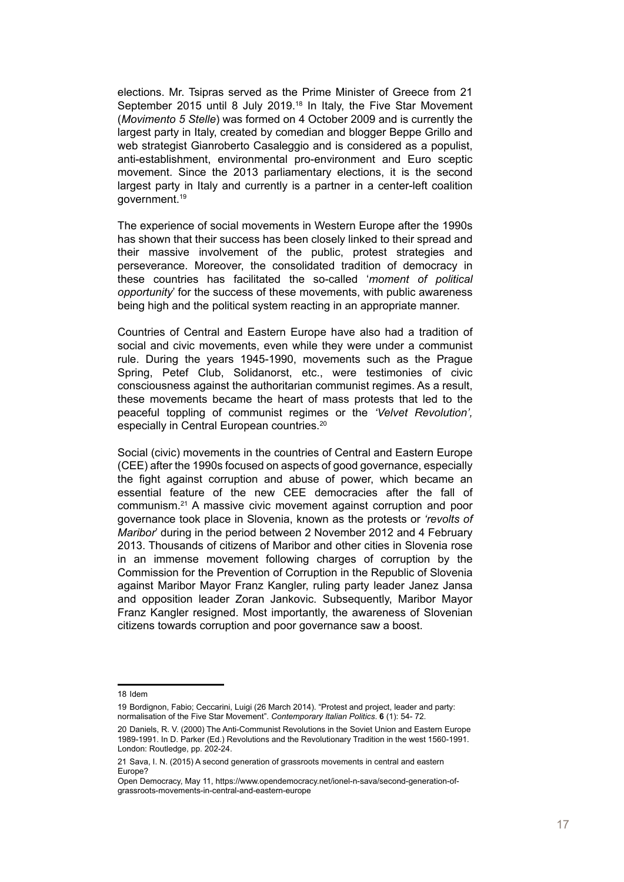elections. Mr. Tsipras served as the Prime Minister of Greece from 21 September 2015 until 8 July 2019.[18] In Italy, the Five Star Movement (*Movimento 5 Stelle*) was formed on 4 October 2009 and is currently the largest party in Italy, created by comedian and blogger Beppe Grillo and web strategist Gianroberto Casaleggio and is considered as a populist, anti-establishment, environmental pro-environment and Euro sceptic movement. Since the 2013 parliamentary elections, it is the second largest party in Italy and currently is a partner in a center-left coalition government.[19]

The experience of social movements in Western Europe after the 1990s has shown that their success has been closely linked to their spread and their massive involvement of the public, protest strategies and perseverance. Moreover, the consolidated tradition of democracy in these countries has facilitated the so-called '*moment of political opportunity*' for the success of these movements, with public awareness being high and the political system reacting in an appropriate manner.

Countries of Central and Eastern Europe have also had a tradition of social and civic movements, even while they were under a communist rule. During the years 1945-1990, movements such as the Prague Spring, Petef Club, Solidanorst, etc., were testimonies of civic consciousness against the authoritarian communist regimes. As a result, these movements became the heart of mass protests that led to the peaceful toppling of communist regimes or the *'Velvet Revolution',* especially in Central European countries.[20]

Social (civic) movements in the countries of Central and Eastern Europe (CEE) after the 1990s focused on aspects of good governance, especially the fight against corruption and abuse of power, which became an essential feature of the new CEE democracies after the fall of communism.[21] A massive civic movement against corruption and poor governance took place in Slovenia, known as the protests or *'revolts of Maribor*' during in the period between 2 November 2012 and 4 February 2013. Thousands of citizens of Maribor and other cities in Slovenia rose in an immense movement following charges of corruption by the Commission for the Prevention of Corruption in the Republic of Slovenia against Maribor Mayor Franz Kangler, ruling party leader Janez Jansa and opposition leader Zoran Jankovic. Subsequently, Maribor Mayor Franz Kangler resigned. Most importantly, the awareness of Slovenian citizens towards corruption and poor governance saw a boost.

---

18 Idem

19 Bordignon, Fabio; Ceccarini, Luigi (26 March 2014). "Protest and project, leader and party: normalisation of the Five Star Movement". *Contemporary Italian Politics*. **6** (1): 54- 72.

20 Daniels, R. V. (2000) The Anti-Communist Revolutions in the Soviet Union and Eastern Europe 1989-1991. In D. Parker (Ed.) Revolutions and the Revolutionary Tradition in the west 1560-1991. London: Routledge, pp. 202-24.

21 Sava, I. N. (2015) A second generation of grassroots movements in central and eastern Europe?
Open Democracy, May 11, https://www.opendemocracy.net/ionel-n-sava/second-generation-of-grassroots-movements-in-central-and-eastern-europe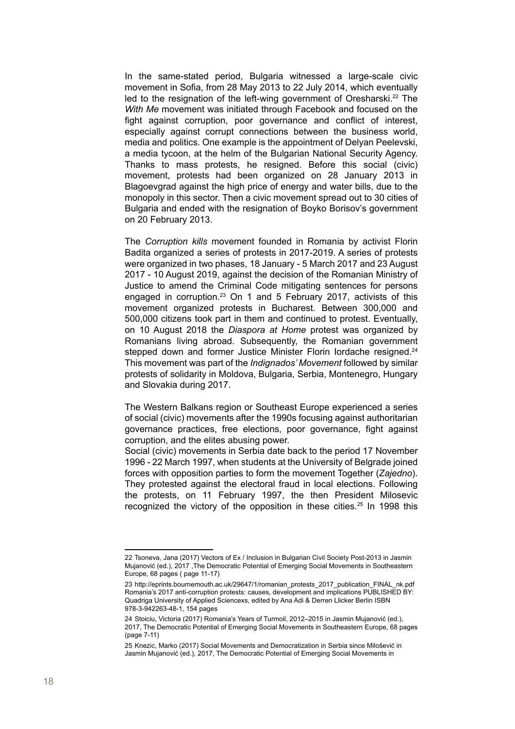In the same-stated period, Bulgaria witnessed a large-scale civic movement in Sofia, from 28 May 2013 to 22 July 2014, which eventually led to the resignation of the left-wing government of Oresharski.[22] The *With Me* movement was initiated through Facebook and focused on the fight against corruption, poor governance and conflict of interest, especially against corrupt connections between the business world, media and politics. One example is the appointment of Delyan Peelevski, a media tycoon, at the helm of the Bulgarian National Security Agency. Thanks to mass protests, he resigned. Before this social (civic) movement, protests had been organized on 28 January 2013 in Blagoevgrad against the high price of energy and water bills, due to the monopoly in this sector. Then a civic movement spread out to 30 cities of Bulgaria and ended with the resignation of Boyko Borisov's government on 20 February 2013.

The *Corruption kills* movement founded in Romania by activist Florin Badita organized a series of protests in 2017-2019. A series of protests were organized in two phases, 18 January - 5 March 2017 and 23 August 2017 - 10 August 2019, against the decision of the Romanian Ministry of Justice to amend the Criminal Code mitigating sentences for persons engaged in corruption.[23] On 1 and 5 February 2017, activists of this movement organized protests in Bucharest. Between 300,000 and 500,000 citizens took part in them and continued to protest. Eventually, on 10 August 2018 the *Diaspora at Home* protest was organized by Romanians living abroad. Subsequently, the Romanian government stepped down and former Justice Minister Florin Iordache resigned.[24] This movement was part of the *Indignados' Movement* followed by similar protests of solidarity in Moldova, Bulgaria, Serbia, Montenegro, Hungary and Slovakia during 2017.

The Western Balkans region or Southeast Europe experienced a series of social (civic) movements after the 1990s focusing against authoritarian governance practices, free elections, poor governance, fight against corruption, and the elites abusing power.

Social (civic) movements in Serbia date back to the period 17 November 1996 - 22 March 1997, when students at the University of Belgrade joined forces with opposition parties to form the movement Together (*Zajedno*). They protested against the electoral fraud in local elections. Following the protests, on 11 February 1997, the then President Milosevic recognized the victory of the opposition in these cities.[25] In 1998 this

---

22 Tsoneva, Jana (2017) Vectors of Ex / Inclusion in Bulgarian Civil Society Post-2013 in Jasmin Mujanović (ed.), 2017 ,The Democratic Potential of Emerging Social Movements in Southeastern Europe, 68 pages ( page 11-17)

23 http://eprints.bournemouth.ac.uk/29647/1/romanian_protests_2017_publication_FINAL_nk.pdf Romania's 2017 anti-corruption protests: causes, development and implications PUBLISHED BY: Quadriga University of Applied Sciencexs, edited by Ana Adi & Derren Llicker Berlin ISBN 978-3-942263-48-1, 154 pages

24 Stoiciu, Victoria (2017) Romania's Years of Turmoil, 2012–2015 in Jasmin Mujanović (ed.), 2017, The Democratic Potential of Emerging Social Movements in Southeastern Europe, 68 pages (page 7-11)

25 Knezic, Marko (2017) Social Movements and Democratization in Serbia since Milošević in Jasmin Mujanović (ed.), 2017, The Democratic Potential of Emerging Social Movements in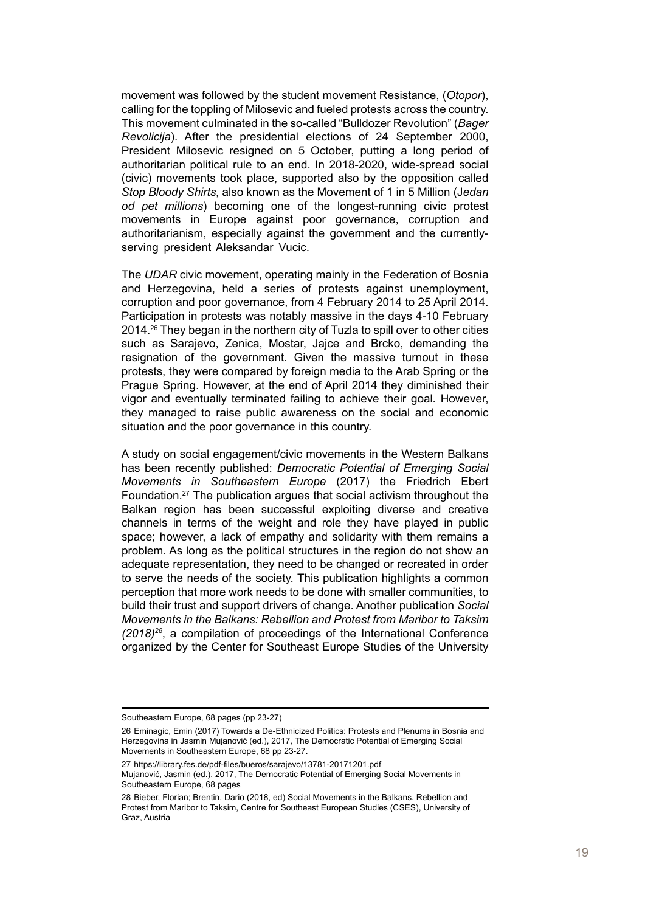movement was followed by the student movement Resistance, (*Otopor*), calling for the toppling of Milosevic and fueled protests across the country. This movement culminated in the so-called "Bulldozer Revolution" (*Bager Revolicija*). After the presidential elections of 24 September 2000, President Milosevic resigned on 5 October, putting a long period of authoritarian political rule to an end. In 2018-2020, wide-spread social (civic) movements took place, supported also by the opposition called *Stop Bloody Shirts*, also known as the Movement of 1 in 5 Million (J*edan od pet millions*) becoming one of the longest-running civic protest movements in Europe against poor governance, corruption and authoritarianism, especially against the government and the currently-serving president Aleksandar Vucic.

The *UDAR* civic movement, operating mainly in the Federation of Bosnia and Herzegovina, held a series of protests against unemployment, corruption and poor governance, from 4 February 2014 to 25 April 2014. Participation in protests was notably massive in the days 4-10 February 2014.[26] They began in the northern city of Tuzla to spill over to other cities such as Sarajevo, Zenica, Mostar, Jajce and Brcko, demanding the resignation of the government. Given the massive turnout in these protests, they were compared by foreign media to the Arab Spring or the Prague Spring. However, at the end of April 2014 they diminished their vigor and eventually terminated failing to achieve their goal. However, they managed to raise public awareness on the social and economic situation and the poor governance in this country.

A study on social engagement/civic movements in the Western Balkans has been recently published: *Democratic Potential of Emerging Social Movements in Southeastern Europe* (2017) the Friedrich Ebert Foundation.[27] The publication argues that social activism throughout the Balkan region has been successful exploiting diverse and creative channels in terms of the weight and role they have played in public space; however, a lack of empathy and solidarity with them remains a problem. As long as the political structures in the region do not show an adequate representation, they need to be changed or recreated in order to serve the needs of the society. This publication highlights a common perception that more work needs to be done with smaller communities, to build their trust and support drivers of change. Another publication *Social Movements in the Balkans: Rebellion and Protest from Maribor to Taksim (2018)*[28], a compilation of proceedings of the International Conference organized by the Center for Southeast Europe Studies of the University

---

Southeastern Europe, 68 pages (pp 23-27)

26 Eminagic, Emin (2017) Towards a De-Ethnicized Politics: Protests and Plenums in Bosnia and Herzegovina in Jasmin Mujanović (ed.), 2017, The Democratic Potential of Emerging Social Movements in Southeastern Europe, 68 pp 23-27.

27 https://library.fes.de/pdf-files/bueros/sarajevo/13781-20171201.pdf
Mujanović, Jasmin (ed.), 2017, The Democratic Potential of Emerging Social Movements in Southeastern Europe, 68 pages

28 Bieber, Florian; Brentin, Dario (2018, ed) Social Movements in the Balkans. Rebellion and Protest from Maribor to Taksim, Centre for Southeast European Studies (CSES), University of Graz, Austria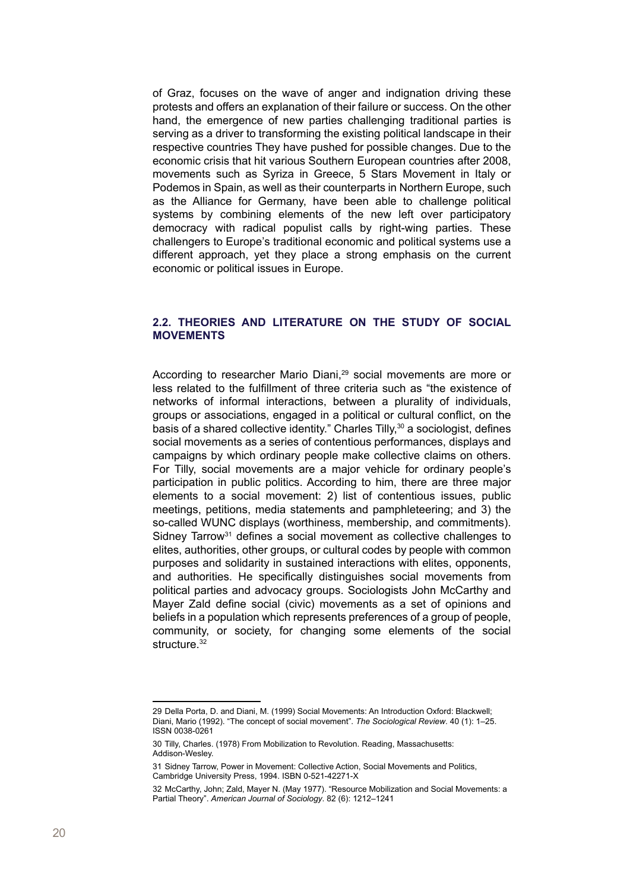of Graz, focuses on the wave of anger and indignation driving these protests and offers an explanation of their failure or success. On the other hand, the emergence of new parties challenging traditional parties is serving as a driver to transforming the existing political landscape in their respective countries They have pushed for possible changes. Due to the economic crisis that hit various Southern European countries after 2008, movements such as Syriza in Greece, 5 Stars Movement in Italy or Podemos in Spain, as well as their counterparts in Northern Europe, such as the Alliance for Germany, have been able to challenge political systems by combining elements of the new left over participatory democracy with radical populist calls by right-wing parties. These challengers to Europe's traditional economic and political systems use a different approach, yet they place a strong emphasis on the current economic or political issues in Europe.

## 2.2. THEORIES AND LITERATURE ON THE STUDY OF SOCIAL MOVEMENTS

According to researcher Mario Diani,[29] social movements are more or less related to the fulfillment of three criteria such as "the existence of networks of informal interactions, between a plurality of individuals, groups or associations, engaged in a political or cultural conflict, on the basis of a shared collective identity." Charles Tilly,[30] a sociologist, defines social movements as a series of contentious performances, displays and campaigns by which ordinary people make collective claims on others. For Tilly, social movements are a major vehicle for ordinary people's participation in public politics. According to him, there are three major elements to a social movement: 2) list of contentious issues, public meetings, petitions, media statements and pamphleteering; and 3) the so-called WUNC displays (worthiness, membership, and commitments). Sidney Tarrow[31] defines a social movement as collective challenges to elites, authorities, other groups, or cultural codes by people with common purposes and solidarity in sustained interactions with elites, opponents, and authorities. He specifically distinguishes social movements from political parties and advocacy groups. Sociologists John McCarthy and Mayer Zald define social (civic) movements as a set of opinions and beliefs in a population which represents preferences of a group of people, community, or society, for changing some elements of the social structure.[32]

---

29 Della Porta, D. and Diani, M. (1999) Social Movements: An Introduction Oxford: Blackwell; Diani, Mario (1992). "The concept of social movement". *The Sociological Review*. 40 (1): 1–25. ISSN 0038-0261

30 Tilly, Charles. (1978) From Mobilization to Revolution. Reading, Massachusetts: Addison-Wesley.

31 Sidney Tarrow, Power in Movement: Collective Action, Social Movements and Politics, Cambridge University Press, 1994. ISBN 0-521-42271-X

32 McCarthy, John; Zald, Mayer N. (May 1977). "Resource Mobilization and Social Movements: a Partial Theory". *American Journal of Sociology*. 82 (6): 1212–1241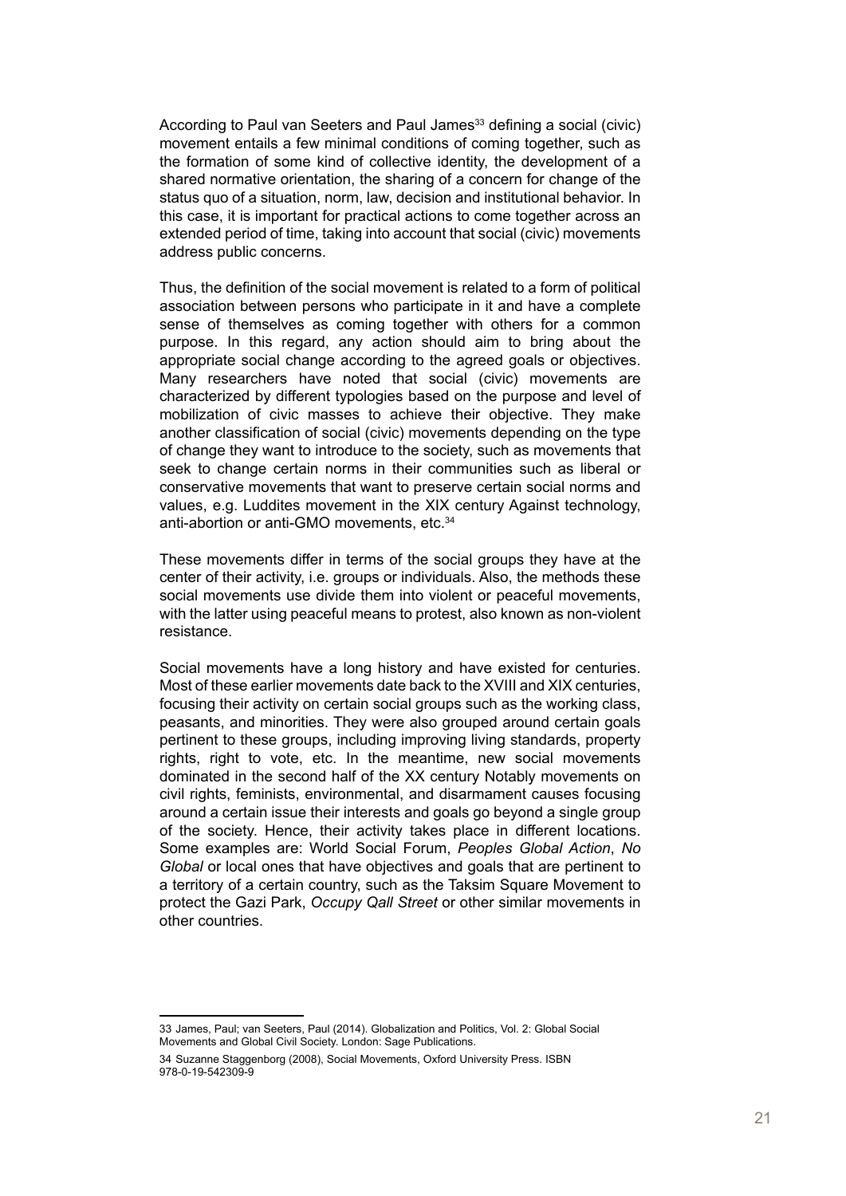According to Paul van Seeters and Paul James[33] defining a social (civic) movement entails a few minimal conditions of coming together, such as the formation of some kind of collective identity, the development of a shared normative orientation, the sharing of a concern for change of the status quo of a situation, norm, law, decision and institutional behavior. In this case, it is important for practical actions to come together across an extended period of time, taking into account that social (civic) movements address public concerns.

Thus, the definition of the social movement is related to a form of political association between persons who participate in it and have a complete sense of themselves as coming together with others for a common purpose. In this regard, any action should aim to bring about the appropriate social change according to the agreed goals or objectives. Many researchers have noted that social (civic) movements are characterized by different typologies based on the purpose and level of mobilization of civic masses to achieve their objective. They make another classification of social (civic) movements depending on the type of change they want to introduce to the society, such as movements that seek to change certain norms in their communities such as liberal or conservative movements that want to preserve certain social norms and values, e.g. Luddites movement in the XIX century Against technology, anti-abortion or anti-GMO movements, etc.[34]

These movements differ in terms of the social groups they have at the center of their activity, i.e. groups or individuals. Also, the methods these social movements use divide them into violent or peaceful movements, with the latter using peaceful means to protest, also known as non-violent resistance.

Social movements have a long history and have existed for centuries. Most of these earlier movements date back to the XVIII and XIX centuries, focusing their activity on certain social groups such as the working class, peasants, and minorities. They were also grouped around certain goals pertinent to these groups, including improving living standards, property rights, right to vote, etc. In the meantime, new social movements dominated in the second half of the XX century Notably movements on civil rights, feminists, environmental, and disarmament causes focusing around a certain issue their interests and goals go beyond a single group of the society. Hence, their activity takes place in different locations. Some examples are: World Social Forum, *Peoples Global Action*, *No Global* or local ones that have objectives and goals that are pertinent to a territory of a certain country, such as the Taksim Square Movement to protect the Gazi Park, *Occupy Qall Street* or other similar movements in other countries.

---

33 James, Paul; van Seeters, Paul (2014). Globalization and Politics, Vol. 2: Global Social Movements and Global Civil Society. London: Sage Publications.

34 Suzanne Staggenborg (2008), Social Movements, Oxford University Press. ISBN 978-0-19-542309-9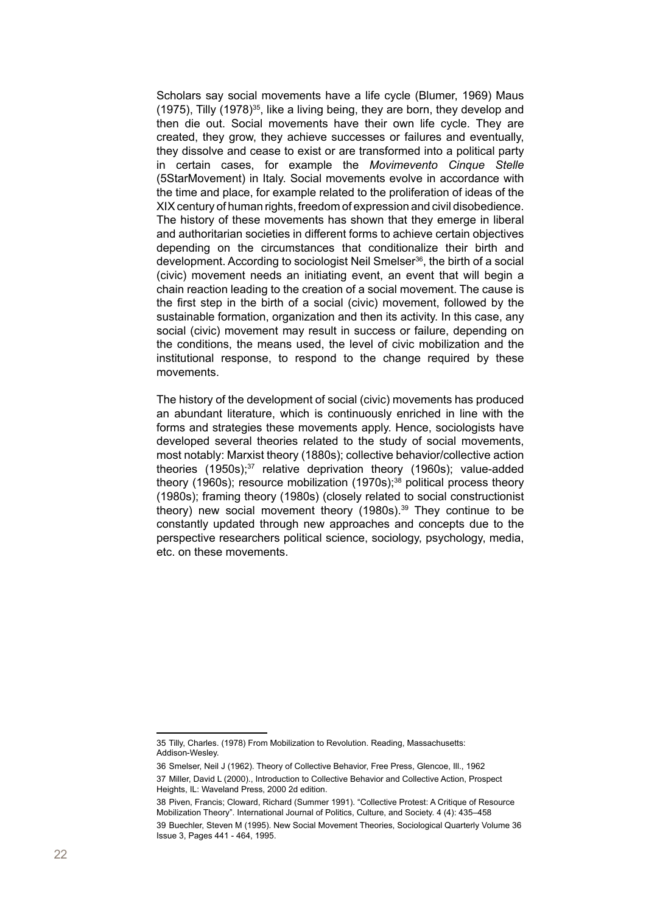Scholars say social movements have a life cycle (Blumer, 1969) Maus (1975), Tilly (1978)[35], like a living being, they are born, they develop and then die out. Social movements have their own life cycle. They are created, they grow, they achieve successes or failures and eventually, they dissolve and cease to exist or are transformed into a political party in certain cases, for example the *Movimevento Cinque Stelle* (5StarMovement) in Italy. Social movements evolve in accordance with the time and place, for example related to the proliferation of ideas of the XIX century of human rights, freedom of expression and civil disobedience. The history of these movements has shown that they emerge in liberal and authoritarian societies in different forms to achieve certain objectives depending on the circumstances that conditionalize their birth and development. According to sociologist Neil Smelser[36], the birth of a social (civic) movement needs an initiating event, an event that will begin a chain reaction leading to the creation of a social movement. The cause is the first step in the birth of a social (civic) movement, followed by the sustainable formation, organization and then its activity. In this case, any social (civic) movement may result in success or failure, depending on the conditions, the means used, the level of civic mobilization and the institutional response, to respond to the change required by these movements.

The history of the development of social (civic) movements has produced an abundant literature, which is continuously enriched in line with the forms and strategies these movements apply. Hence, sociologists have developed several theories related to the study of social movements, most notably: Marxist theory (1880s); collective behavior/collective action theories (1950s);[37] relative deprivation theory (1960s); value-added theory (1960s); resource mobilization (1970s);[38] political process theory (1980s); framing theory (1980s) (closely related to social constructionist theory) new social movement theory (1980s).[39] They continue to be constantly updated through new approaches and concepts due to the perspective researchers political science, sociology, psychology, media, etc. on these movements.

---

35 Tilly, Charles. (1978) From Mobilization to Revolution. Reading, Massachusetts: Addison-Wesley.

36 Smelser, Neil J (1962). Theory of Collective Behavior, Free Press, Glencoe, Ill., 1962

37 Miller, David L (2000)., Introduction to Collective Behavior and Collective Action, Prospect Heights, IL: Waveland Press, 2000 2d edition.

38 Piven, Francis; Cloward, Richard (Summer 1991). "Collective Protest: A Critique of Resource Mobilization Theory". International Journal of Politics, Culture, and Society. 4 (4): 435–458

39 Buechler, Steven M (1995). New Social Movement Theories, Sociological Quarterly Volume 36 Issue 3, Pages 441 - 464, 1995.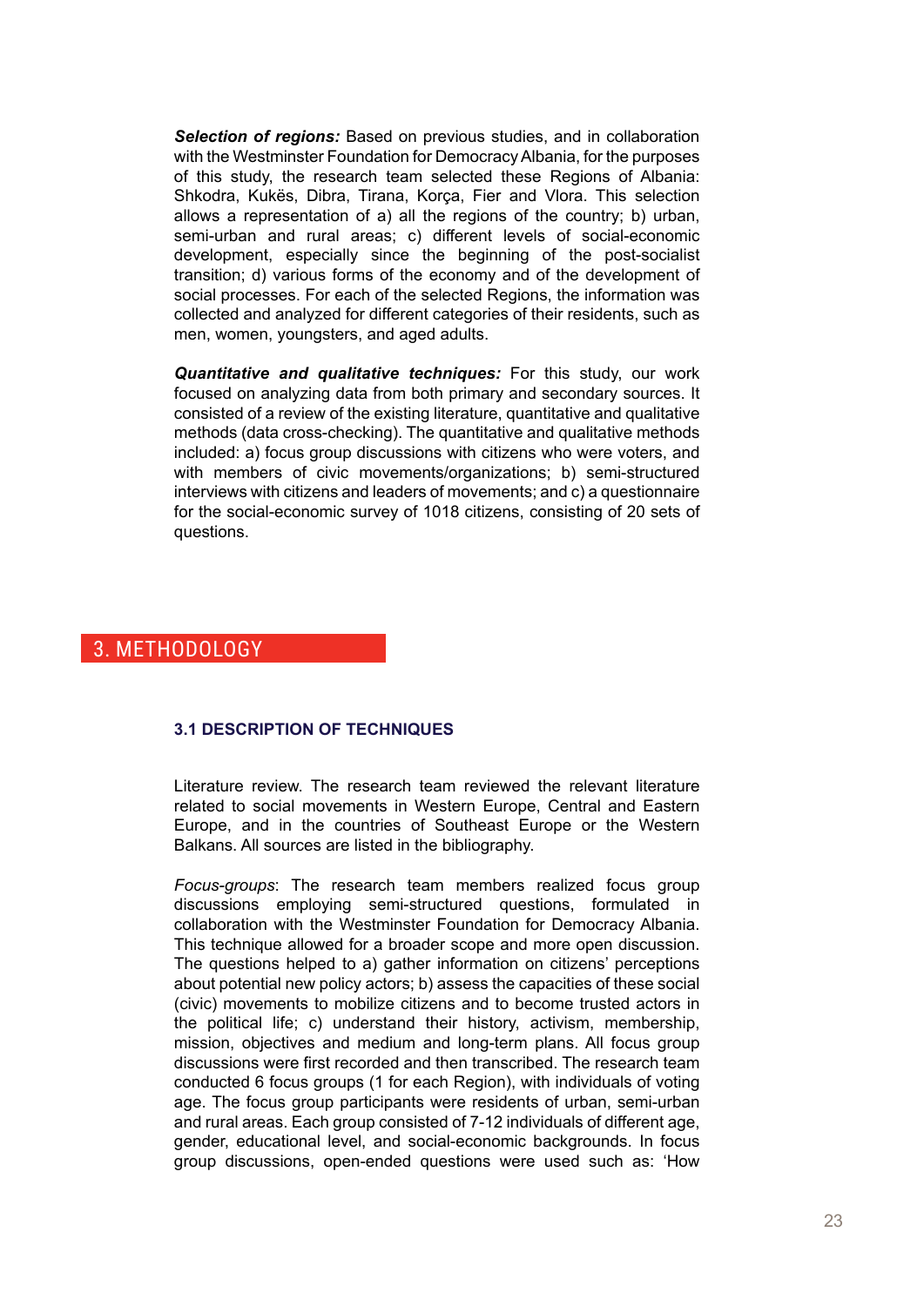***Selection of regions:*** Based on previous studies, and in collaboration with the Westminster Foundation for Democracy Albania, for the purposes of this study, the research team selected these Regions of Albania: Shkodra, Kukës, Dibra, Tirana, Korça, Fier and Vlora. This selection allows a representation of a) all the regions of the country; b) urban, semi-urban and rural areas; c) different levels of social-economic development, especially since the beginning of the post-socialist transition; d) various forms of the economy and of the development of social processes. For each of the selected Regions, the information was collected and analyzed for different categories of their residents, such as men, women, youngsters, and aged adults.

***Quantitative and qualitative techniques:*** For this study, our work focused on analyzing data from both primary and secondary sources. It consisted of a review of the existing literature, quantitative and qualitative methods (data cross-checking). The quantitative and qualitative methods included: a) focus group discussions with citizens who were voters, and with members of civic movements/organizations; b) semi-structured interviews with citizens and leaders of movements; and c) a questionnaire for the social-economic survey of 1018 citizens, consisting of 20 sets of questions.

# 3. METHODOLOGY

### 3.1 DESCRIPTION OF TECHNIQUES

Literature review. The research team reviewed the relevant literature related to social movements in Western Europe, Central and Eastern Europe, and in the countries of Southeast Europe or the Western Balkans. All sources are listed in the bibliography.

*Focus-groups*: The research team members realized focus group discussions employing semi-structured questions, formulated in collaboration with the Westminster Foundation for Democracy Albania. This technique allowed for a broader scope and more open discussion. The questions helped to a) gather information on citizens' perceptions about potential new policy actors; b) assess the capacities of these social (civic) movements to mobilize citizens and to become trusted actors in the political life; c) understand their history, activism, membership, mission, objectives and medium and long-term plans. All focus group discussions were first recorded and then transcribed. The research team conducted 6 focus groups (1 for each Region), with individuals of voting age. The focus group participants were residents of urban, semi-urban and rural areas. Each group consisted of 7-12 individuals of different age, gender, educational level, and social-economic backgrounds. In focus group discussions, open-ended questions were used such as: 'How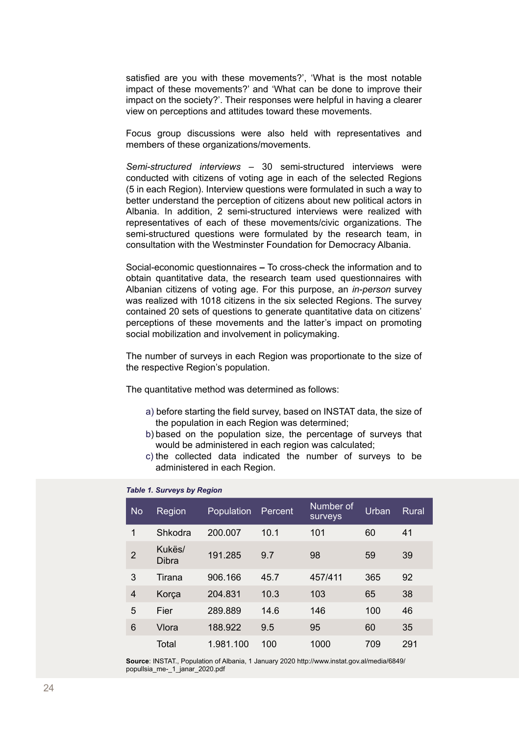satisfied are you with these movements?', 'What is the most notable impact of these movements?' and 'What can be done to improve their impact on the society?'. Their responses were helpful in having a clearer view on perceptions and attitudes toward these movements.

Focus group discussions were also held with representatives and members of these organizations/movements.

*Semi-structured interviews* – 30 semi-structured interviews were conducted with citizens of voting age in each of the selected Regions (5 in each Region). Interview questions were formulated in such a way to better understand the perception of citizens about new political actors in Albania. In addition, 2 semi-structured interviews were realized with representatives of each of these movements/civic organizations. The semi-structured questions were formulated by the research team, in consultation with the Westminster Foundation for Democracy Albania.

Social-economic questionnaires **–** To cross-check the information and to obtain quantitative data, the research team used questionnaires with Albanian citizens of voting age. For this purpose, an *in-person* survey was realized with 1018 citizens in the six selected Regions. The survey contained 20 sets of questions to generate quantitative data on citizens' perceptions of these movements and the latter's impact on promoting social mobilization and involvement in policymaking.

The number of surveys in each Region was proportionate to the size of the respective Region's population.

The quantitative method was determined as follows:

a) before starting the field survey, based on INSTAT data, the size of the population in each Region was determined;
b) based on the population size, the percentage of surveys that would be administered in each region was calculated;
c) the collected data indicated the number of surveys to be administered in each Region.

***Table 1. Surveys by Region***

| No | Region | Population | Percent | Number of surveys | Urban | Rural |
|---|---|---|---|---|---|---|
| 1 | Shkodra | 200.007 | 10.1 | 101 | 60 | 41 |
| 2 | Kukës/ Dibra | 191.285 | 9.7 | 98 | 59 | 39 |
| 3 | Tirana | 906.166 | 45.7 | 457/411 | 365 | 92 |
| 4 | Korça | 204.831 | 10.3 | 103 | 65 | 38 |
| 5 | Fier | 289.889 | 14.6 | 146 | 100 | 46 |
| 6 | Vlora | 188.922 | 9.5 | 95 | 60 | 35 |
| | Total | 1.981.100 | 100 | 1000 | 709 | 291 |

**Source**: INSTAT., Population of Albania, 1 January 2020 http://www.instat.gov.al/media/6849/popullsia_me-_1_janar_2020.pdf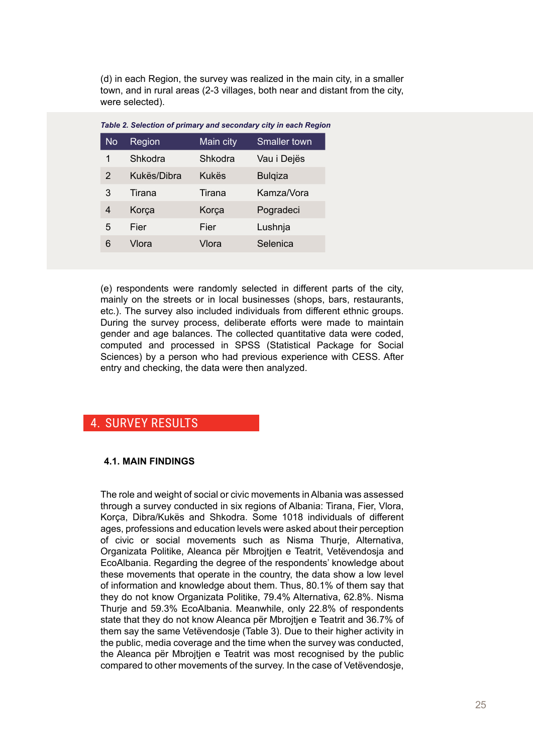(d) in each Region, the survey was realized in the main city, in a smaller town, and in rural areas (2-3 villages, both near and distant from the city, were selected).

*Table 2. Selection of primary and secondary city in each Region*

| No | Region | Main city | Smaller town |
|---|---|---|---|
| 1 | Shkodra | Shkodra | Vau i Dejës |
| 2 | Kukës/Dibra | Kukës | Bulqiza |
| 3 | Tirana | Tirana | Kamza/Vora |
| 4 | Korça | Korça | Pogradeci |
| 5 | Fier | Fier | Lushnja |
| 6 | Vlora | Vlora | Selenica |

(e) respondents were randomly selected in different parts of the city, mainly on the streets or in local businesses (shops, bars, restaurants, etc.). The survey also included individuals from different ethnic groups. During the survey process, deliberate efforts were made to maintain gender and age balances. The collected quantitative data were coded, computed and processed in SPSS (Statistical Package for Social Sciences) by a person who had previous experience with CESS. After entry and checking, the data were then analyzed.

# 4. SURVEY RESULTS

## 4.1. MAIN FINDINGS

The role and weight of social or civic movements in Albania was assessed through a survey conducted in six regions of Albania: Tirana, Fier, Vlora, Korça, Dibra/Kukës and Shkodra. Some 1018 individuals of different ages, professions and education levels were asked about their perception of civic or social movements such as Nisma Thurje, Alternativa, Organizata Politike, Aleanca për Mbrojtjen e Teatrit, Vetëvendosja and EcoAlbania. Regarding the degree of the respondents' knowledge about these movements that operate in the country, the data show a low level of information and knowledge about them. Thus, 80.1% of them say that they do not know Organizata Politike, 79.4% Alternativa, 62.8%. Nisma Thurje and 59.3% EcoAlbania. Meanwhile, only 22.8% of respondents state that they do not know Aleanca për Mbrojtjen e Teatrit and 36.7% of them say the same Vetëvendosje (Table 3). Due to their higher activity in the public, media coverage and the time when the survey was conducted, the Aleanca për Mbrojtjen e Teatrit was most recognised by the public compared to other movements of the survey. In the case of Vetëvendosje,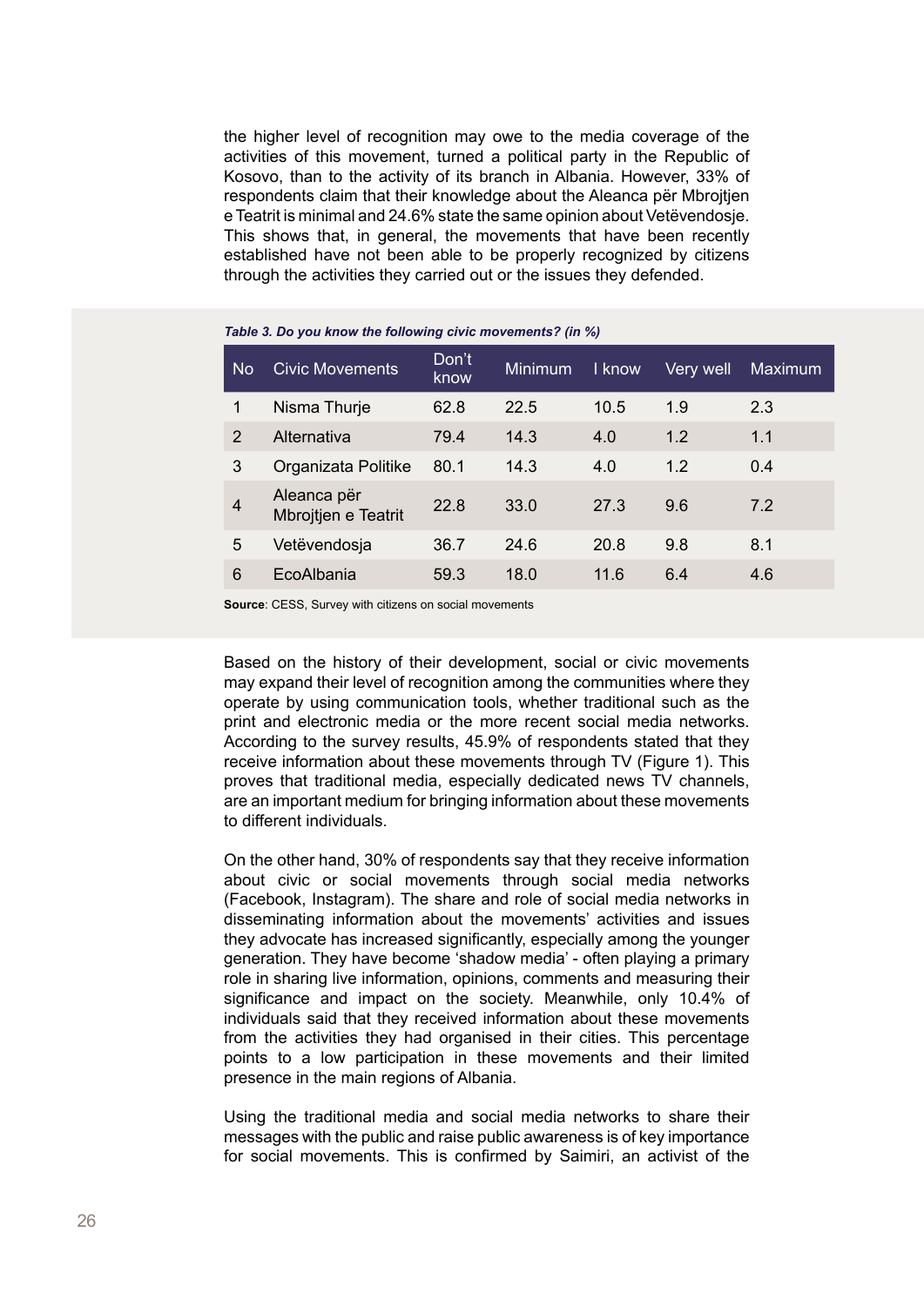the higher level of recognition may owe to the media coverage of the activities of this movement, turned a political party in the Republic of Kosovo, than to the activity of its branch in Albania. However, 33% of respondents claim that their knowledge about the Aleanca për Mbrojtjen e Teatrit is minimal and 24.6% state the same opinion about Vetëvendosje. This shows that, in general, the movements that have been recently established have not been able to be properly recognized by citizens through the activities they carried out or the issues they defended.

*Table 3. Do you know the following civic movements? (in %)*

| No | Civic Movements | Don't know | Minimum | I know | Very well | Maximum |
|---|---|---|---|---|---|---|
| 1 | Nisma Thurje | 62.8 | 22.5 | 10.5 | 1.9 | 2.3 |
| 2 | Alternativa | 79.4 | 14.3 | 4.0 | 1.2 | 1.1 |
| 3 | Organizata Politike | 80.1 | 14.3 | 4.0 | 1.2 | 0.4 |
| 4 | Aleanca për Mbrojtjen e Teatrit | 22.8 | 33.0 | 27.3 | 9.6 | 7.2 |
| 5 | Vetëvendosja | 36.7 | 24.6 | 20.8 | 9.8 | 8.1 |
| 6 | EcoAlbania | 59.3 | 18.0 | 11.6 | 6.4 | 4.6 |

**Source**: CESS, Survey with citizens on social movements

Based on the history of their development, social or civic movements may expand their level of recognition among the communities where they operate by using communication tools, whether traditional such as the print and electronic media or the more recent social media networks. According to the survey results, 45.9% of respondents stated that they receive information about these movements through TV (Figure 1). This proves that traditional media, especially dedicated news TV channels, are an important medium for bringing information about these movements to different individuals.

On the other hand, 30% of respondents say that they receive information about civic or social movements through social media networks (Facebook, Instagram). The share and role of social media networks in disseminating information about the movements' activities and issues they advocate has increased significantly, especially among the younger generation. They have become 'shadow media' - often playing a primary role in sharing live information, opinions, comments and measuring their significance and impact on the society. Meanwhile, only 10.4% of individuals said that they received information about these movements from the activities they had organised in their cities. This percentage points to a low participation in these movements and their limited presence in the main regions of Albania.

Using the traditional media and social media networks to share their messages with the public and raise public awareness is of key importance for social movements. This is confirmed by Saimiri, an activist of the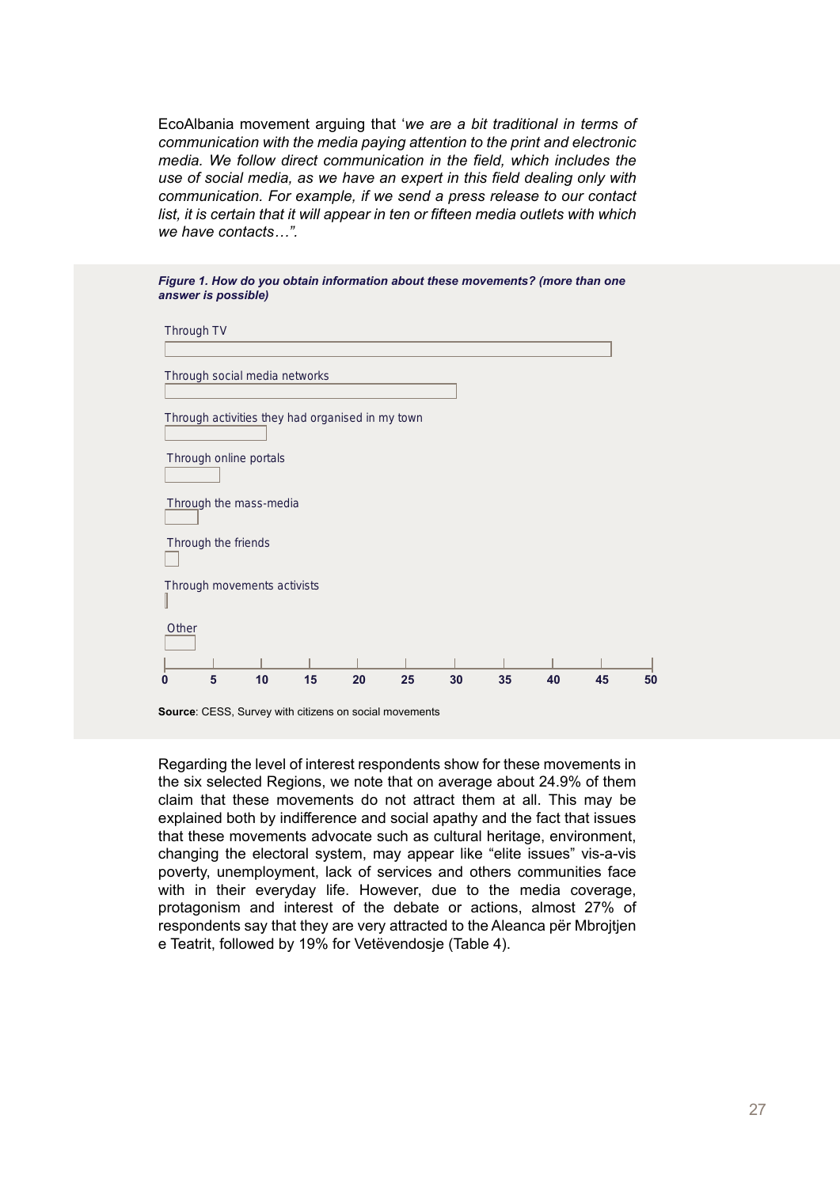EcoAlbania movement arguing that '*we are a bit traditional in terms of communication with the media paying attention to the print and electronic media. We follow direct communication in the field, which includes the use of social media, as we have an expert in this field dealing only with communication. For example, if we send a press release to our contact list, it is certain that it will appear in ten or fifteen media outlets with which we have contacts…".*

***Figure 1. How do you obtain information about these movements? (more than one answer is possible)***

Through TV

Through social media networks

Through activities they had organised in my town

Through online portals

Through the mass-media

Through the friends

Through movements activists

Other

0 5 10 15 20 25 30 35 40 45 50

**Source**: CESS, Survey with citizens on social movements

Regarding the level of interest respondents show for these movements in the six selected Regions, we note that on average about 24.9% of them claim that these movements do not attract them at all. This may be explained both by indifference and social apathy and the fact that issues that these movements advocate such as cultural heritage, environment, changing the electoral system, may appear like "elite issues" vis-a-vis poverty, unemployment, lack of services and others communities face with in their everyday life. However, due to the media coverage, protagonism and interest of the debate or actions, almost 27% of respondents say that they are very attracted to the Aleanca për Mbrojtjen e Teatrit, followed by 19% for Vetëvendosje (Table 4).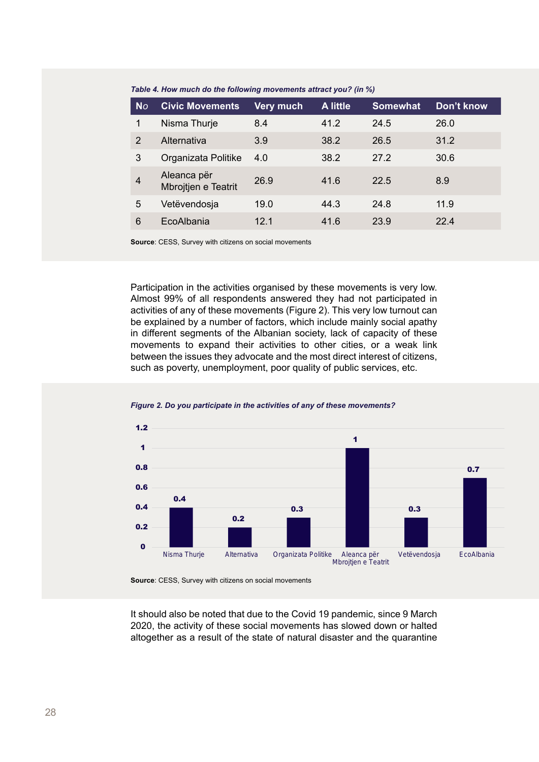*Table 4. How much do the following movements attract you? (in %)*

| No | Civic Movements | Very much | A little | Somewhat | Don't know |
|---|---|---|---|---|---|
| 1 | Nisma Thurje | 8.4 | 41.2 | 24.5 | 26.0 |
| 2 | Alternativa | 3.9 | 38.2 | 26.5 | 31.2 |
| 3 | Organizata Politike | 4.0 | 38.2 | 27.2 | 30.6 |
| 4 | Aleanca për Mbrojtjen e Teatrit | 26.9 | 41.6 | 22.5 | 8.9 |
| 5 | Vetëvendosja | 19.0 | 44.3 | 24.8 | 11.9 |
| 6 | EcoAlbania | 12.1 | 41.6 | 23.9 | 22.4 |

**Source**: CESS, Survey with citizens on social movements

Participation in the activities organised by these movements is very low. Almost 99% of all respondents answered they had not participated in activities of any of these movements (Figure 2). This very low turnout can be explained by a number of factors, which include mainly social apathy in different segments of the Albanian society, lack of capacity of these movements to expand their activities to other cities, or a weak link between the issues they advocate and the most direct interest of citizens, such as poverty, unemployment, poor quality of public services, etc.

*Figure 2. Do you participate in the activities of any of these movements?*

| Movement | Value |
|---|---|
| Nisma Thurje | 0.4 |
| Alternativa | 0.2 |
| Organizata Politike | 0.3 |
| Aleanca për Mbrojtjen e Teatrit | 1 |
| Vetëvendosja | 0.3 |
| EcoAlbania | 0.7 |

**Source**: CESS, Survey with citizens on social movements

It should also be noted that due to the Covid 19 pandemic, since 9 March 2020, the activity of these social movements has slowed down or halted altogether as a result of the state of natural disaster and the quarantine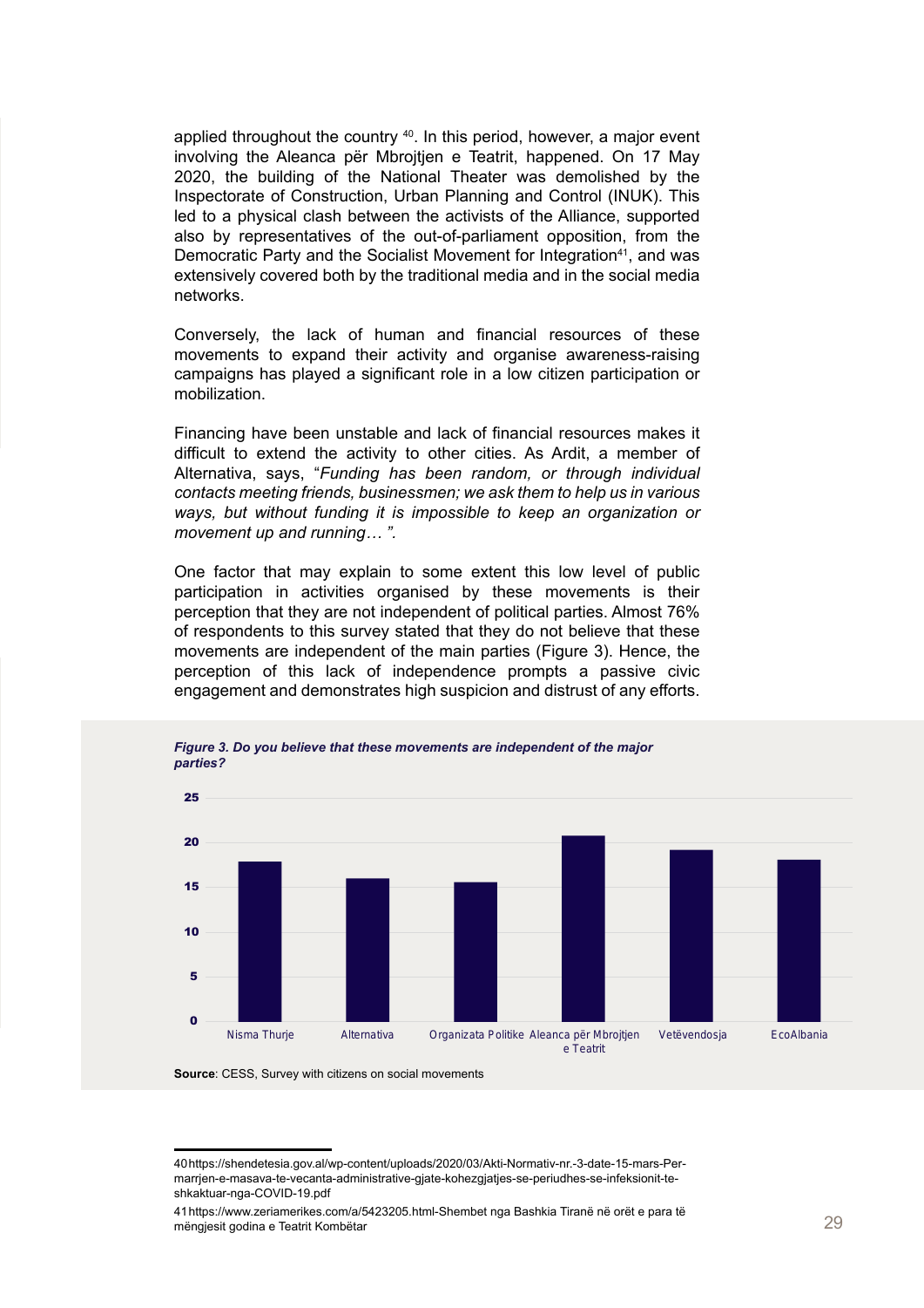applied throughout the country [40]. In this period, however, a major event involving the Aleanca për Mbrojtjen e Teatrit, happened. On 17 May 2020, the building of the National Theater was demolished by the Inspectorate of Construction, Urban Planning and Control (INUK). This led to a physical clash between the activists of the Alliance, supported also by representatives of the out-of-parliament opposition, from the Democratic Party and the Socialist Movement for Integration[41], and was extensively covered both by the traditional media and in the social media networks.

Conversely, the lack of human and financial resources of these movements to expand their activity and organise awareness-raising campaigns has played a significant role in a low citizen participation or mobilization.

Financing have been unstable and lack of financial resources makes it difficult to extend the activity to other cities. As Ardit, a member of Alternativa, says, "*Funding has been random, or through individual contacts meeting friends, businessmen; we ask them to help us in various ways, but without funding it is impossible to keep an organization or movement up and running… ".*

One factor that may explain to some extent this low level of public participation in activities organised by these movements is their perception that they are not independent of political parties. Almost 76% of respondents to this survey stated that they do not believe that these movements are independent of the main parties (Figure 3). Hence, the perception of this lack of independence prompts a passive civic engagement and demonstrates high suspicion and distrust of any efforts.

***Figure 3. Do you believe that these movements are independent of the major parties?***

| Movement | Value (approx.) |
|---|---|
| Nisma Thurje | 18 |
| Alternativa | 16 |
| Organizata Politike | 15.6 |
| Aleanca për Mbrojtjen e Teatrit | 20.8 |
| Vetëvendosja | 19.2 |
| EcoAlbania | 18.1 |

**Source**: CESS, Survey with citizens on social movements

40 https://shendetesia.gov.al/wp-content/uploads/2020/03/Akti-Normativ-nr.-3-date-15-mars-Per-marrjen-e-masava-te-vecanta-administrative-gjate-kohezgjatjes-se-periudhes-se-infeksionit-te-shkaktuar-nga-COVID-19.pdf

41 https://www.zeriamerikes.com/a/5423205.html-Shembet nga Bashkia Tiranë në orët e para të mëngjesit godina e Teatrit Kombëtar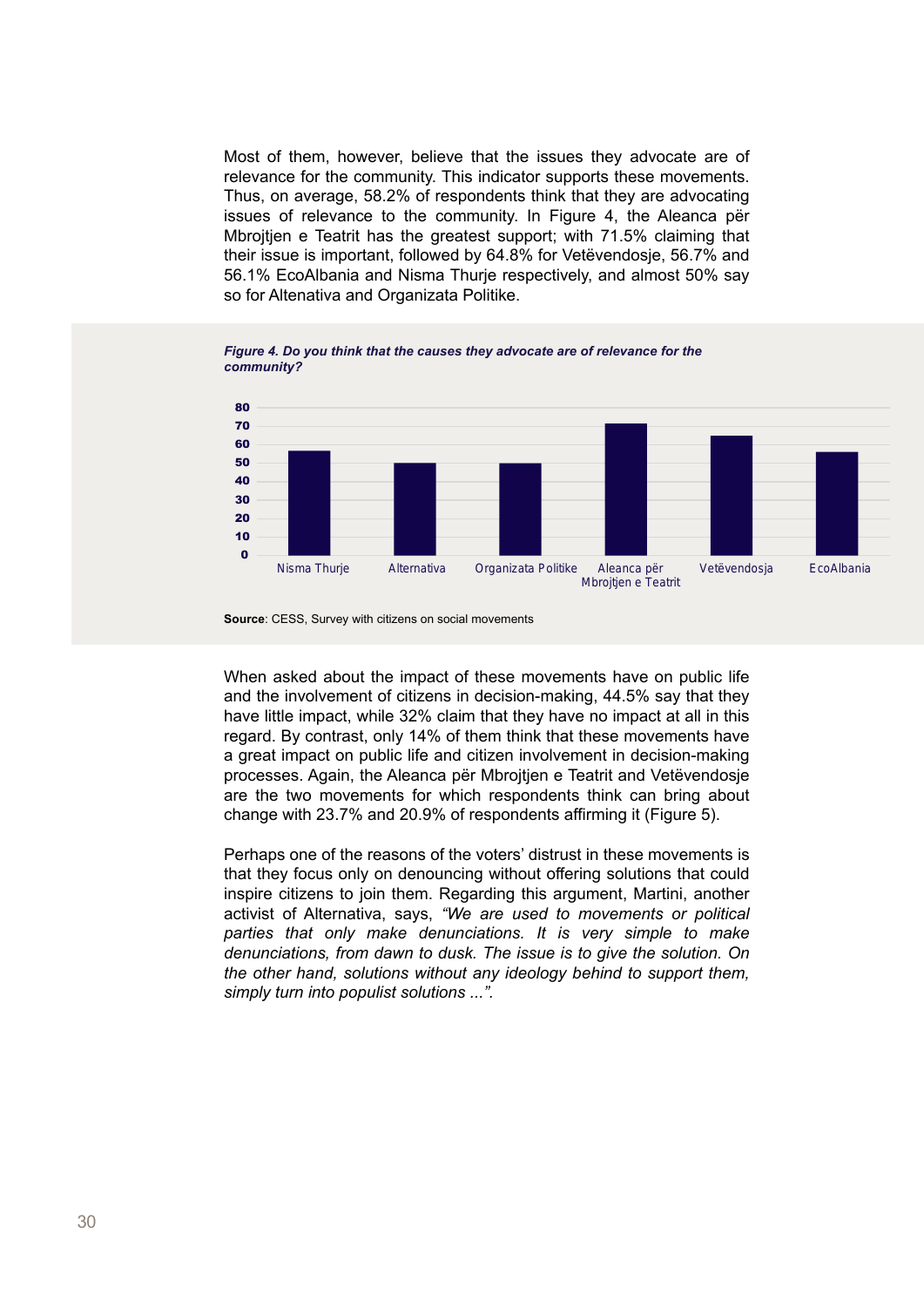Most of them, however, believe that the issues they advocate are of relevance for the community. This indicator supports these movements. Thus, on average, 58.2% of respondents think that they are advocating issues of relevance to the community. In Figure 4, the Aleanca për Mbrojtjen e Teatrit has the greatest support; with 71.5% claiming that their issue is important, followed by 64.8% for Vetëvendosje, 56.7% and 56.1% EcoAlbania and Nisma Thurje respectively, and almost 50% say so for Altenativa and Organizata Politike.

***Figure 4. Do you think that the causes they advocate are of relevance for the community?***

**Source**: CESS, Survey with citizens on social movements

When asked about the impact of these movements have on public life and the involvement of citizens in decision-making, 44.5% say that they have little impact, while 32% claim that they have no impact at all in this regard. By contrast, only 14% of them think that these movements have a great impact on public life and citizen involvement in decision-making processes. Again, the Aleanca për Mbrojtjen e Teatrit and Vetëvendosje are the two movements for which respondents think can bring about change with 23.7% and 20.9% of respondents affirming it (Figure 5).

Perhaps one of the reasons of the voters' distrust in these movements is that they focus only on denouncing without offering solutions that could inspire citizens to join them. Regarding this argument, Martini, another activist of Alternativa, says, *"We are used to movements or political parties that only make denunciations. It is very simple to make denunciations, from dawn to dusk. The issue is to give the solution. On the other hand, solutions without any ideology behind to support them, simply turn into populist solutions ...".*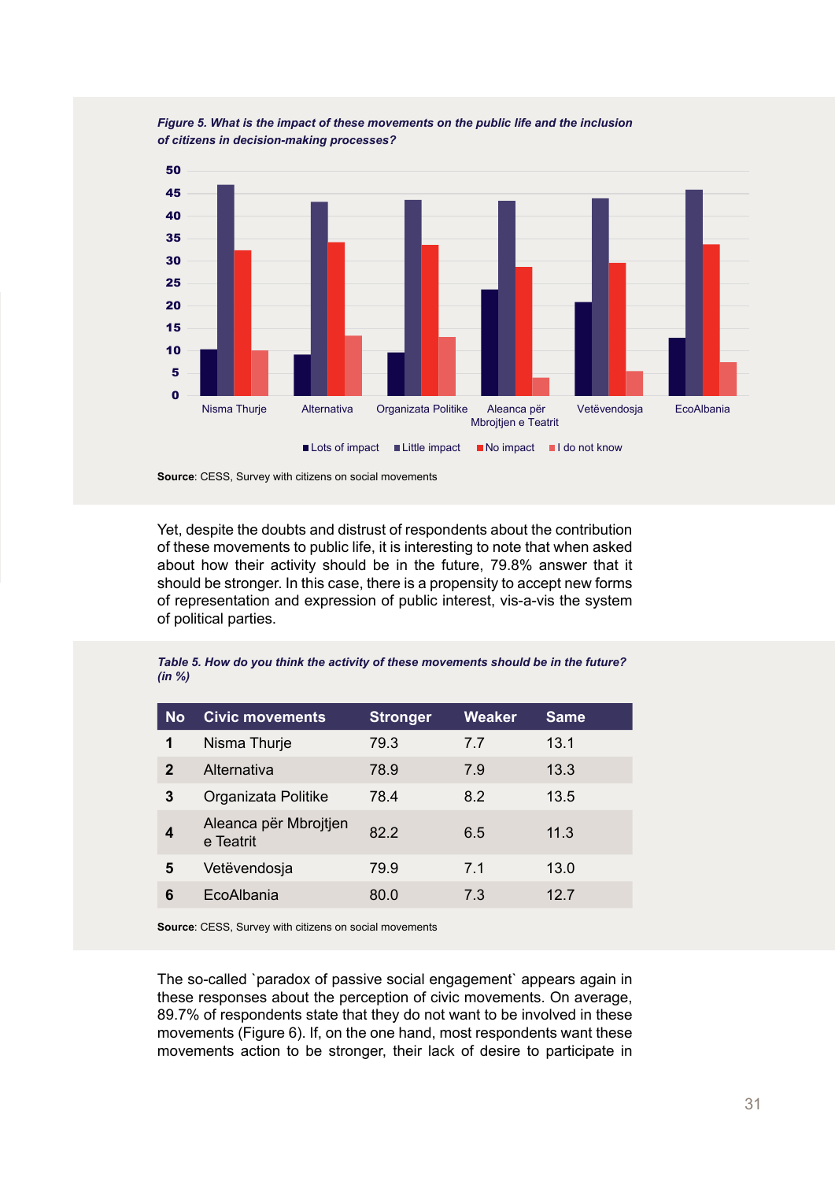*Figure 5. What is the impact of these movements on the public life and the inclusion of citizens in decision-making processes?*

**Source**: CESS, Survey with citizens on social movements

Yet, despite the doubts and distrust of respondents about the contribution of these movements to public life, it is interesting to note that when asked about how their activity should be in the future, 79.8% answer that it should be stronger. In this case, there is a propensity to accept new forms of representation and expression of public interest, vis-a-vis the system of political parties.

*Table 5. How do you think the activity of these movements should be in the future? (in %)*

| No | Civic movements | Stronger | Weaker | Same |
|---|---|---|---|---|
| 1 | Nisma Thurje | 79.3 | 7.7 | 13.1 |
| 2 | Alternativa | 78.9 | 7.9 | 13.3 |
| 3 | Organizata Politike | 78.4 | 8.2 | 13.5 |
| 4 | Aleanca për Mbrojtjen e Teatrit | 82.2 | 6.5 | 11.3 |
| 5 | Vetëvendosja | 79.9 | 7.1 | 13.0 |
| 6 | EcoAlbania | 80.0 | 7.3 | 12.7 |

**Source**: CESS, Survey with citizens on social movements

The so-called `paradox of passive social engagement` appears again in these responses about the perception of civic movements. On average, 89.7% of respondents state that they do not want to be involved in these movements (Figure 6). If, on the one hand, most respondents want these movements action to be stronger, their lack of desire to participate in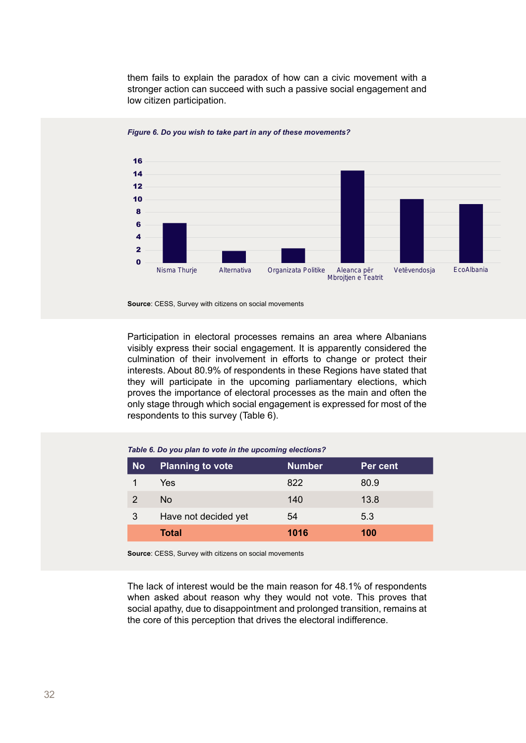them fails to explain the paradox of how can a civic movement with a stronger action can succeed with such a passive social engagement and low citizen participation.

*Figure 6. Do you wish to take part in any of these movements?*

**Source**: CESS, Survey with citizens on social movements

Participation in electoral processes remains an area where Albanians visibly express their social engagement. It is apparently considered the culmination of their involvement in efforts to change or protect their interests. About 80.9% of respondents in these Regions have stated that they will participate in the upcoming parliamentary elections, which proves the importance of electoral processes as the main and often the only stage through which social engagement is expressed for most of the respondents to this survey (Table 6).

*Table 6. Do you plan to vote in the upcoming elections?*

| No | Planning to vote | Number | Per cent |
|---|---|---|---|
| 1 | Yes | 822 | 80.9 |
| 2 | No | 140 | 13.8 |
| 3 | Have not decided yet | 54 | 5.3 |
| | **Total** | **1016** | **100** |

**Source**: CESS, Survey with citizens on social movements

The lack of interest would be the main reason for 48.1% of respondents when asked about reason why they would not vote. This proves that social apathy, due to disappointment and prolonged transition, remains at the core of this perception that drives the electoral indifference.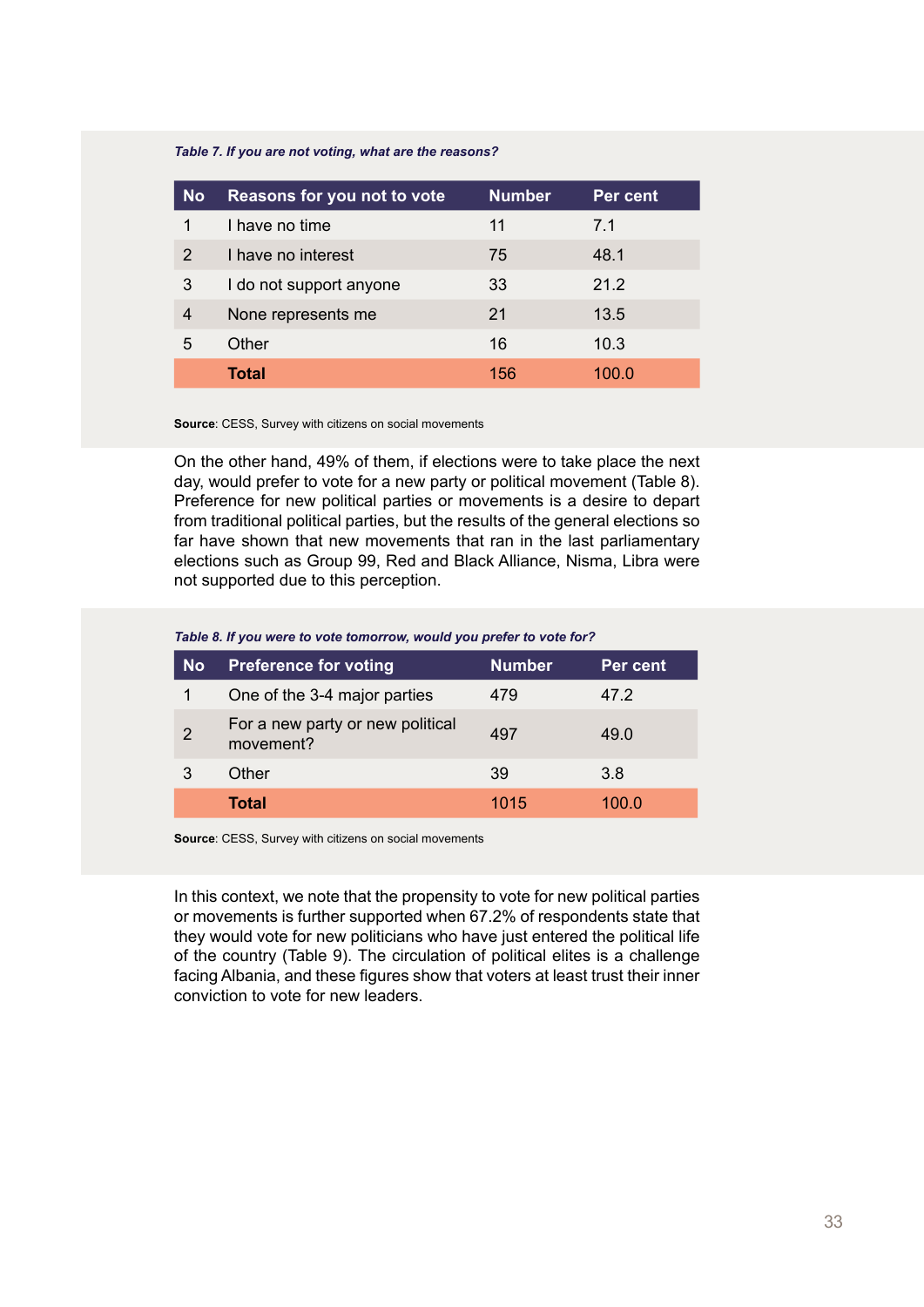*Table 7. If you are not voting, what are the reasons?*

| No | Reasons for you not to vote | Number | Per cent |
|---|---|---|---|
| 1 | I have no time | 11 | 7.1 |
| 2 | I have no interest | 75 | 48.1 |
| 3 | I do not support anyone | 33 | 21.2 |
| 4 | None represents me | 21 | 13.5 |
| 5 | Other | 16 | 10.3 |
| | **Total** | 156 | 100.0 |

**Source**: CESS, Survey with citizens on social movements

On the other hand, 49% of them, if elections were to take place the next day, would prefer to vote for a new party or political movement (Table 8). Preference for new political parties or movements is a desire to depart from traditional political parties, but the results of the general elections so far have shown that new movements that ran in the last parliamentary elections such as Group 99, Red and Black Alliance, Nisma, Libra were not supported due to this perception.

*Table 8. If you were to vote tomorrow, would you prefer to vote for?*

| No | Preference for voting | Number | Per cent |
|---|---|---|---|
| 1 | One of the 3-4 major parties | 479 | 47.2 |
| 2 | For a new party or new political movement? | 497 | 49.0 |
| 3 | Other | 39 | 3.8 |
| | **Total** | 1015 | 100.0 |

**Source**: CESS, Survey with citizens on social movements

In this context, we note that the propensity to vote for new political parties or movements is further supported when 67.2% of respondents state that they would vote for new politicians who have just entered the political life of the country (Table 9). The circulation of political elites is a challenge facing Albania, and these figures show that voters at least trust their inner conviction to vote for new leaders.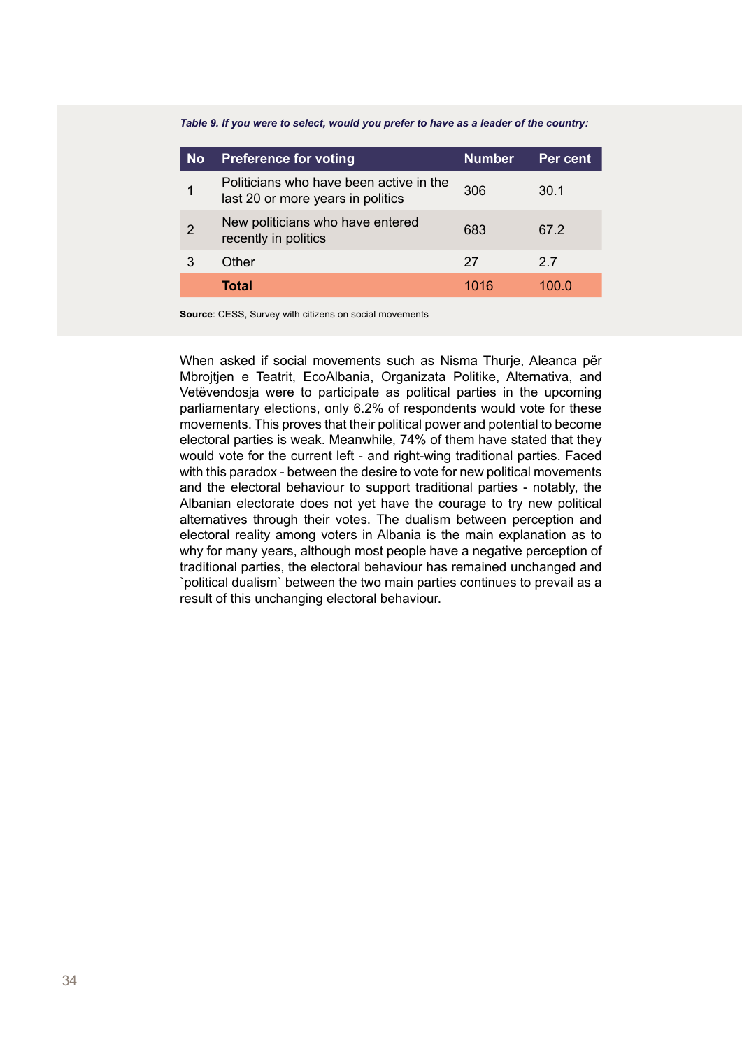*Table 9. If you were to select, would you prefer to have as a leader of the country:*

| No | Preference for voting | Number | Per cent |
|---|---|---|---|
| 1 | Politicians who have been active in the last 20 or more years in politics | 306 | 30.1 |
| 2 | New politicians who have entered recently in politics | 683 | 67.2 |
| 3 | Other | 27 | 2.7 |
| | **Total** | 1016 | 100.0 |

**Source**: CESS, Survey with citizens on social movements

When asked if social movements such as Nisma Thurje, Aleanca për Mbrojtjen e Teatrit, EcoAlbania, Organizata Politike, Alternativa, and Vetëvendosja were to participate as political parties in the upcoming parliamentary elections, only 6.2% of respondents would vote for these movements. This proves that their political power and potential to become electoral parties is weak. Meanwhile, 74% of them have stated that they would vote for the current left - and right-wing traditional parties. Faced with this paradox - between the desire to vote for new political movements and the electoral behaviour to support traditional parties - notably, the Albanian electorate does not yet have the courage to try new political alternatives through their votes. The dualism between perception and electoral reality among voters in Albania is the main explanation as to why for many years, although most people have a negative perception of traditional parties, the electoral behaviour has remained unchanged and `political dualism` between the two main parties continues to prevail as a result of this unchanging electoral behaviour.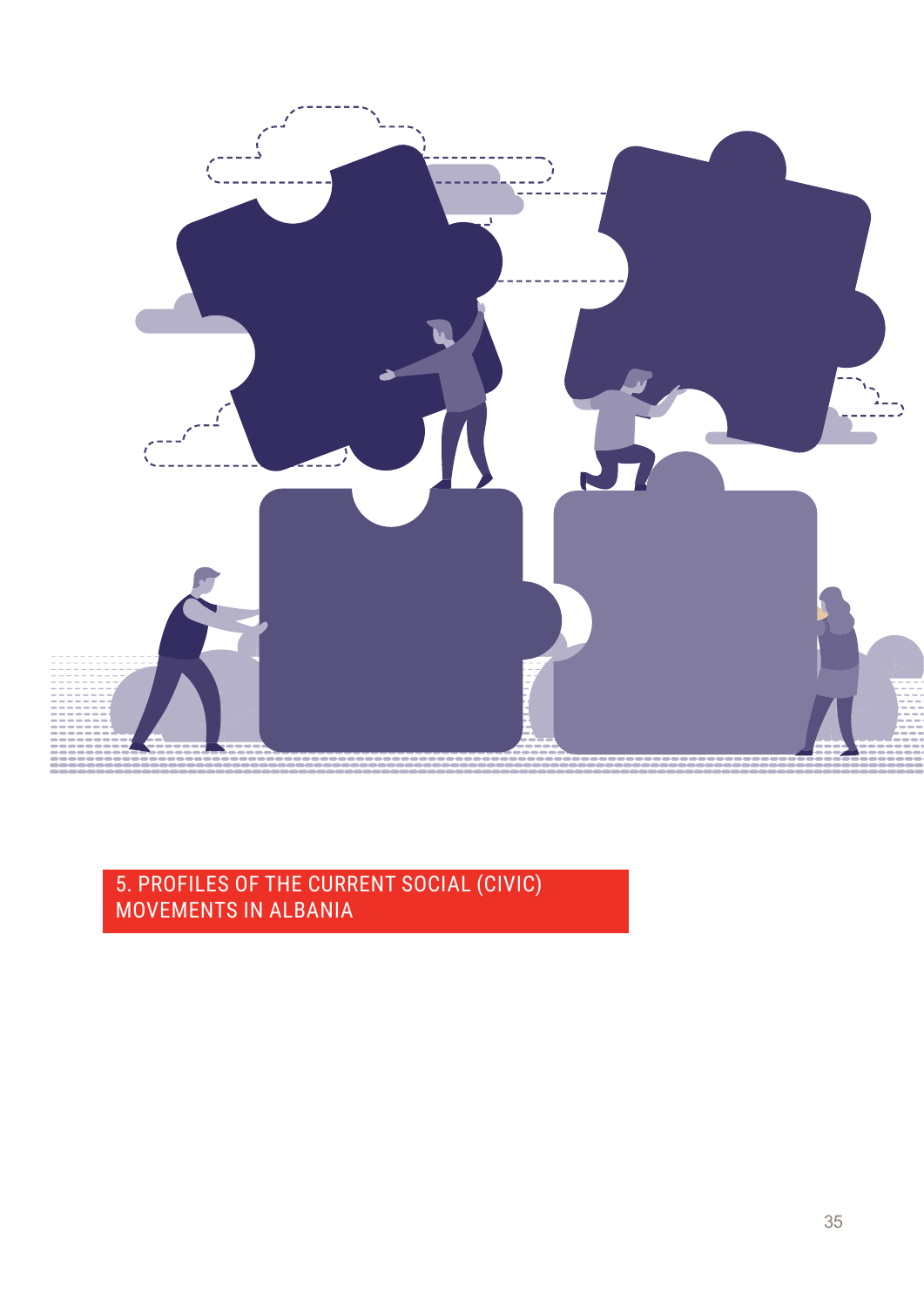# 5. PROFILES OF THE CURRENT SOCIAL (CIVIC) MOVEMENTS IN ALBANIA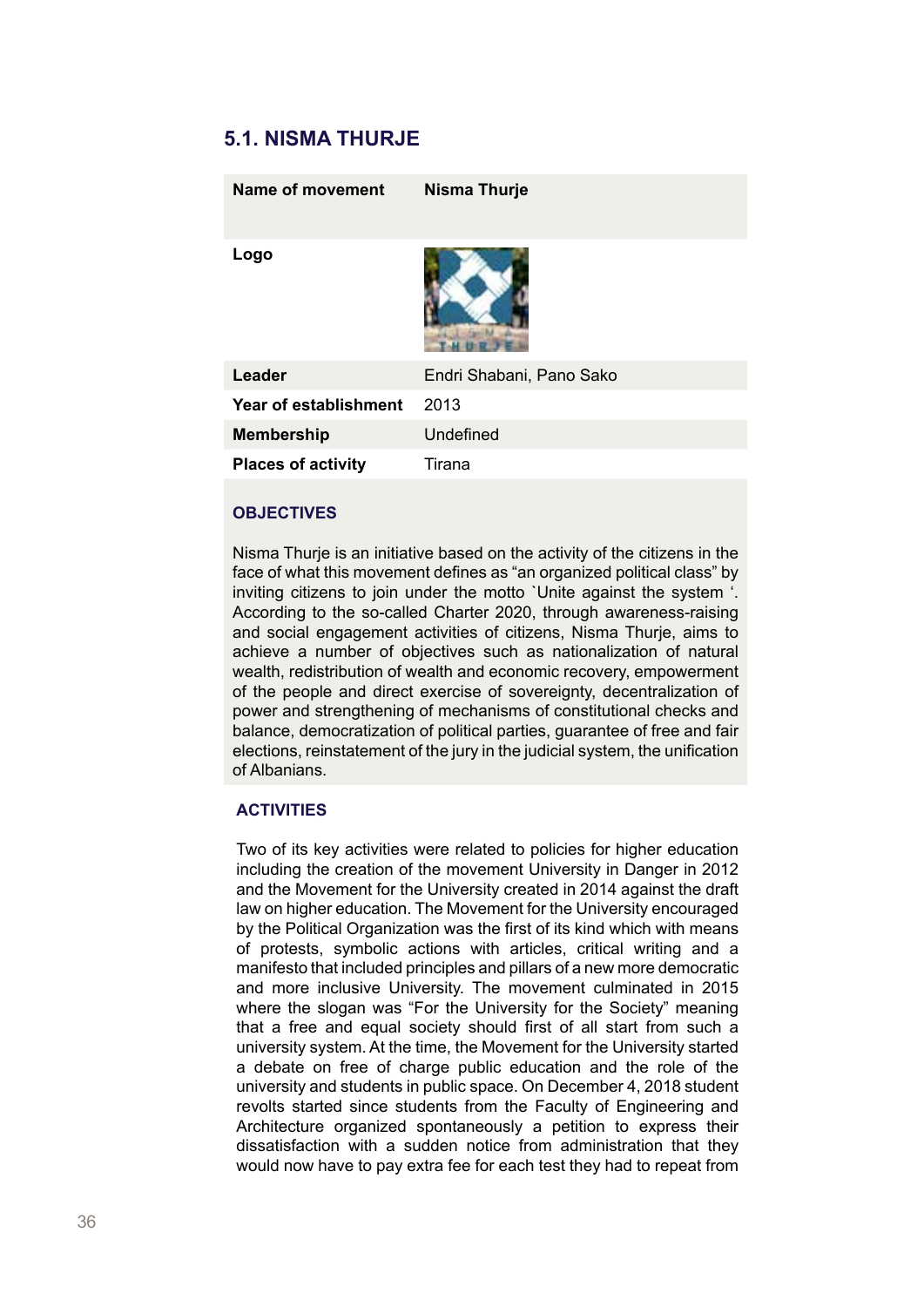## 5.1. NISMA THURJE

| Name of movement | Nisma Thurje |
|---|---|
| Logo | |
| Leader | Endri Shabani, Pano Sako |
| Year of establishment | 2013 |
| Membership | Undefined |
| Places of activity | Tirana |

### OBJECTIVES

Nisma Thurje is an initiative based on the activity of the citizens in the face of what this movement defines as "an organized political class" by inviting citizens to join under the motto `Unite against the system '. According to the so-called Charter 2020, through awareness-raising and social engagement activities of citizens, Nisma Thurje, aims to achieve a number of objectives such as nationalization of natural wealth, redistribution of wealth and economic recovery, empowerment of the people and direct exercise of sovereignty, decentralization of power and strengthening of mechanisms of constitutional checks and balance, democratization of political parties, guarantee of free and fair elections, reinstatement of the jury in the judicial system, the unification of Albanians.

### ACTIVITIES

Two of its key activities were related to policies for higher education including the creation of the movement University in Danger in 2012 and the Movement for the University created in 2014 against the draft law on higher education. The Movement for the University encouraged by the Political Organization was the first of its kind which with means of protests, symbolic actions with articles, critical writing and a manifesto that included principles and pillars of a new more democratic and more inclusive University. The movement culminated in 2015 where the slogan was "For the University for the Society" meaning that a free and equal society should first of all start from such a university system. At the time, the Movement for the University started a debate on free of charge public education and the role of the university and students in public space. On December 4, 2018 student revolts started since students from the Faculty of Engineering and Architecture organized spontaneously a petition to express their dissatisfaction with a sudden notice from administration that they would now have to pay extra fee for each test they had to repeat from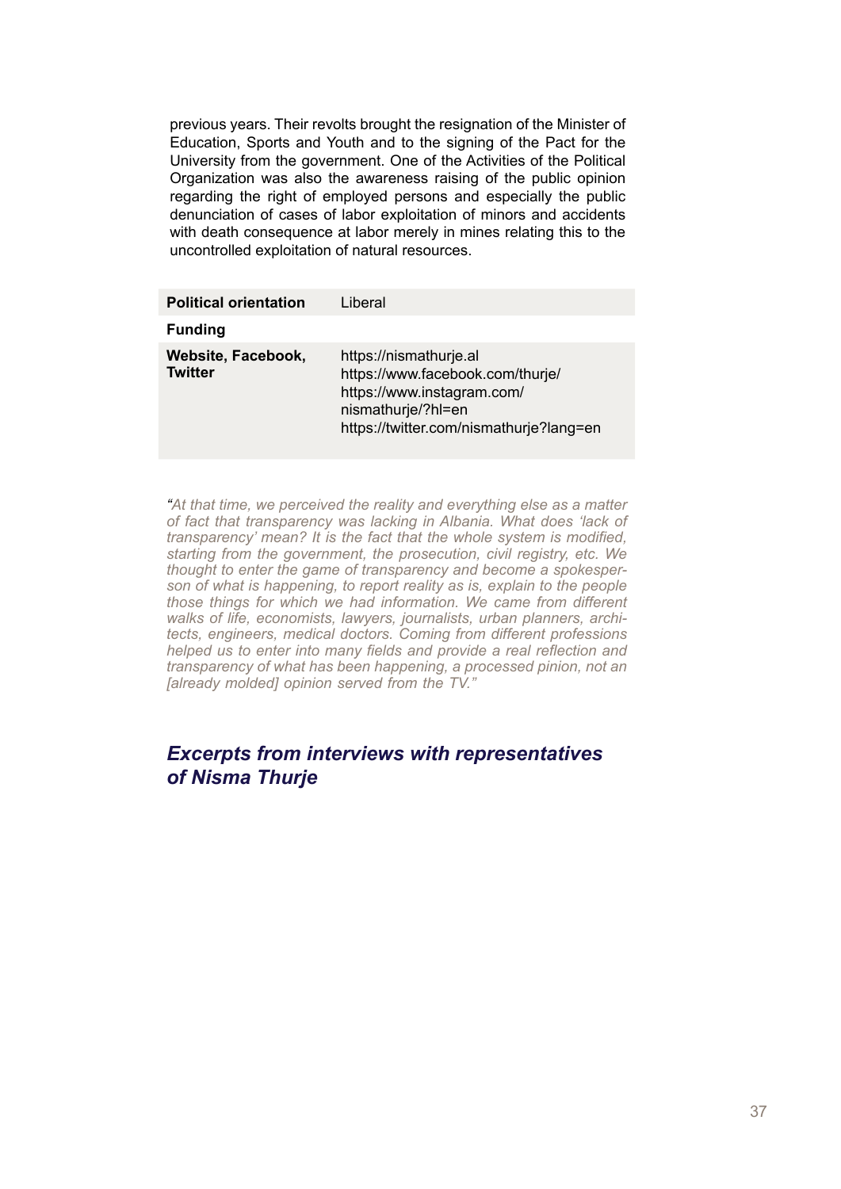previous years. Their revolts brought the resignation of the Minister of Education, Sports and Youth and to the signing of the Pact for the University from the government. One of the Activities of the Political Organization was also the awareness raising of the public opinion regarding the right of employed persons and especially the public denunciation of cases of labor exploitation of minors and accidents with death consequence at labor merely in mines relating this to the uncontrolled exploitation of natural resources.

| **Political orientation** | Liberal |
|---|---|
| **Funding** | |
| **Website, Facebook, Twitter** | https://nismathurje.al<br>https://www.facebook.com/thurje/<br>https://www.instagram.com/nismathurje/?hl=en<br>https://twitter.com/nismathurje?lang=en |

*"At that time, we perceived the reality and everything else as a matter of fact that transparency was lacking in Albania. What does 'lack of transparency' mean? It is the fact that the whole system is modified, starting from the government, the prosecution, civil registry, etc. We thought to enter the game of transparency and become a spokesperson of what is happening, to report reality as is, explain to the people those things for which we had information. We came from different walks of life, economists, lawyers, journalists, urban planners, architects, engineers, medical doctors. Coming from different professions helped us to enter into many fields and provide a real reflection and transparency of what has been happening, a processed pinion, not an [already molded] opinion served from the TV."*

## *Excerpts from interviews with representatives of Nisma Thurje*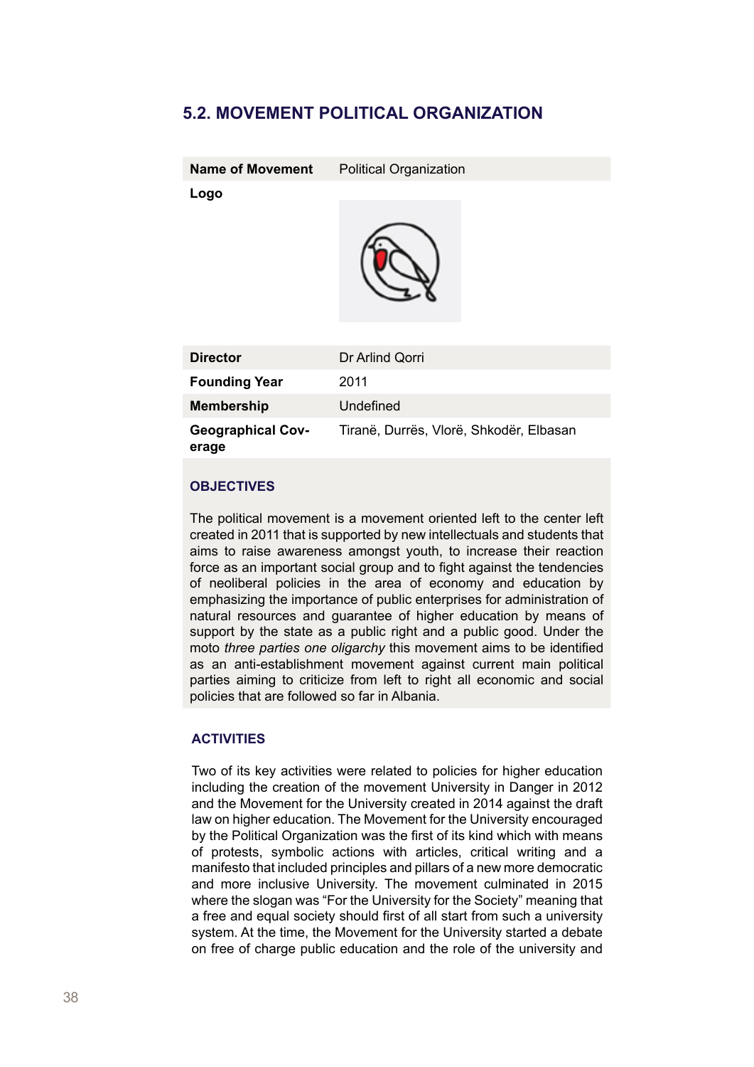## 5.2. MOVEMENT POLITICAL ORGANIZATION

| **Name of Movement** | Political Organization |
|---|---|
| **Logo** | |
| **Director** | Dr Arlind Qorri |
| **Founding Year** | 2011 |
| **Membership** | Undefined |
| **Geographical Coverage** | Tiranë, Durrës, Vlorë, Shkodër, Elbasan |

### OBJECTIVES

The political movement is a movement oriented left to the center left created in 2011 that is supported by new intellectuals and students that aims to raise awareness amongst youth, to increase their reaction force as an important social group and to fight against the tendencies of neoliberal policies in the area of economy and education by emphasizing the importance of public enterprises for administration of natural resources and guarantee of higher education by means of support by the state as a public right and a public good. Under the moto *three parties one oligarchy* this movement aims to be identified as an anti-establishment movement against current main political parties aiming to criticize from left to right all economic and social policies that are followed so far in Albania.

### ACTIVITIES

Two of its key activities were related to policies for higher education including the creation of the movement University in Danger in 2012 and the Movement for the University created in 2014 against the draft law on higher education. The Movement for the University encouraged by the Political Organization was the first of its kind which with means of protests, symbolic actions with articles, critical writing and a manifesto that included principles and pillars of a new more democratic and more inclusive University. The movement culminated in 2015 where the slogan was "For the University for the Society" meaning that a free and equal society should first of all start from such a university system. At the time, the Movement for the University started a debate on free of charge public education and the role of the university and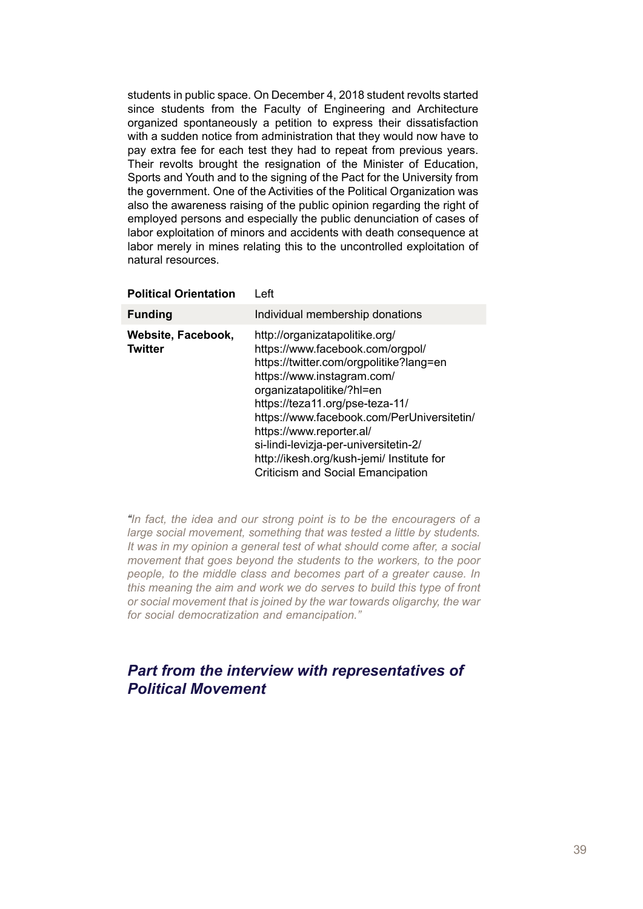students in public space. On December 4, 2018 student revolts started since students from the Faculty of Engineering and Architecture organized spontaneously a petition to express their dissatisfaction with a sudden notice from administration that they would now have to pay extra fee for each test they had to repeat from previous years. Their revolts brought the resignation of the Minister of Education, Sports and Youth and to the signing of the Pact for the University from the government. One of the Activities of the Political Organization was also the awareness raising of the public opinion regarding the right of employed persons and especially the public denunciation of cases of labor exploitation of minors and accidents with death consequence at labor merely in mines relating this to the uncontrolled exploitation of natural resources.

| | |
|---|---|
| **Political Orientation** | Left |
| **Funding** | Individual membership donations |
| **Website, Facebook, Twitter** | http://organizatapolitike.org/ https://www.facebook.com/orgpol/ https://twitter.com/orgpolitike?lang=en https://www.instagram.com/organizatapolitike/?hl=en https://teza11.org/pse-teza-11/ https://www.facebook.com/PerUniversitetin/ https://www.reporter.al/si-lindi-levizja-per-universitetin-2/ http://ikesh.org/kush-jemi/ Institute for Criticism and Social Emancipation |

*"In fact, the idea and our strong point is to be the encouragers of a large social movement, something that was tested a little by students. It was in my opinion a general test of what should come after, a social movement that goes beyond the students to the workers, to the poor people, to the middle class and becomes part of a greater cause. In this meaning the aim and work we do serves to build this type of front or social movement that is joined by the war towards oligarchy, the war for social democratization and emancipation."*

## *Part from the interview with representatives of Political Movement*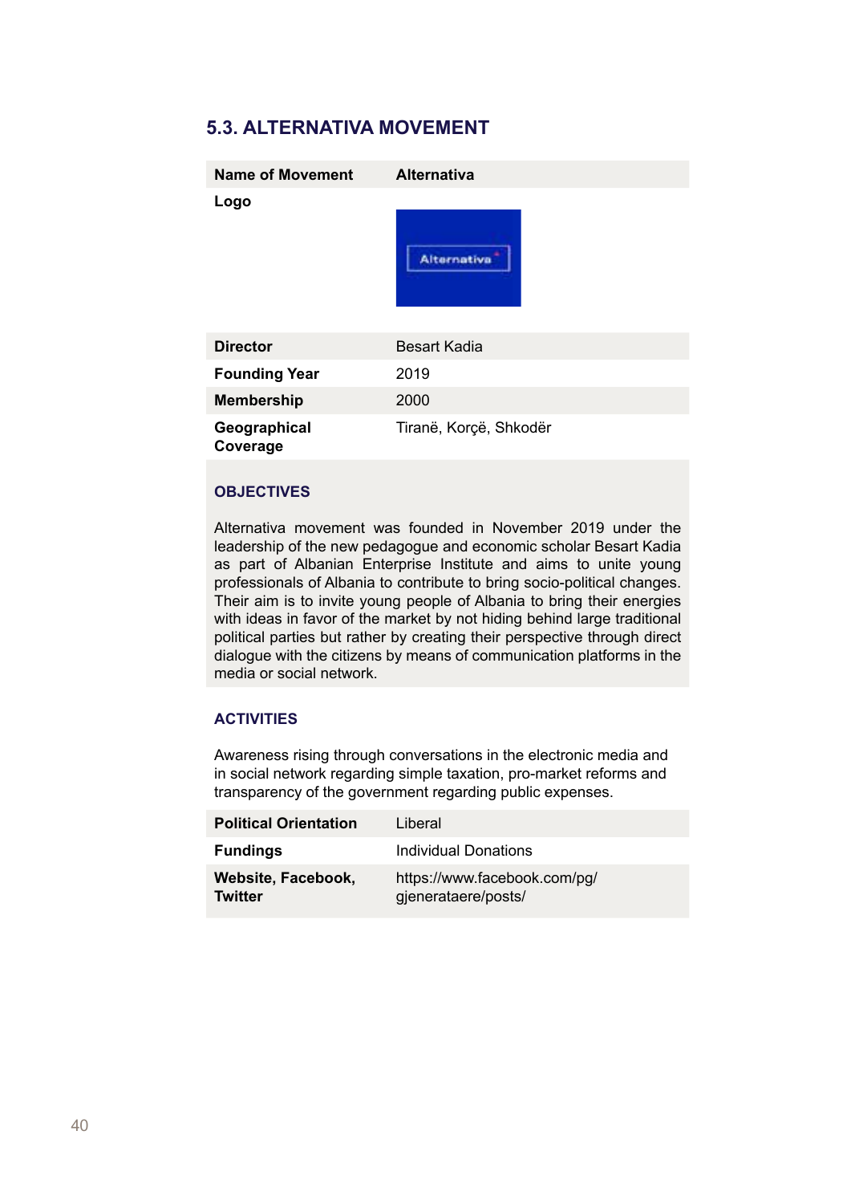## 5.3. ALTERNATIVA MOVEMENT

| Name of Movement | Alternativa |
|---|---|
| Logo | |
| Director | Besart Kadia |
| Founding Year | 2019 |
| Membership | 2000 |
| Geographical Coverage | Tiranë, Korçë, Shkodër |

### OBJECTIVES

Alternativa movement was founded in November 2019 under the leadership of the new pedagogue and economic scholar Besart Kadia as part of Albanian Enterprise Institute and aims to unite young professionals of Albania to contribute to bring socio-political changes. Their aim is to invite young people of Albania to bring their energies with ideas in favor of the market by not hiding behind large traditional political parties but rather by creating their perspective through direct dialogue with the citizens by means of communication platforms in the media or social network.

### ACTIVITIES

Awareness rising through conversations in the electronic media and in social network regarding simple taxation, pro-market reforms and transparency of the government regarding public expenses.

| Political Orientation | Liberal |
|---|---|
| Fundings | Individual Donations |
| Website, Facebook, Twitter | https://www.facebook.com/pg/gjenerataere/posts/ |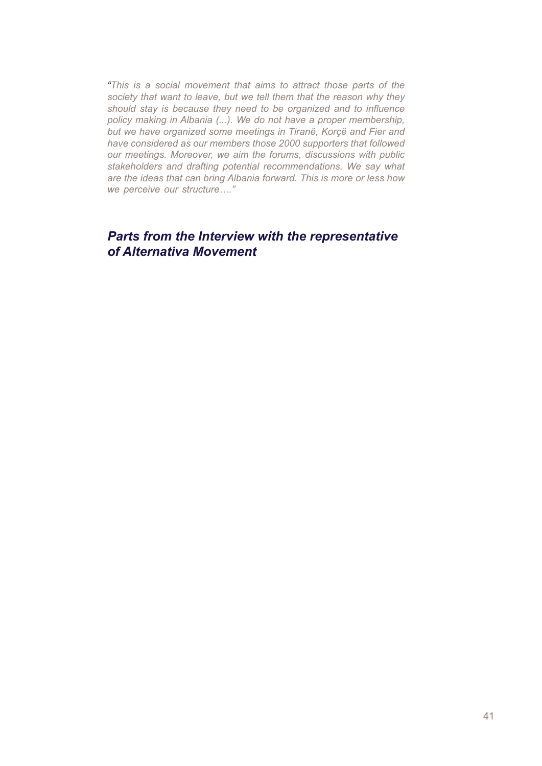*"This is a social movement that aims to attract those parts of the society that want to leave, but we tell them that the reason why they should stay is because they need to be organized and to influence policy making in Albania (...). We do not have a proper membership, but we have organized some meetings in Tiranë, Korçë and Fier and have considered as our members those 2000 supporters that followed our meetings. Moreover, we aim the forums, discussions with public stakeholders and drafting potential recommendations. We say what are the ideas that can bring Albania forward. This is more or less how we perceive our structure…."*

***Parts from the Interview with the representative of Alternativa Movement***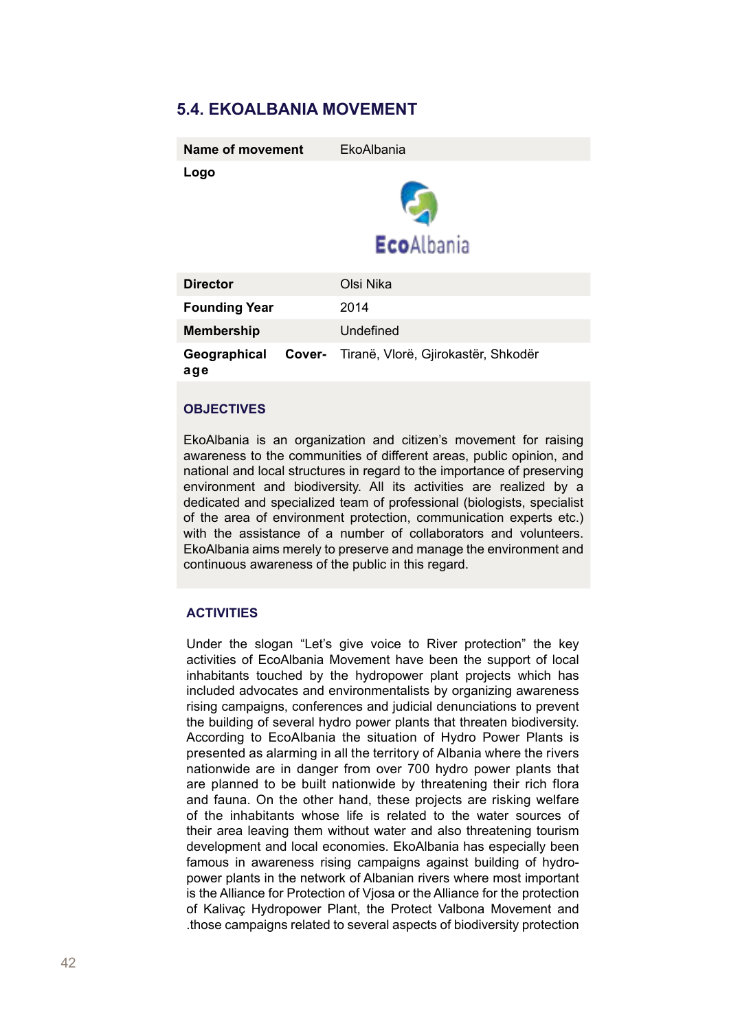## 5.4. EKOALBANIA MOVEMENT

| | |
|---|---|
| **Name of movement** | EkoAlbania |
| **Logo** | |
| **Director** | Olsi Nika |
| **Founding Year** | 2014 |
| **Membership** | Undefined |
| **Geographical Coverage** | Tiranë, Vlorë, Gjirokastër, Shkodër |

### OBJECTIVES

EkoAlbania is an organization and citizen's movement for raising awareness to the communities of different areas, public opinion, and national and local structures in regard to the importance of preserving environment and biodiversity. All its activities are realized by a dedicated and specialized team of professional (biologists, specialist of the area of environment protection, communication experts etc.) with the assistance of a number of collaborators and volunteers. EkoAlbania aims merely to preserve and manage the environment and continuous awareness of the public in this regard.

### ACTIVITIES

Under the slogan "Let's give voice to River protection" the key activities of EcoAlbania Movement have been the support of local inhabitants touched by the hydropower plant projects which has included advocates and environmentalists by organizing awareness rising campaigns, conferences and judicial denunciations to prevent the building of several hydro power plants that threaten biodiversity. According to EcoAlbania the situation of Hydro Power Plants is presented as alarming in all the territory of Albania where the rivers nationwide are in danger from over 700 hydro power plants that are planned to be built nationwide by threatening their rich flora and fauna. On the other hand, these projects are risking welfare of the inhabitants whose life is related to the water sources of their area leaving them without water and also threatening tourism development and local economies. EkoAlbania has especially been famous in awareness rising campaigns against building of hydro-power plants in the network of Albanian rivers where most important is the Alliance for Protection of Vjosa or the Alliance for the protection of Kalivaç Hydropower Plant, the Protect Valbona Movement and .those campaigns related to several aspects of biodiversity protection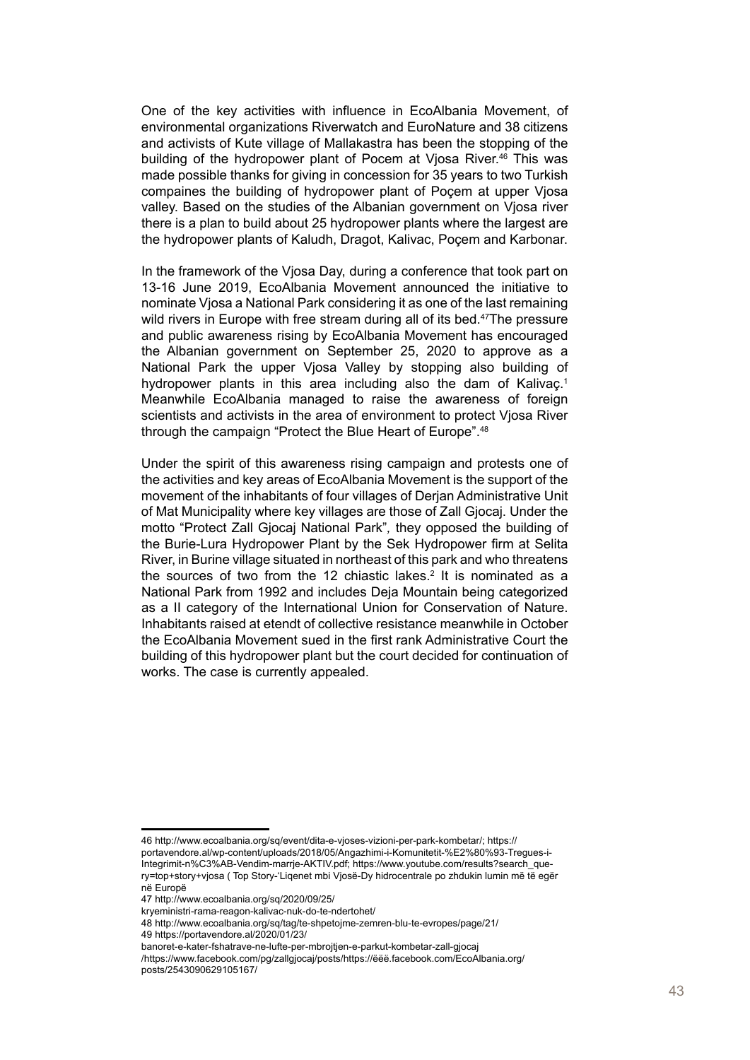One of the key activities with influence in EcoAlbania Movement, of environmental organizations Riverwatch and EuroNature and 38 citizens and activists of Kute village of Mallakastra has been the stopping of the building of the hydropower plant of Pocem at Vjosa River.[46] This was made possible thanks for giving in concession for 35 years to two Turkish compaines the building of hydropower plant of Poçem at upper Vjosa valley. Based on the studies of the Albanian government on Vjosa river there is a plan to build about 25 hydropower plants where the largest are the hydropower plants of Kaludh, Dragot, Kalivac, Poçem and Karbonar.

In the framework of the Vjosa Day, during a conference that took part on 13-16 June 2019, EcoAlbania Movement announced the initiative to nominate Vjosa a National Park considering it as one of the last remaining wild rivers in Europe with free stream during all of its bed.[47]The pressure and public awareness rising by EcoAlbania Movement has encouraged the Albanian government on September 25, 2020 to approve as a National Park the upper Vjosa Valley by stopping also building of hydropower plants in this area including also the dam of Kalivaç.[1] Meanwhile EcoAlbania managed to raise the awareness of foreign scientists and activists in the area of environment to protect Vjosa River through the campaign "Protect the Blue Heart of Europe".[48]

Under the spirit of this awareness rising campaign and protests one of the activities and key areas of EcoAlbania Movement is the support of the movement of the inhabitants of four villages of Derjan Administrative Unit of Mat Municipality where key villages are those of Zall Gjocaj. Under the motto "Protect Zall Gjocaj National Park", they opposed the building of the Burie-Lura Hydropower Plant by the Sek Hydropower firm at Selita River, in Burine village situated in northeast of this park and who threatens the sources of two from the 12 chiastic lakes.[2] It is nominated as a National Park from 1992 and includes Deja Mountain being categorized as a II category of the International Union for Conservation of Nature. Inhabitants raised at etendt of collective resistance meanwhile in October the EcoAlbania Movement sued in the first rank Administrative Court the building of this hydropower plant but the court decided for continuation of works. The case is currently appealed.

---

46 http://www.ecoalbania.org/sq/event/dita-e-vjoses-vizioni-per-park-kombetar/; https://portavendore.al/wp-content/uploads/2018/05/Angazhimi-i-Komunitetit-%E2%80%93-Tregues-i-Integrimit-n%C3%AB-Vendim-marrje-AKTIV.pdf; https://www.youtube.com/results?search_query=top+story+vjosa ( Top Story-'Liqenet mbi Vjosë-Dy hidrocentrale po zhdukin lumin më të egër në Europë

47 http://www.ecoalbania.org/sq/2020/09/25/kryeministri-rama-reagon-kalivac-nuk-do-te-ndertohet/

48 http://www.ecoalbania.org/sq/tag/te-shpetojme-zemren-blu-te-evropes/page/21/

49 https://portavendore.al/2020/01/23/banoret-e-kater-fshatrave-ne-lufte-per-mbrojtjen-e-parkut-kombetar-zall-gjocaj/https://www.facebook.com/pg/zallgjocaj/posts/https://ëëë.facebook.com/EcoAlbania.org/posts/2543090629105167/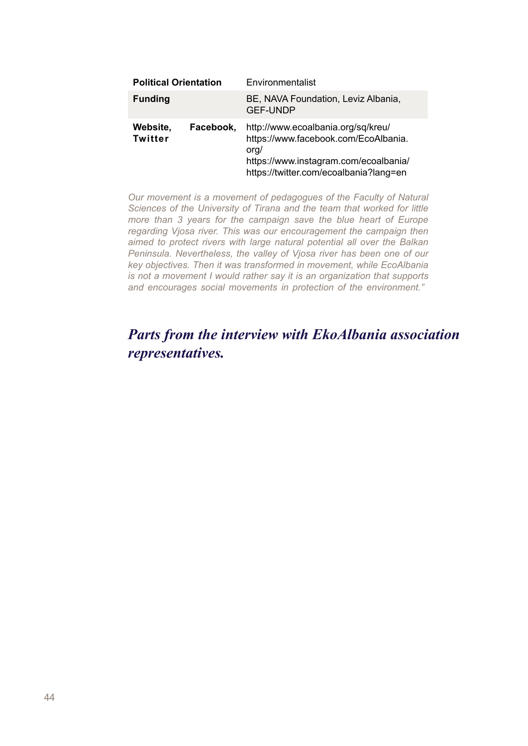| | |
|---|---|
| **Political Orientation** | Environmentalist |
| **Funding** | BE, NAVA Foundation, Leviz Albania, GEF-UNDP |
| **Website, Facebook, Twitter** | http://www.ecoalbania.org/sq/kreu/<br>https://www.facebook.com/EcoAlbania.org/<br>https://www.instagram.com/ecoalbania/<br>https://twitter.com/ecoalbania?lang=en |

*Our movement is a movement of pedagogues of the Faculty of Natural Sciences of the University of Tirana and the team that worked for little more than 3 years for the campaign save the blue heart of Europe regarding Vjosa river. This was our encouragement the campaign then aimed to protect rivers with large natural potential all over the Balkan Peninsula. Nevertheless, the valley of Vjosa river has been one of our key objectives. Then it was transformed in movement, while EcoAlbania is not a movement I would rather say it is an organization that supports and encourages social movements in protection of the environment."*

## *Parts from the interview with EkoAlbania association representatives.*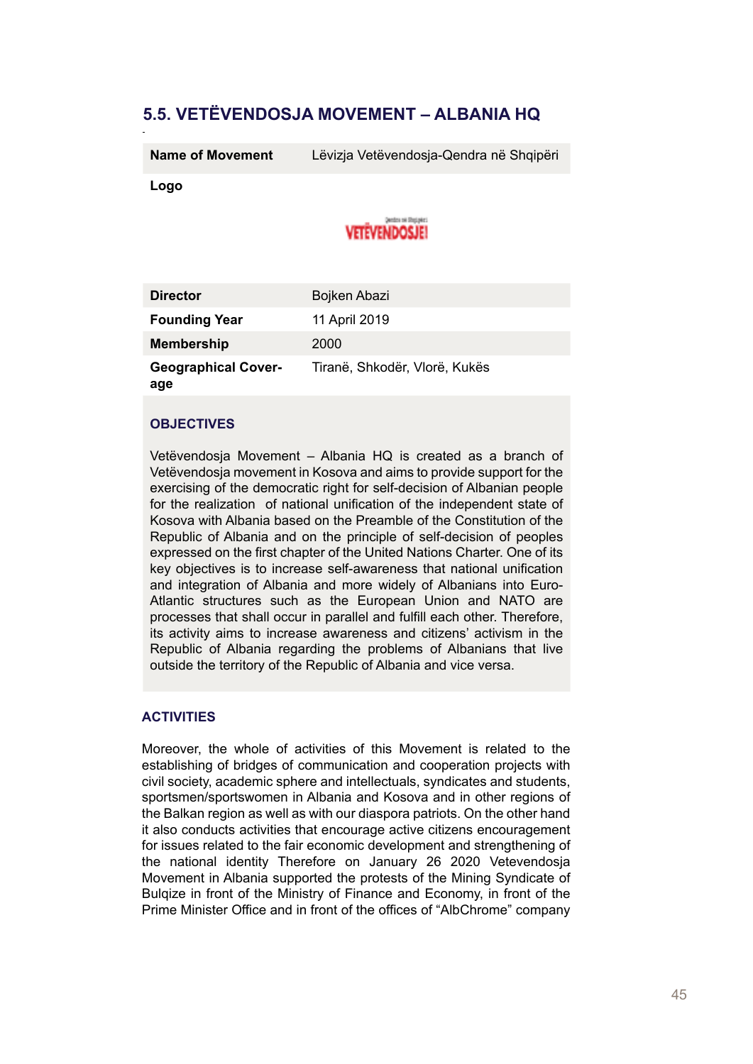## 5.5. VETËVENDOSJA MOVEMENT – ALBANIA HQ

| Name of Movement | Lëvizja Vetëvendosja-Qendra në Shqipëri |
|---|---|
| Logo | |

| Director | Bojken Abazi |
|---|---|
| Founding Year | 11 April 2019 |
| Membership | 2000 |
| Geographical Coverage | Tiranë, Shkodër, Vlorë, Kukës |

### OBJECTIVES

Vetëvendosja Movement – Albania HQ is created as a branch of Vetëvendosja movement in Kosova and aims to provide support for the exercising of the democratic right for self-decision of Albanian people for the realization of national unification of the independent state of Kosova with Albania based on the Preamble of the Constitution of the Republic of Albania and on the principle of self-decision of peoples expressed on the first chapter of the United Nations Charter. One of its key objectives is to increase self-awareness that national unification and integration of Albania and more widely of Albanians into Euro-Atlantic structures such as the European Union and NATO are processes that shall occur in parallel and fulfill each other. Therefore, its activity aims to increase awareness and citizens' activism in the Republic of Albania regarding the problems of Albanians that live outside the territory of the Republic of Albania and vice versa.

### ACTIVITIES

Moreover, the whole of activities of this Movement is related to the establishing of bridges of communication and cooperation projects with civil society, academic sphere and intellectuals, syndicates and students, sportsmen/sportswomen in Albania and Kosova and in other regions of the Balkan region as well as with our diaspora patriots. On the other hand it also conducts activities that encourage active citizens encouragement for issues related to the fair economic development and strengthening of the national identity Therefore on January 26 2020 Vetevendosja Movement in Albania supported the protests of the Mining Syndicate of Bulqize in front of the Ministry of Finance and Economy, in front of the Prime Minister Office and in front of the offices of "AlbChrome" company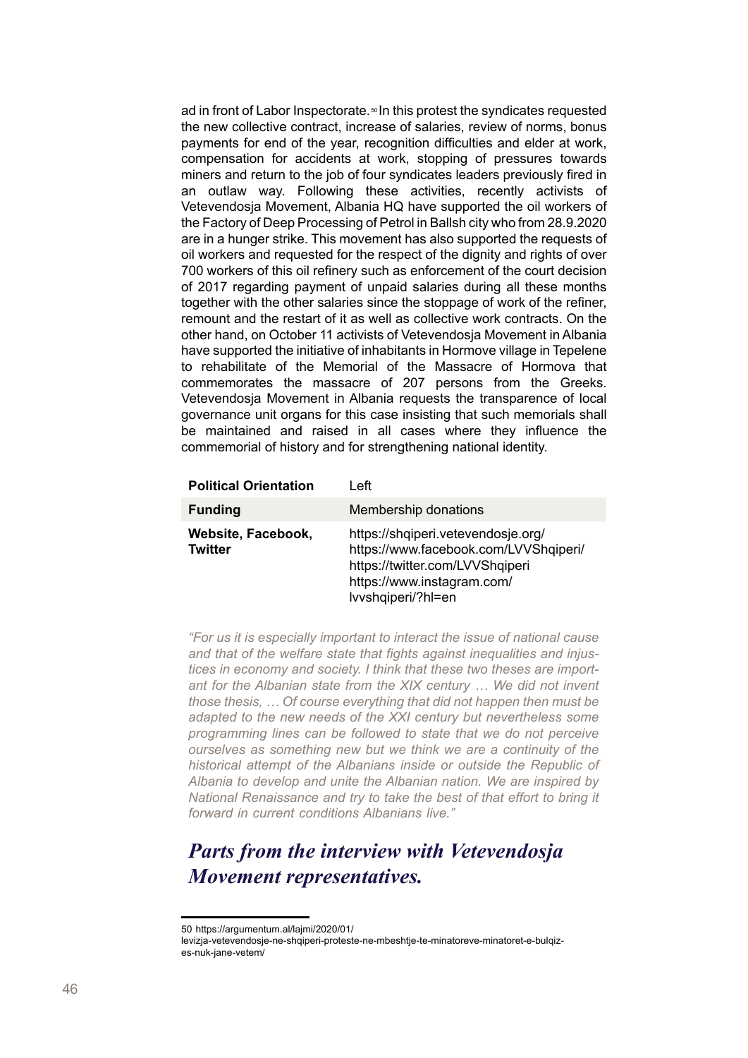ad in front of Labor Inspectorate.[50] In this protest the syndicates requested the new collective contract, increase of salaries, review of norms, bonus payments for end of the year, recognition difficulties and elder at work, compensation for accidents at work, stopping of pressures towards miners and return to the job of four syndicates leaders previously fired in an outlaw way. Following these activities, recently activists of Vetevendosja Movement, Albania HQ have supported the oil workers of the Factory of Deep Processing of Petrol in Ballsh city who from 28.9.2020 are in a hunger strike. This movement has also supported the requests of oil workers and requested for the respect of the dignity and rights of over 700 workers of this oil refinery such as enforcement of the court decision of 2017 regarding payment of unpaid salaries during all these months together with the other salaries since the stoppage of work of the refiner, remount and the restart of it as well as collective work contracts. On the other hand, on October 11 activists of Vetevendosja Movement in Albania have supported the initiative of inhabitants in Hormove village in Tepelene to rehabilitate of the Memorial of the Massacre of Hormova that commemorates the massacre of 207 persons from the Greeks. Vetevendosja Movement in Albania requests the transparence of local governance unit organs for this case insisting that such memorials shall be maintained and raised in all cases where they influence the commemorial of history and for strengthening national identity.

| | |
|---|---|
| **Political Orientation** | Left |
| **Funding** | Membership donations |
| **Website, Facebook, Twitter** | https://shqiperi.vetevendosje.org/ https://www.facebook.com/LVVShqiperi/ https://twitter.com/LVVShqiperi https://www.instagram.com/lvvshqiperi/?hl=en |

*"For us it is especially important to interact the issue of national cause and that of the welfare state that fights against inequalities and injustices in economy and society. I think that these two theses are important for the Albanian state from the XIX century … We did not invent those thesis, … Of course everything that did not happen then must be adapted to the new needs of the XXI century but nevertheless some programming lines can be followed to state that we do not perceive ourselves as something new but we think we are a continuity of the historical attempt of the Albanians inside or outside the Republic of Albania to develop and unite the Albanian nation. We are inspired by National Renaissance and try to take the best of that effort to bring it forward in current conditions Albanians live."*

## *Parts from the interview with Vetevendosja Movement representatives.*

---

50 https://argumentum.al/lajmi/2020/01/levizja-vetevendosje-ne-shqiperi-proteste-ne-mbeshtje-te-minatoreve-minatoret-e-bulqizes-nuk-jane-vetem/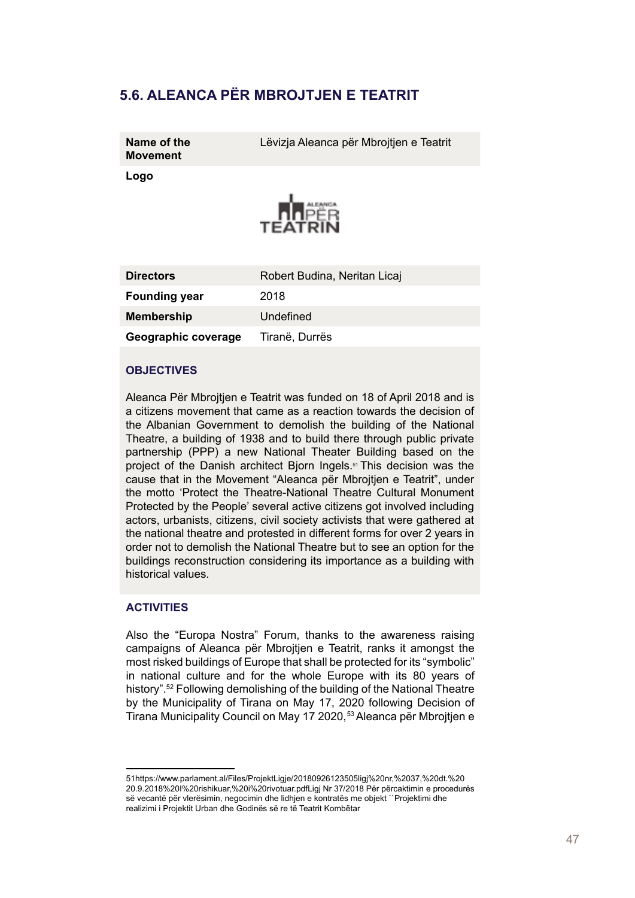## 5.6. ALEANCA PËR MBROJTJEN E TEATRIT

| | |
|---|---|
| **Name of the Movement** | Lëvizja Aleanca për Mbrojtjen e Teatrit |
| **Logo** | |
| **Directors** | Robert Budina, Neritan Licaj |
| **Founding year** | 2018 |
| **Membership** | Undefined |
| **Geographic coverage** | Tiranë, Durrës |

### OBJECTIVES

Aleanca Për Mbrojtjen e Teatrit was funded on 18 of April 2018 and is a citizens movement that came as a reaction towards the decision of the Albanian Government to demolish the building of the National Theatre, a building of 1938 and to build there through public private partnership (PPP) a new National Theater Building based on the project of the Danish architect Bjorn Ingels.[51] This decision was the cause that in the Movement "Aleanca për Mbrojtjen e Teatrit", under the motto 'Protect the Theatre-National Theatre Cultural Monument Protected by the People' several active citizens got involved including actors, urbanists, citizens, civil society activists that were gathered at the national theatre and protested in different forms for over 2 years in order not to demolish the National Theatre but to see an option for the buildings reconstruction considering its importance as a building with historical values.

### ACTIVITIES

Also the "Europa Nostra" Forum, thanks to the awareness raising campaigns of Aleanca për Mbrojtjen e Teatrit, ranks it amongst the most risked buildings of Europe that shall be protected for its "symbolic" in national culture and for the whole Europe with its 80 years of history".[52] Following demolishing of the building of the National Theatre by the Municipality of Tirana on May 17, 2020 following Decision of Tirana Municipality Council on May 17 2020,[53] Aleanca për Mbrojtjen e

---

51https://www.parlament.al/Files/ProjektLigje/20180926123505ligj%20nr,%2037,%20dt.%20 20.9.2018%20l%20rishikuar,%20i%20rivotuar.pdfLigj Nr 37/2018 Për përcaktimin e procedurës së vecantë për vlerësimin, negocimin dhe lidhjen e kontratës me objekt ``Projektimi dhe realizimi i Projektit Urban dhe Godinës së re të Teatrit Kombëtar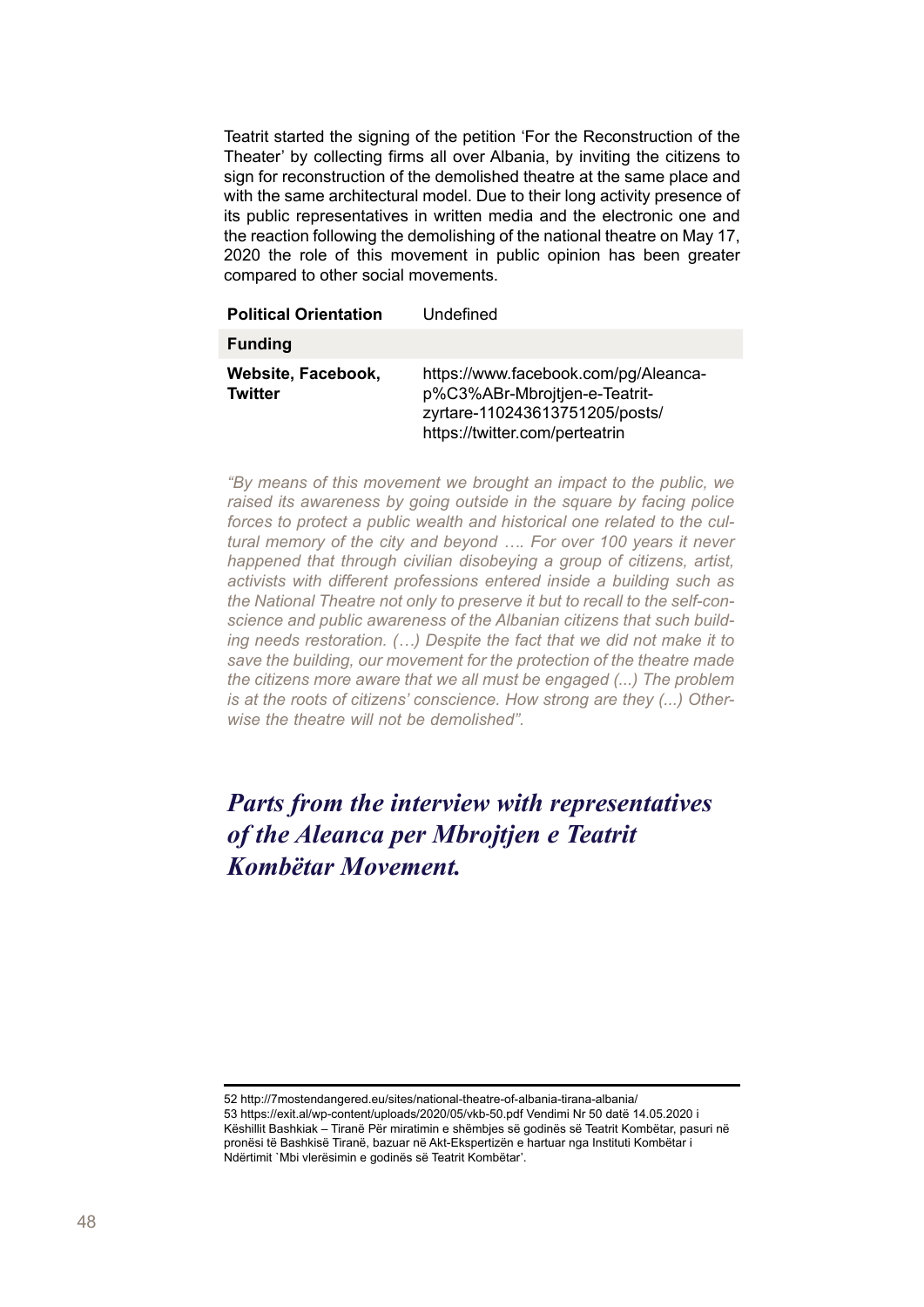Teatrit started the signing of the petition 'For the Reconstruction of the Theater' by collecting firms all over Albania, by inviting the citizens to sign for reconstruction of the demolished theatre at the same place and with the same architectural model. Due to their long activity presence of its public representatives in written media and the electronic one and the reaction following the demolishing of the national theatre on May 17, 2020 the role of this movement in public opinion has been greater compared to other social movements.

| | |
|---|---|
| **Political Orientation** | Undefined |
| **Funding** | |
| **Website, Facebook, Twitter** | https://www.facebook.com/pg/Aleanca-p%C3%ABr-Mbrojtjen-e-Teatrit-zyrtare-110243613751205/posts/ https://twitter.com/perteatrin |

*"By means of this movement we brought an impact to the public, we raised its awareness by going outside in the square by facing police forces to protect a public wealth and historical one related to the cultural memory of the city and beyond …. For over 100 years it never happened that through civilian disobeying a group of citizens, artist, activists with different professions entered inside a building such as the National Theatre not only to preserve it but to recall to the self-conscience and public awareness of the Albanian citizens that such building needs restoration. (…) Despite the fact that we did not make it to save the building, our movement for the protection of the theatre made the citizens more aware that we all must be engaged (...) The problem is at the roots of citizens' conscience. How strong are they (...) Otherwise the theatre will not be demolished".*

## *Parts from the interview with representatives of the Aleanca per Mbrojtjen e Teatrit Kombëtar Movement.*

---

52 http://7mostendangered.eu/sites/national-theatre-of-albania-tirana-albania/

53 https://exit.al/wp-content/uploads/2020/05/vkb-50.pdf Vendimi Nr 50 datë 14.05.2020 i Këshillit Bashkiak – Tiranë Për miratimin e shëmbjes së godinës së Teatrit Kombëtar, pasuri në pronësi të Bashkisë Tiranë, bazuar në Akt-Ekspertizën e hartuar nga Instituti Kombëtar i Ndërtimit `Mbi vlerësimin e godinës së Teatrit Kombëtar'.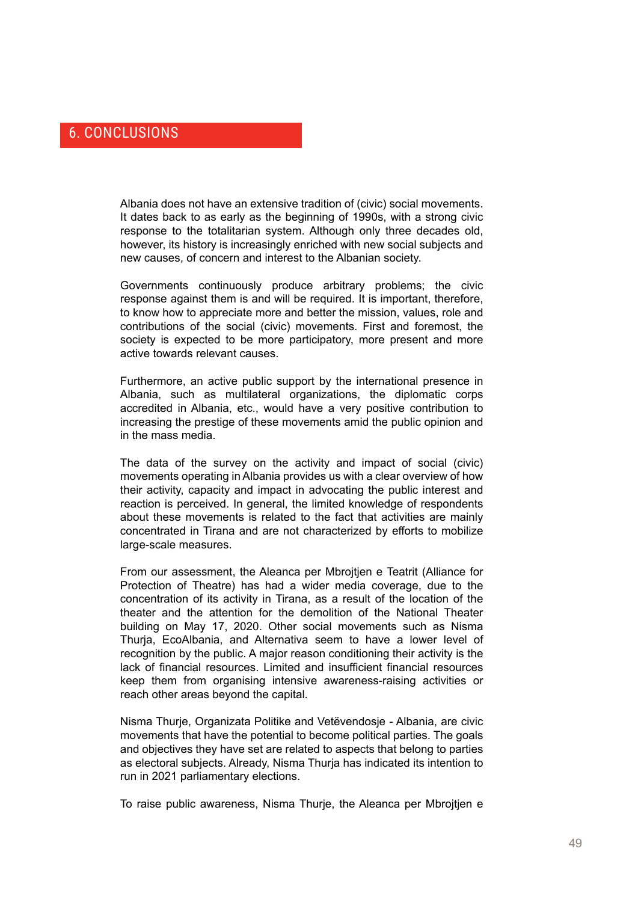# 6. CONCLUSIONS

Albania does not have an extensive tradition of (civic) social movements. It dates back to as early as the beginning of 1990s, with a strong civic response to the totalitarian system. Although only three decades old, however, its history is increasingly enriched with new social subjects and new causes, of concern and interest to the Albanian society.

Governments continuously produce arbitrary problems; the civic response against them is and will be required. It is important, therefore, to know how to appreciate more and better the mission, values, role and contributions of the social (civic) movements. First and foremost, the society is expected to be more participatory, more present and more active towards relevant causes.

Furthermore, an active public support by the international presence in Albania, such as multilateral organizations, the diplomatic corps accredited in Albania, etc., would have a very positive contribution to increasing the prestige of these movements amid the public opinion and in the mass media.

The data of the survey on the activity and impact of social (civic) movements operating in Albania provides us with a clear overview of how their activity, capacity and impact in advocating the public interest and reaction is perceived. In general, the limited knowledge of respondents about these movements is related to the fact that activities are mainly concentrated in Tirana and are not characterized by efforts to mobilize large-scale measures.

From our assessment, the Aleanca per Mbrojtjen e Teatrit (Alliance for Protection of Theatre) has had a wider media coverage, due to the concentration of its activity in Tirana, as a result of the location of the theater and the attention for the demolition of the National Theater building on May 17, 2020. Other social movements such as Nisma Thurja, EcoAlbania, and Alternativa seem to have a lower level of recognition by the public. A major reason conditioning their activity is the lack of financial resources. Limited and insufficient financial resources keep them from organising intensive awareness-raising activities or reach other areas beyond the capital.

Nisma Thurje, Organizata Politike and Vetëvendosje - Albania, are civic movements that have the potential to become political parties. The goals and objectives they have set are related to aspects that belong to parties as electoral subjects. Already, Nisma Thurja has indicated its intention to run in 2021 parliamentary elections.

To raise public awareness, Nisma Thurje, the Aleanca per Mbrojtjen e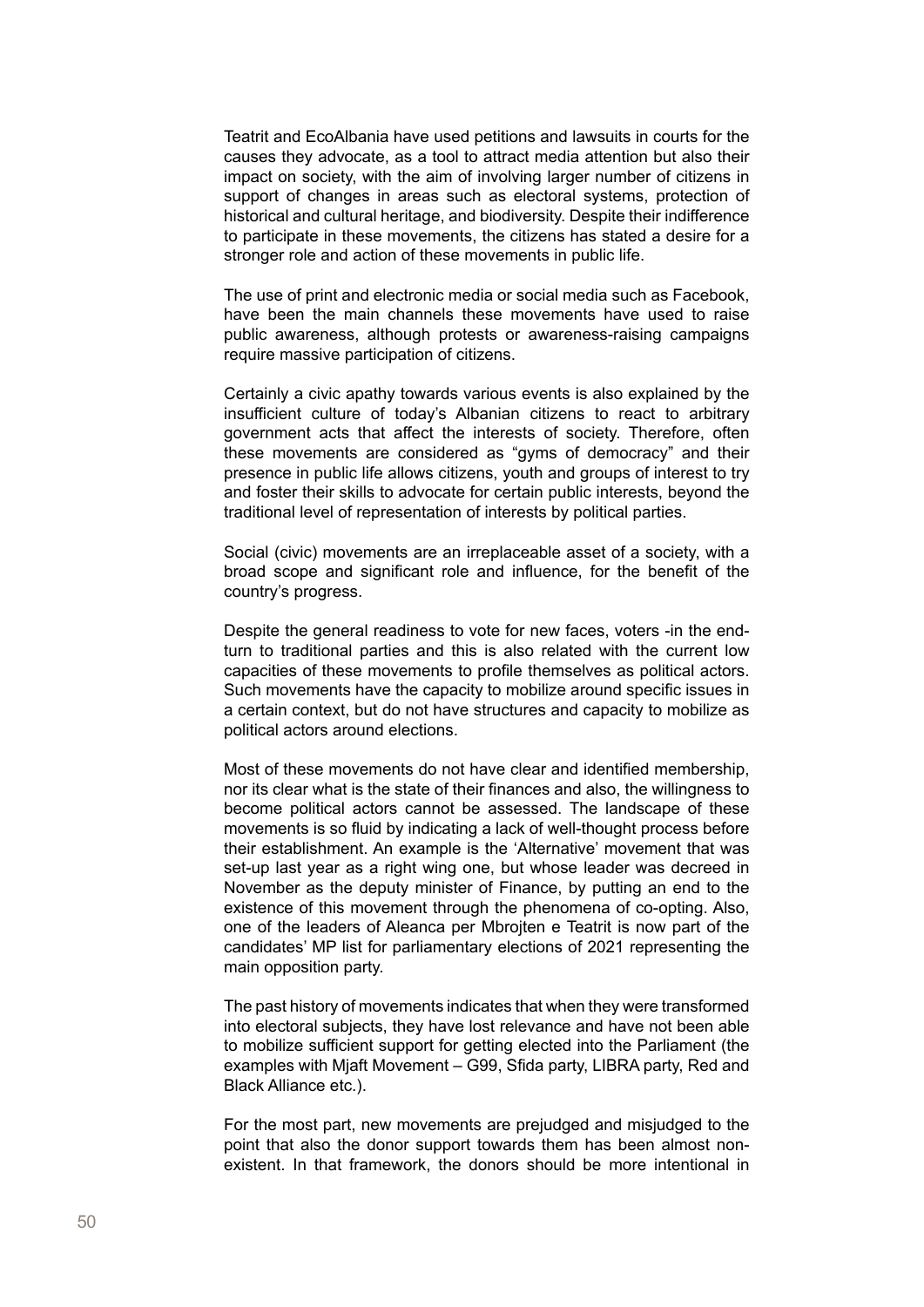Teatrit and EcoAlbania have used petitions and lawsuits in courts for the causes they advocate, as a tool to attract media attention but also their impact on society, with the aim of involving larger number of citizens in support of changes in areas such as electoral systems, protection of historical and cultural heritage, and biodiversity. Despite their indifference to participate in these movements, the citizens has stated a desire for a stronger role and action of these movements in public life.

The use of print and electronic media or social media such as Facebook, have been the main channels these movements have used to raise public awareness, although protests or awareness-raising campaigns require massive participation of citizens.

Certainly a civic apathy towards various events is also explained by the insufficient culture of today's Albanian citizens to react to arbitrary government acts that affect the interests of society. Therefore, often these movements are considered as "gyms of democracy" and their presence in public life allows citizens, youth and groups of interest to try and foster their skills to advocate for certain public interests, beyond the traditional level of representation of interests by political parties.

Social (civic) movements are an irreplaceable asset of a society, with a broad scope and significant role and influence, for the benefit of the country's progress.

Despite the general readiness to vote for new faces, voters -in the end- turn to traditional parties and this is also related with the current low capacities of these movements to profile themselves as political actors. Such movements have the capacity to mobilize around specific issues in a certain context, but do not have structures and capacity to mobilize as political actors around elections.

Most of these movements do not have clear and identified membership, nor its clear what is the state of their finances and also, the willingness to become political actors cannot be assessed. The landscape of these movements is so fluid by indicating a lack of well-thought process before their establishment. An example is the 'Alternative' movement that was set-up last year as a right wing one, but whose leader was decreed in November as the deputy minister of Finance, by putting an end to the existence of this movement through the phenomena of co-opting. Also, one of the leaders of Aleanca per Mbrojten e Teatrit is now part of the candidates' MP list for parliamentary elections of 2021 representing the main opposition party.

The past history of movements indicates that when they were transformed into electoral subjects, they have lost relevance and have not been able to mobilize sufficient support for getting elected into the Parliament (the examples with Mjaft Movement – G99, Sfida party, LIBRA party, Red and Black Alliance etc.).

For the most part, new movements are prejudged and misjudged to the point that also the donor support towards them has been almost non-existent. In that framework, the donors should be more intentional in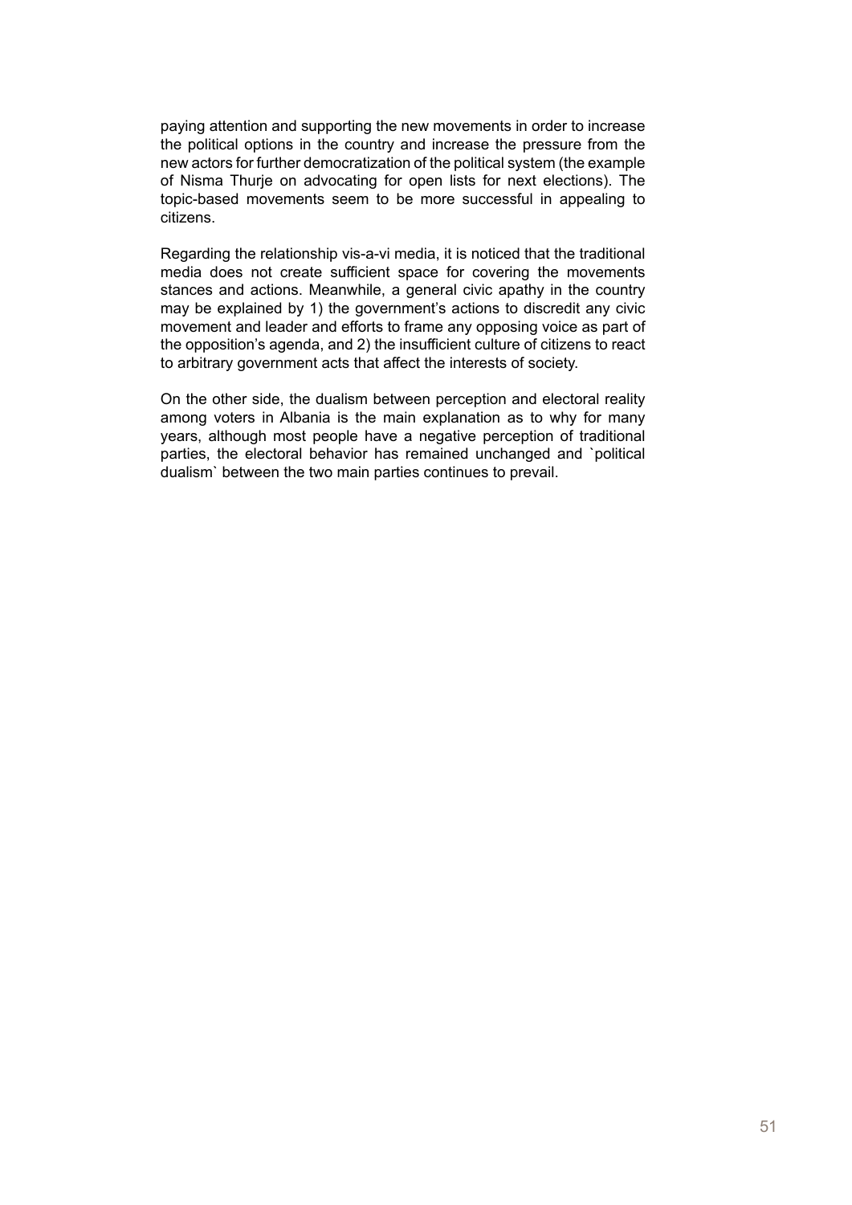paying attention and supporting the new movements in order to increase the political options in the country and increase the pressure from the new actors for further democratization of the political system (the example of Nisma Thurje on advocating for open lists for next elections). The topic-based movements seem to be more successful in appealing to citizens.

Regarding the relationship vis-a-vi media, it is noticed that the traditional media does not create sufficient space for covering the movements stances and actions. Meanwhile, a general civic apathy in the country may be explained by 1) the government's actions to discredit any civic movement and leader and efforts to frame any opposing voice as part of the opposition's agenda, and 2) the insufficient culture of citizens to react to arbitrary government acts that affect the interests of society.

On the other side, the dualism between perception and electoral reality among voters in Albania is the main explanation as to why for many years, although most people have a negative perception of traditional parties, the electoral behavior has remained unchanged and `political dualism` between the two main parties continues to prevail.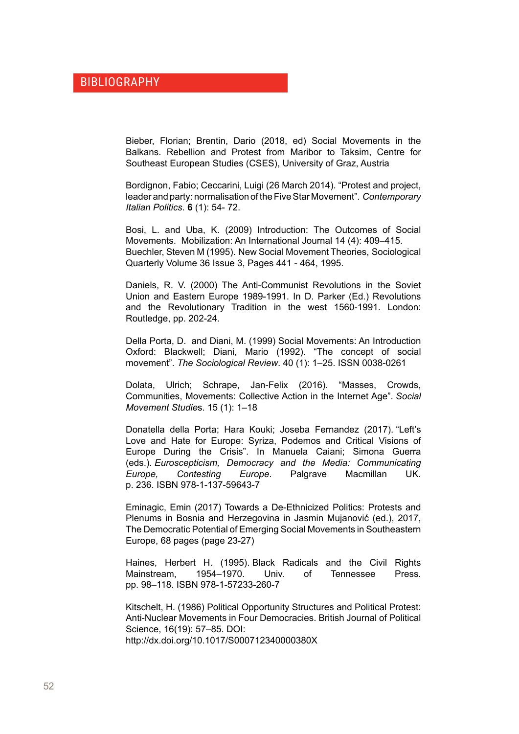# BIBLIOGRAPHY

Bieber, Florian; Brentin, Dario (2018, ed) Social Movements in the Balkans. Rebellion and Protest from Maribor to Taksim, Centre for Southeast European Studies (CSES), University of Graz, Austria

Bordignon, Fabio; Ceccarini, Luigi (26 March 2014). "Protest and project, leader and party: normalisation of the Five Star Movement". *Contemporary Italian Politics*. **6** (1): 54- 72.

Bosi, L. and Uba, K. (2009) Introduction: The Outcomes of Social Movements. Mobilization: An International Journal 14 (4): 409–415.
Buechler, Steven M (1995). New Social Movement Theories, Sociological Quarterly Volume 36 Issue 3, Pages 441 - 464, 1995.

Daniels, R. V. (2000) The Anti-Communist Revolutions in the Soviet Union and Eastern Europe 1989-1991. In D. Parker (Ed.) Revolutions and the Revolutionary Tradition in the west 1560-1991. London: Routledge, pp. 202-24.

Della Porta, D. and Diani, M. (1999) Social Movements: An Introduction Oxford: Blackwell; Diani, Mario (1992). "The concept of social movement". *The Sociological Review*. 40 (1): 1–25. ISSN 0038-0261

Dolata, Ulrich; Schrape, Jan-Felix (2016). "Masses, Crowds, Communities, Movements: Collective Action in the Internet Age". *Social Movement Studies*. 15 (1): 1–18

Donatella della Porta; Hara Kouki; Joseba Fernandez (2017). "Left's Love and Hate for Europe: Syriza, Podemos and Critical Visions of Europe During the Crisis". In Manuela Caiani; Simona Guerra (eds.). *Euroscepticism, Democracy and the Media: Communicating Europe, Contesting Europe*. Palgrave Macmillan UK. p. 236. ISBN 978-1-137-59643-7

Eminagic, Emin (2017) Towards a De-Ethnicized Politics: Protests and Plenums in Bosnia and Herzegovina in Jasmin Mujanović (ed.), 2017, The Democratic Potential of Emerging Social Movements in Southeastern Europe, 68 pages (page 23-27)

Haines, Herbert H. (1995). Black Radicals and the Civil Rights Mainstream, 1954–1970. Univ. of Tennessee Press. pp. 98–118. ISBN 978-1-57233-260-7

Kitschelt, H. (1986) Political Opportunity Structures and Political Protest: Anti-Nuclear Movements in Four Democracies. British Journal of Political Science, 16(19): 57–85. DOI: http://dx.doi.org/10.1017/S000712340000380X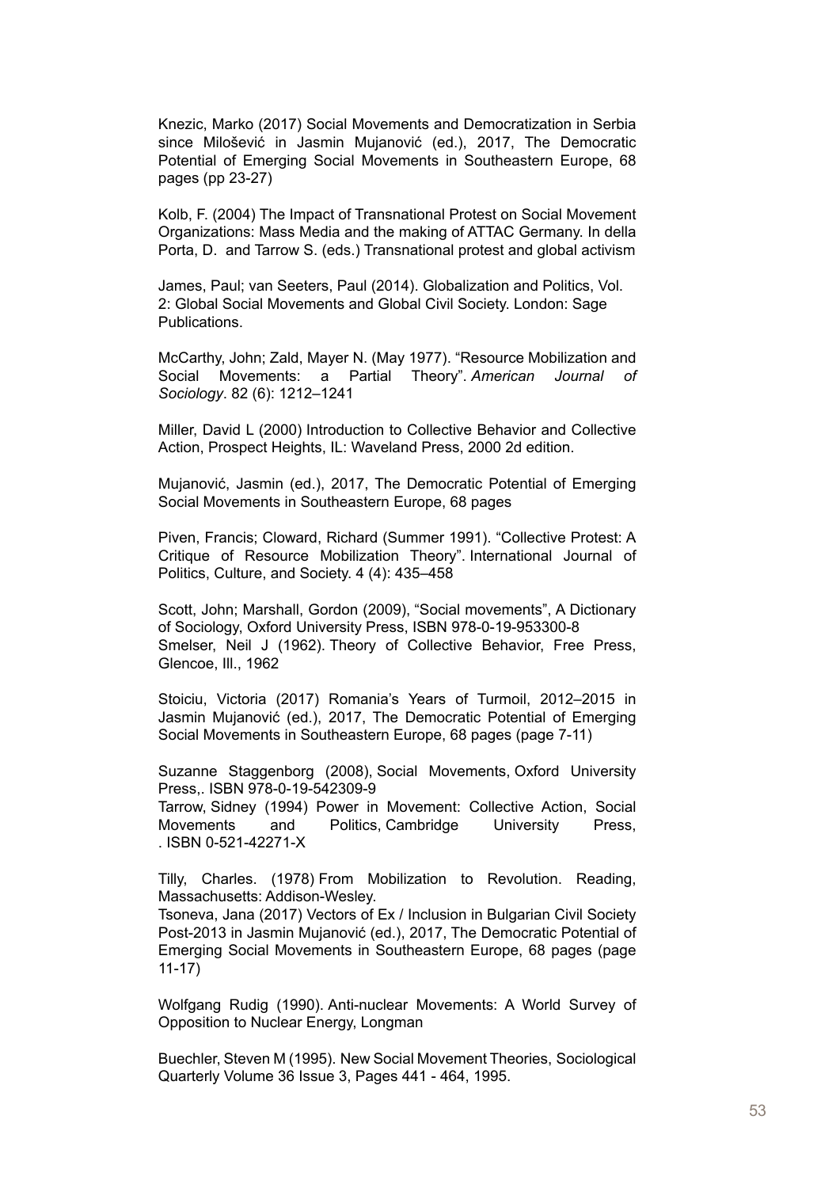Knezic, Marko (2017) Social Movements and Democratization in Serbia since Milošević in Jasmin Mujanović (ed.), 2017, The Democratic Potential of Emerging Social Movements in Southeastern Europe, 68 pages (pp 23-27)

Kolb, F. (2004) The Impact of Transnational Protest on Social Movement Organizations: Mass Media and the making of ATTAC Germany. In della Porta, D. and Tarrow S. (eds.) Transnational protest and global activism

James, Paul; van Seeters, Paul (2014). Globalization and Politics, Vol. 2: Global Social Movements and Global Civil Society. London: Sage Publications.

McCarthy, John; Zald, Mayer N. (May 1977). "Resource Mobilization and Social Movements: a Partial Theory". *American Journal of Sociology*. 82 (6): 1212–1241

Miller, David L (2000) Introduction to Collective Behavior and Collective Action, Prospect Heights, IL: Waveland Press, 2000 2d edition.

Mujanović, Jasmin (ed.), 2017, The Democratic Potential of Emerging Social Movements in Southeastern Europe, 68 pages

Piven, Francis; Cloward, Richard (Summer 1991). "Collective Protest: A Critique of Resource Mobilization Theory". International Journal of Politics, Culture, and Society. 4 (4): 435–458

Scott, John; Marshall, Gordon (2009), "Social movements", A Dictionary of Sociology, Oxford University Press, ISBN 978-0-19-953300-8
Smelser, Neil J (1962). Theory of Collective Behavior, Free Press, Glencoe, Ill., 1962

Stoiciu, Victoria (2017) Romania's Years of Turmoil, 2012–2015 in Jasmin Mujanović (ed.), 2017, The Democratic Potential of Emerging Social Movements in Southeastern Europe, 68 pages (page 7-11)

Suzanne Staggenborg (2008), Social Movements, Oxford University Press,. ISBN 978-0-19-542309-9
Tarrow, Sidney (1994) Power in Movement: Collective Action, Social Movements and Politics, Cambridge University Press, . ISBN 0-521-42271-X

Tilly, Charles. (1978) From Mobilization to Revolution. Reading, Massachusetts: Addison-Wesley.
Tsoneva, Jana (2017) Vectors of Ex / Inclusion in Bulgarian Civil Society Post-2013 in Jasmin Mujanović (ed.), 2017, The Democratic Potential of Emerging Social Movements in Southeastern Europe, 68 pages (page 11-17)

Wolfgang Rudig (1990). Anti-nuclear Movements: A World Survey of Opposition to Nuclear Energy, Longman

Buechler, Steven M (1995). New Social Movement Theories, Sociological Quarterly Volume 36 Issue 3, Pages 441 - 464, 1995.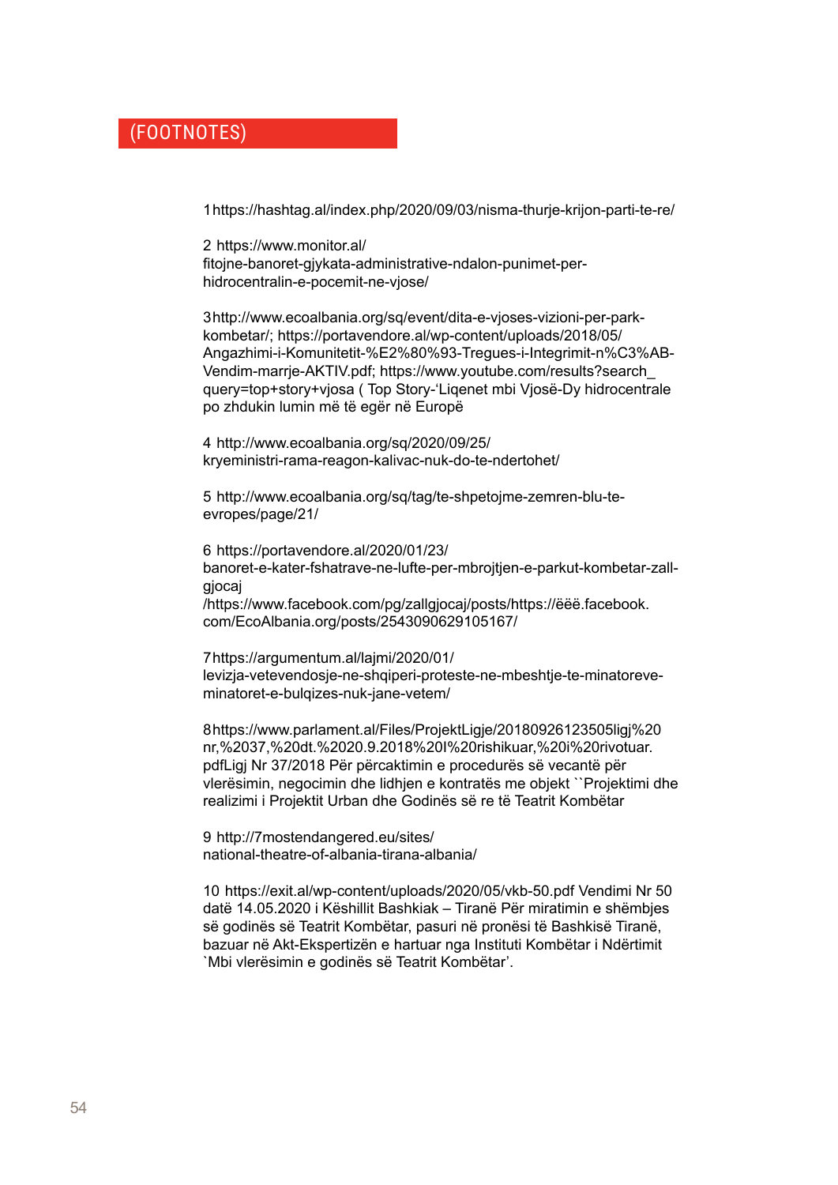# (FOOTNOTES)

1 https://hashtag.al/index.php/2020/09/03/nisma-thurje-krijon-parti-te-re/

2 https://www.monitor.al/fitojne-banoret-gjykata-administrative-ndalon-punimet-per-hidrocentralin-e-pocemit-ne-vjose/

3 http://www.ecoalbania.org/sq/event/dita-e-vjoses-vizioni-per-park-kombetar/; https://portavendore.al/wp-content/uploads/2018/05/Angazhimi-i-Komunitetit-%E2%80%93-Tregues-i-Integrimit-n%C3%AB-Vendim-marrje-AKTIV.pdf; https://www.youtube.com/results?search_query=top+story+vjosa ( Top Story-'Liqenet mbi Vjosë-Dy hidrocentrale po zhdukin lumin më të egër në Europë

4 http://www.ecoalbania.org/sq/2020/09/25/kryeministri-rama-reagon-kalivac-nuk-do-te-ndertohet/

5 http://www.ecoalbania.org/sq/tag/te-shpetojme-zemren-blu-te-evropes/page/21/

6 https://portavendore.al/2020/01/23/banoret-e-kater-fshatrave-ne-lufte-per-mbrojtjen-e-parkut-kombetar-zall-gjocaj
/https://www.facebook.com/pg/zallgjocaj/posts/https://ëëë.facebook.com/EcoAlbania.org/posts/2543090629105167/

7 https://argumentum.al/lajmi/2020/01/levizja-vetevendosje-ne-shqiperi-proteste-ne-mbeshtje-te-minatoreve-minatoret-e-bulqizes-nuk-jane-vetem/

8 https://www.parlament.al/Files/ProjektLigje/20180926123505ligj%20nr,%2037,%20dt.%2020.9.2018%20I%20rishikuar,%20i%20rivotuar.pdfLigj Nr 37/2018 Për përcaktimin e procedurës së vecantë për vlerësimin, negocimin dhe lidhjen e kontratës me objekt ``Projektimi dhe realizimi i Projektit Urban dhe Godinës së re të Teatrit Kombëtar

9 http://7mostendangered.eu/sites/national-theatre-of-albania-tirana-albania/

10 https://exit.al/wp-content/uploads/2020/05/vkb-50.pdf Vendimi Nr 50 datë 14.05.2020 i Këshillit Bashkiak – Tiranë Për miratimin e shëmbjes së godinës së Teatrit Kombëtar, pasuri në pronësi të Bashkisë Tiranë, bazuar në Akt-Ekspertizën e hartuar nga Instituti Kombëtar i Ndërtimit `Mbi vlerësimin e godinës së Teatrit Kombëtar'.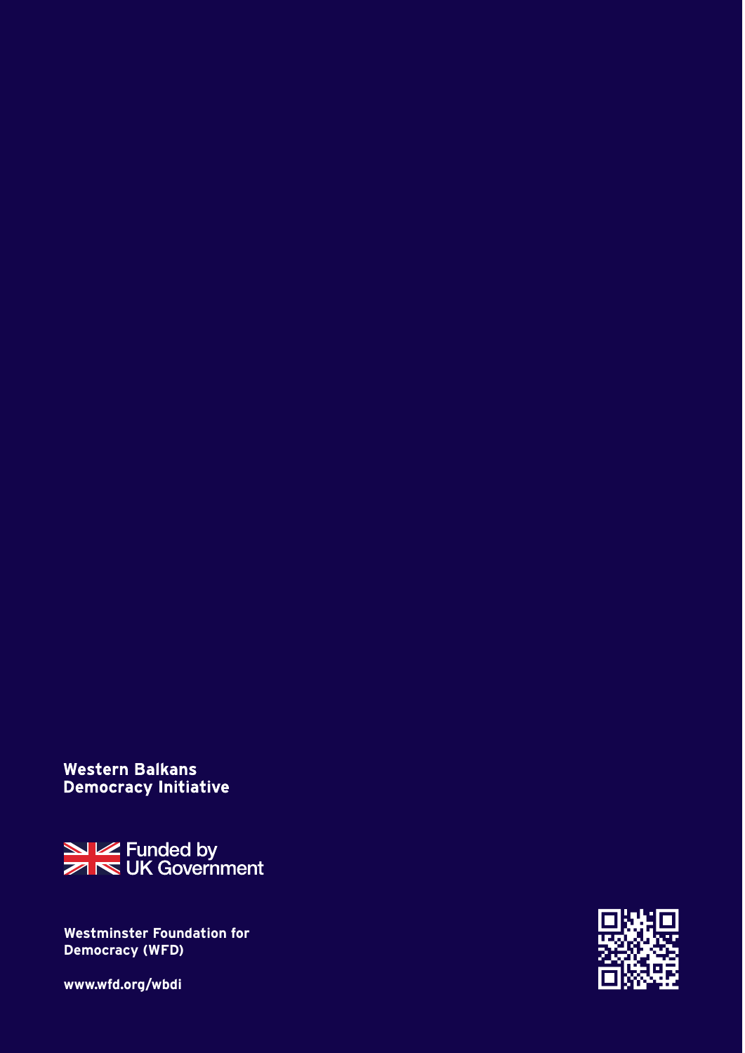**Western Balkans Democracy Initiative**

Funded by UK Government

**Westminster Foundation for Democracy (WFD)**

**www.wfd.org/wbdi**